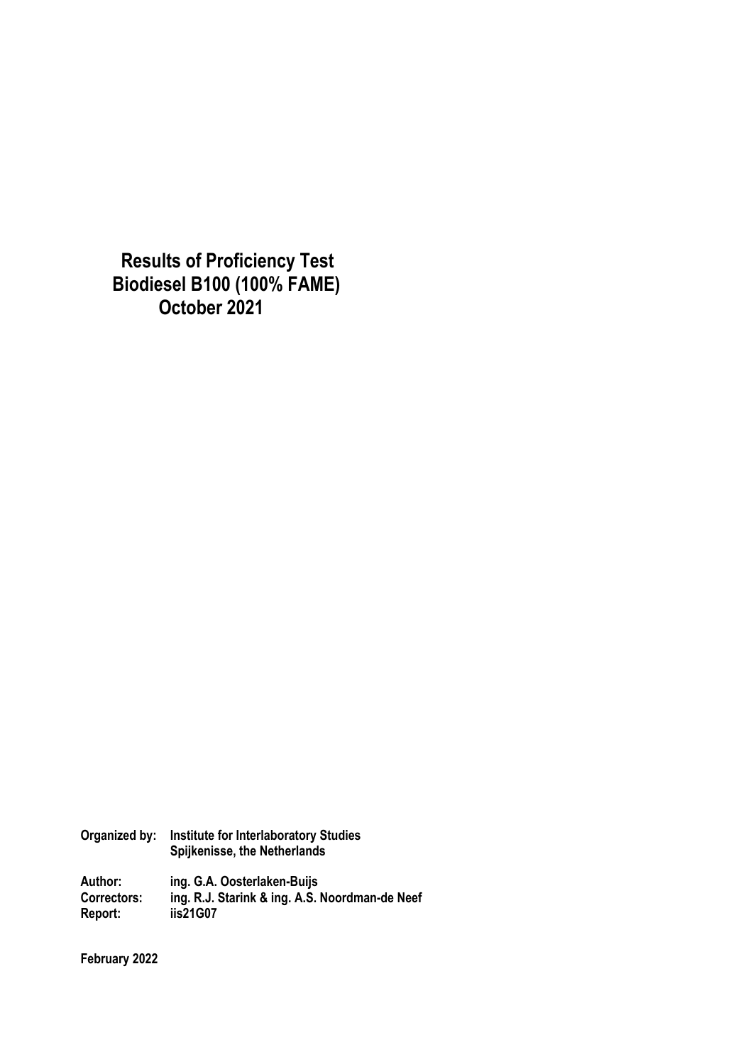# Results of Proficiency Test
# Biodiesel B100 (100% FAME)
# October 2021

**Organized by:** **Institute for Interlaboratory Studies**
**Spijkenisse, the Netherlands**

**Author:** **ing. G.A. Oosterlaken-Buijs**
**Correctors:** **ing. R.J. Starink & ing. A.S. Noordman-de Neef**
**Report:** **iis21G07**

**February 2022**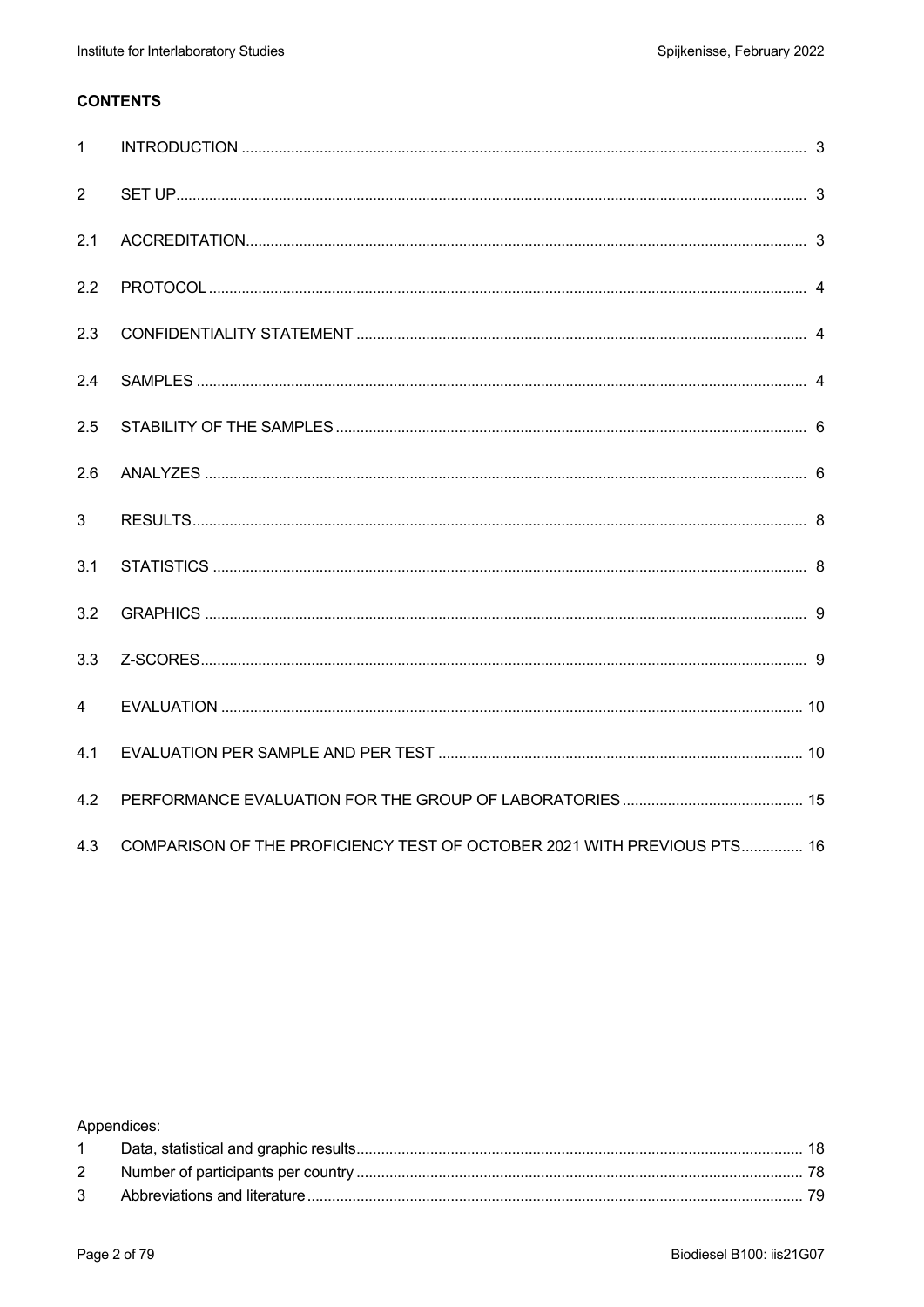**CONTENTS**

| | | |
|---|---|---|
| 1 | INTRODUCTION | 3 |
| 2 | SET UP | 3 |
| 2.1 | ACCREDITATION | 3 |
| 2.2 | PROTOCOL | 4 |
| 2.3 | CONFIDENTIALITY STATEMENT | 4 |
| 2.4 | SAMPLES | 4 |
| 2.5 | STABILITY OF THE SAMPLES | 6 |
| 2.6 | ANALYZES | 6 |
| 3 | RESULTS | 8 |
| 3.1 | STATISTICS | 8 |
| 3.2 | GRAPHICS | 9 |
| 3.3 | Z-SCORES | 9 |
| 4 | EVALUATION | 10 |
| 4.1 | EVALUATION PER SAMPLE AND PER TEST | 10 |
| 4.2 | PERFORMANCE EVALUATION FOR THE GROUP OF LABORATORIES | 15 |
| 4.3 | COMPARISON OF THE PROFICIENCY TEST OF OCTOBER 2021 WITH PREVIOUS PTS | 16 |

Appendices:

| | | |
|---|---|---|
| 1 | Data, statistical and graphic results | 18 |
| 2 | Number of participants per country | 78 |
| 3 | Abbreviations and literature | 79 |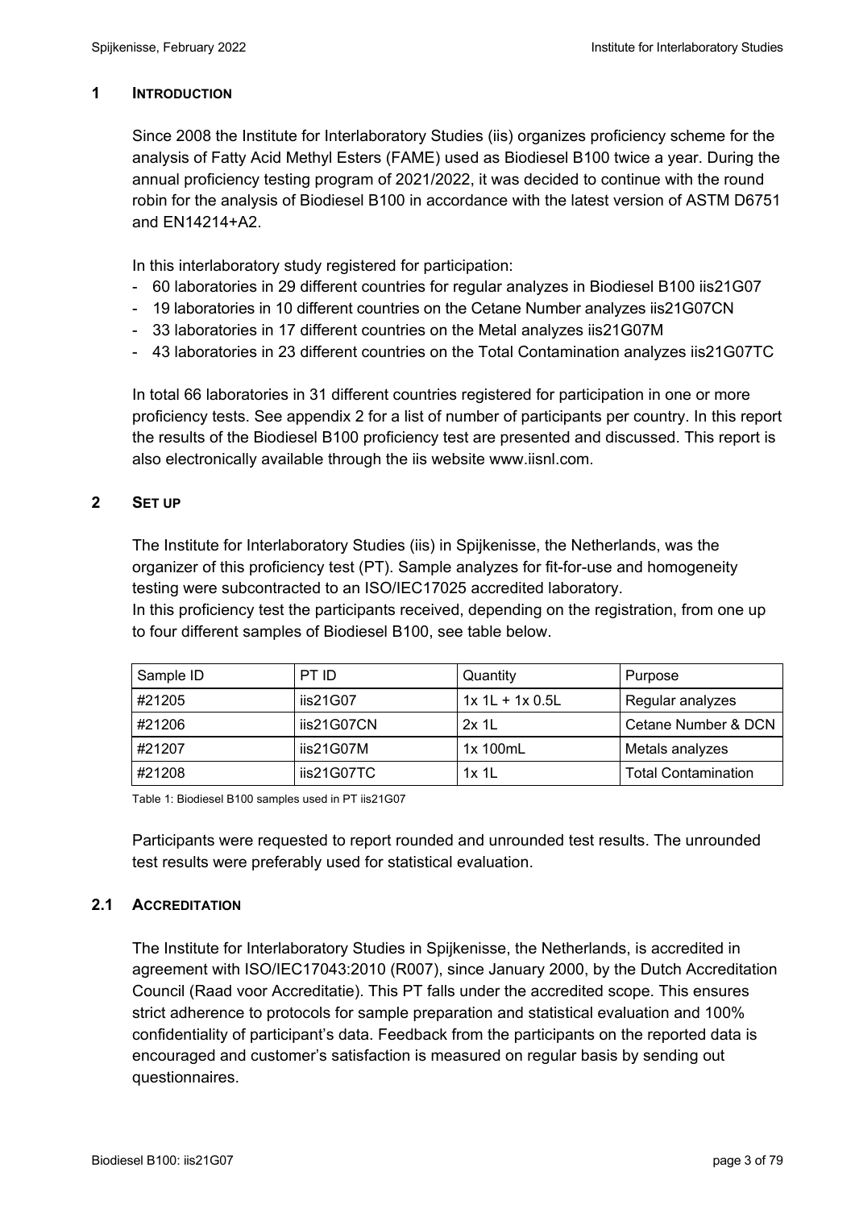## 1 INTRODUCTION

Since 2008 the Institute for Interlaboratory Studies (iis) organizes proficiency scheme for the analysis of Fatty Acid Methyl Esters (FAME) used as Biodiesel B100 twice a year. During the annual proficiency testing program of 2021/2022, it was decided to continue with the round robin for the analysis of Biodiesel B100 in accordance with the latest version of ASTM D6751 and EN14214+A2.

In this interlaboratory study registered for participation:

- 60 laboratories in 29 different countries for regular analyzes in Biodiesel B100 iis21G07
- 19 laboratories in 10 different countries on the Cetane Number analyzes iis21G07CN
- 33 laboratories in 17 different countries on the Metal analyzes iis21G07M
- 43 laboratories in 23 different countries on the Total Contamination analyzes iis21G07TC

In total 66 laboratories in 31 different countries registered for participation in one or more proficiency tests. See appendix 2 for a list of number of participants per country. In this report the results of the Biodiesel B100 proficiency test are presented and discussed. This report is also electronically available through the iis website www.iisnl.com.

## 2 SET UP

The Institute for Interlaboratory Studies (iis) in Spijkenisse, the Netherlands, was the organizer of this proficiency test (PT). Sample analyzes for fit-for-use and homogeneity testing were subcontracted to an ISO/IEC17025 accredited laboratory.
In this proficiency test the participants received, depending on the registration, from one up to four different samples of Biodiesel B100, see table below.

| Sample ID | PT ID | Quantity | Purpose |
|---|---|---|---|
| #21205 | iis21G07 | 1x 1L + 1x 0.5L | Regular analyzes |
| #21206 | iis21G07CN | 2x 1L | Cetane Number & DCN |
| #21207 | iis21G07M | 1x 100mL | Metals analyzes |
| #21208 | iis21G07TC | 1x 1L | Total Contamination |

Table 1: Biodiesel B100 samples used in PT iis21G07

Participants were requested to report rounded and unrounded test results. The unrounded test results were preferably used for statistical evaluation.

### 2.1 ACCREDITATION

The Institute for Interlaboratory Studies in Spijkenisse, the Netherlands, is accredited in agreement with ISO/IEC17043:2010 (R007), since January 2000, by the Dutch Accreditation Council (Raad voor Accreditatie). This PT falls under the accredited scope. This ensures strict adherence to protocols for sample preparation and statistical evaluation and 100% confidentiality of participant's data. Feedback from the participants on the reported data is encouraged and customer's satisfaction is measured on regular basis by sending out questionnaires.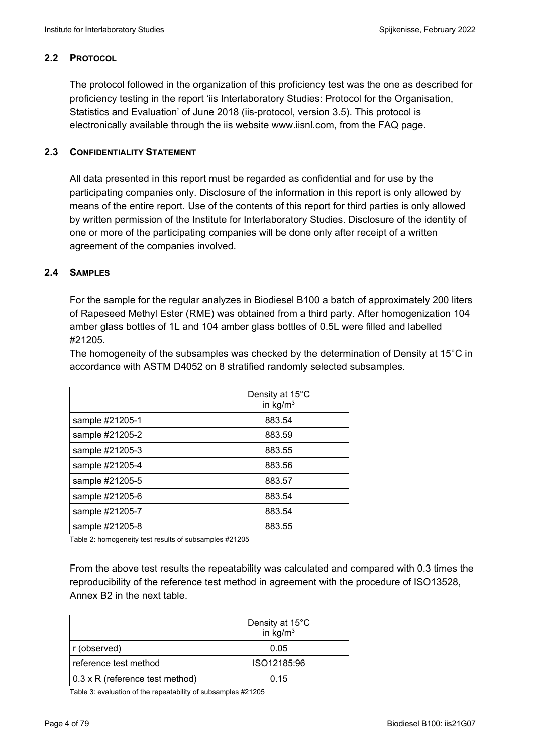### 2.2 PROTOCOL

The protocol followed in the organization of this proficiency test was the one as described for proficiency testing in the report 'iis Interlaboratory Studies: Protocol for the Organisation, Statistics and Evaluation' of June 2018 (iis-protocol, version 3.5). This protocol is electronically available through the iis website www.iisnl.com, from the FAQ page.

### 2.3 CONFIDENTIALITY STATEMENT

All data presented in this report must be regarded as confidential and for use by the participating companies only. Disclosure of the information in this report is only allowed by means of the entire report. Use of the contents of this report for third parties is only allowed by written permission of the Institute for Interlaboratory Studies. Disclosure of the identity of one or more of the participating companies will be done only after receipt of a written agreement of the companies involved.

### 2.4 SAMPLES

For the sample for the regular analyzes in Biodiesel B100 a batch of approximately 200 liters of Rapeseed Methyl Ester (RME) was obtained from a third party. After homogenization 104 amber glass bottles of 1L and 104 amber glass bottles of 0.5L were filled and labelled #21205.

The homogeneity of the subsamples was checked by the determination of Density at 15°C in accordance with ASTM D4052 on 8 stratified randomly selected subsamples.

| | Density at 15°C in $kg/m^3$ |
|---|---|
| sample #21205-1 | 883.54 |
| sample #21205-2 | 883.59 |
| sample #21205-3 | 883.55 |
| sample #21205-4 | 883.56 |
| sample #21205-5 | 883.57 |
| sample #21205-6 | 883.54 |
| sample #21205-7 | 883.54 |
| sample #21205-8 | 883.55 |

Table 2: homogeneity test results of subsamples #21205

From the above test results the repeatability was calculated and compared with 0.3 times the reproducibility of the reference test method in agreement with the procedure of ISO13528, Annex B2 in the next table.

| | Density at 15°C in $kg/m^3$ |
|---|---|
| r (observed) | 0.05 |
| reference test method | ISO12185:96 |
| 0.3 x R (reference test method) | 0.15 |

Table 3: evaluation of the repeatability of subsamples #21205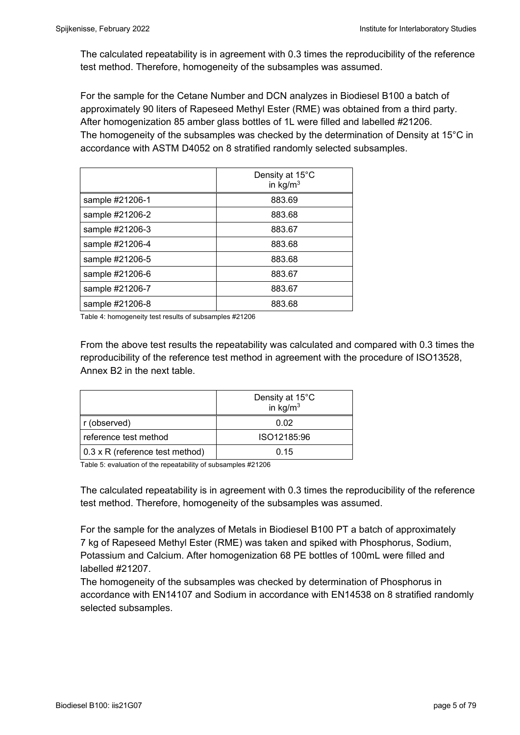The calculated repeatability is in agreement with 0.3 times the reproducibility of the reference test method. Therefore, homogeneity of the subsamples was assumed.

For the sample for the Cetane Number and DCN analyzes in Biodiesel B100 a batch of approximately 90 liters of Rapeseed Methyl Ester (RME) was obtained from a third party. After homogenization 85 amber glass bottles of 1L were filled and labelled #21206.
The homogeneity of the subsamples was checked by the determination of Density at 15°C in accordance with ASTM D4052 on 8 stratified randomly selected subsamples.

| | Density at 15°C in $kg/m^3$ |
|---|---|
| sample #21206-1 | 883.69 |
| sample #21206-2 | 883.68 |
| sample #21206-3 | 883.67 |
| sample #21206-4 | 883.68 |
| sample #21206-5 | 883.68 |
| sample #21206-6 | 883.67 |
| sample #21206-7 | 883.67 |
| sample #21206-8 | 883.68 |

Table 4: homogeneity test results of subsamples #21206

From the above test results the repeatability was calculated and compared with 0.3 times the reproducibility of the reference test method in agreement with the procedure of ISO13528, Annex B2 in the next table.

| | Density at 15°C in $kg/m^3$ |
|---|---|
| r (observed) | 0.02 |
| reference test method | ISO12185:96 |
| 0.3 x R (reference test method) | 0.15 |

Table 5: evaluation of the repeatability of subsamples #21206

The calculated repeatability is in agreement with 0.3 times the reproducibility of the reference test method. Therefore, homogeneity of the subsamples was assumed.

For the sample for the analyzes of Metals in Biodiesel B100 PT a batch of approximately 7 kg of Rapeseed Methyl Ester (RME) was taken and spiked with Phosphorus, Sodium, Potassium and Calcium. After homogenization 68 PE bottles of 100mL were filled and labelled #21207.
The homogeneity of the subsamples was checked by determination of Phosphorus in accordance with EN14107 and Sodium in accordance with EN14538 on 8 stratified randomly selected subsamples.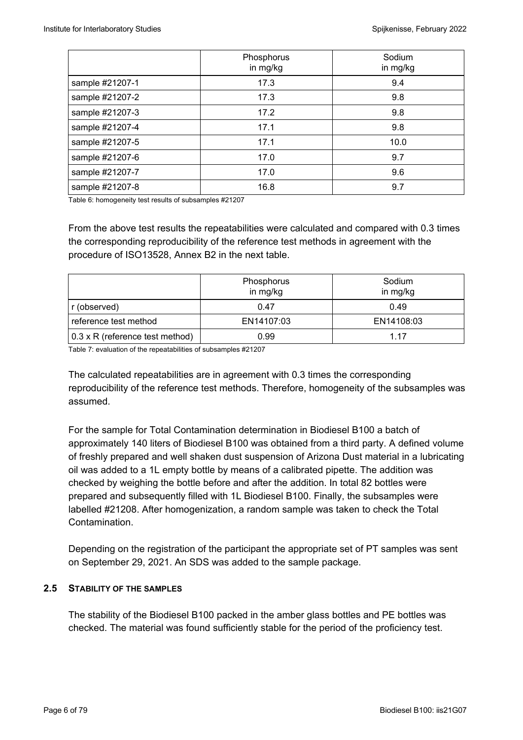| | Phosphorus in mg/kg | Sodium in mg/kg |
|---|---|---|
| sample #21207-1 | 17.3 | 9.4 |
| sample #21207-2 | 17.3 | 9.8 |
| sample #21207-3 | 17.2 | 9.8 |
| sample #21207-4 | 17.1 | 9.8 |
| sample #21207-5 | 17.1 | 10.0 |
| sample #21207-6 | 17.0 | 9.7 |
| sample #21207-7 | 17.0 | 9.6 |
| sample #21207-8 | 16.8 | 9.7 |

Table 6: homogeneity test results of subsamples #21207

From the above test results the repeatabilities were calculated and compared with 0.3 times the corresponding reproducibility of the reference test methods in agreement with the procedure of ISO13528, Annex B2 in the next table.

| | Phosphorus in mg/kg | Sodium in mg/kg |
|---|---|---|
| r (observed) | 0.47 | 0.49 |
| reference test method | EN14107:03 | EN14108:03 |
| 0.3 x R (reference test method) | 0.99 | 1.17 |

Table 7: evaluation of the repeatabilities of subsamples #21207

The calculated repeatabilities are in agreement with 0.3 times the corresponding reproducibility of the reference test methods. Therefore, homogeneity of the subsamples was assumed.

For the sample for Total Contamination determination in Biodiesel B100 a batch of approximately 140 liters of Biodiesel B100 was obtained from a third party. A defined volume of freshly prepared and well shaken dust suspension of Arizona Dust material in a lubricating oil was added to a 1L empty bottle by means of a calibrated pipette. The addition was checked by weighing the bottle before and after the addition. In total 82 bottles were prepared and subsequently filled with 1L Biodiesel B100. Finally, the subsamples were labelled #21208. After homogenization, a random sample was taken to check the Total Contamination.

Depending on the registration of the participant the appropriate set of PT samples was sent on September 29, 2021. An SDS was added to the sample package.

## 2.5 STABILITY OF THE SAMPLES

The stability of the Biodiesel B100 packed in the amber glass bottles and PE bottles was checked. The material was found sufficiently stable for the period of the proficiency test.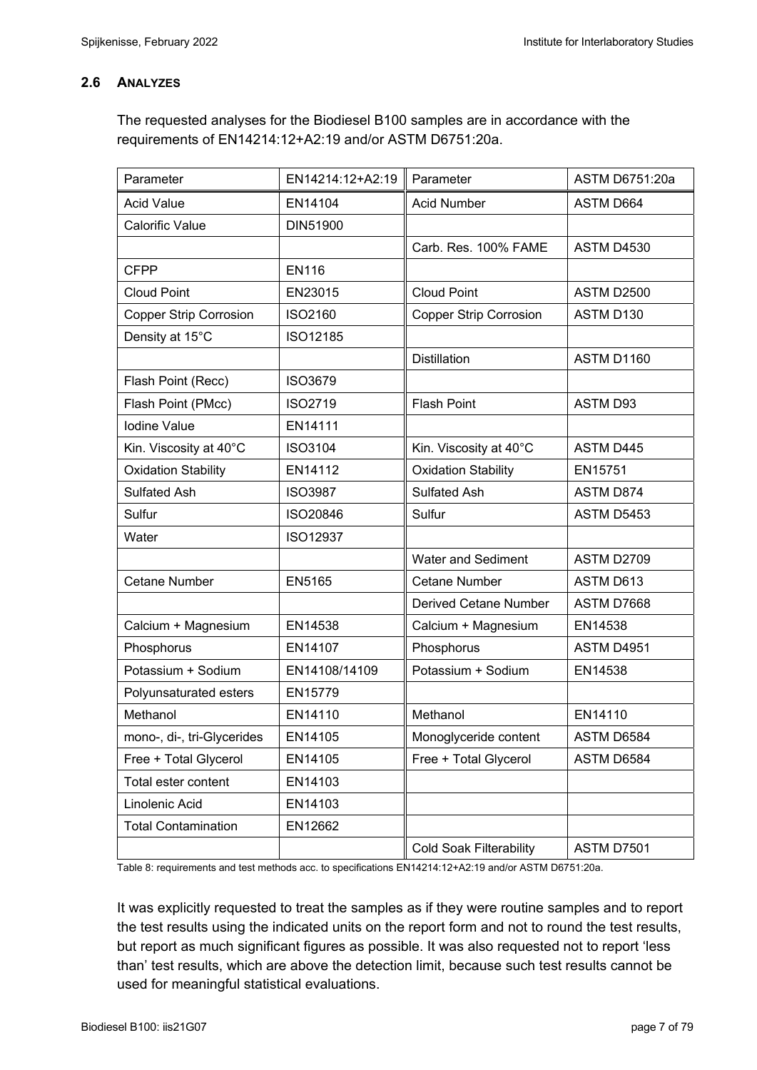### 2.6 ANALYZES

The requested analyses for the Biodiesel B100 samples are in accordance with the requirements of EN14214:12+A2:19 and/or ASTM D6751:20a.

| Parameter | EN14214:12+A2:19 | Parameter | ASTM D6751:20a |
|---|---|---|---|
| Acid Value | EN14104 | Acid Number | ASTM D664 |
| Calorific Value | DIN51900 | | |
| | | Carb. Res. 100% FAME | ASTM D4530 |
| CFPP | EN116 | | |
| Cloud Point | EN23015 | Cloud Point | ASTM D2500 |
| Copper Strip Corrosion | ISO2160 | Copper Strip Corrosion | ASTM D130 |
| Density at 15°C | ISO12185 | | |
| | | Distillation | ASTM D1160 |
| Flash Point (Recc) | ISO3679 | | |
| Flash Point (PMcc) | ISO2719 | Flash Point | ASTM D93 |
| Iodine Value | EN14111 | | |
| Kin. Viscosity at 40°C | ISO3104 | Kin. Viscosity at 40°C | ASTM D445 |
| Oxidation Stability | EN14112 | Oxidation Stability | EN15751 |
| Sulfated Ash | ISO3987 | Sulfated Ash | ASTM D874 |
| Sulfur | ISO20846 | Sulfur | ASTM D5453 |
| Water | ISO12937 | | |
| | | Water and Sediment | ASTM D2709 |
| Cetane Number | EN5165 | Cetane Number | ASTM D613 |
| | | Derived Cetane Number | ASTM D7668 |
| Calcium + Magnesium | EN14538 | Calcium + Magnesium | EN14538 |
| Phosphorus | EN14107 | Phosphorus | ASTM D4951 |
| Potassium + Sodium | EN14108/14109 | Potassium + Sodium | EN14538 |
| Polyunsaturated esters | EN15779 | | |
| Methanol | EN14110 | Methanol | EN14110 |
| mono-, di-, tri-Glycerides | EN14105 | Monoglyceride content | ASTM D6584 |
| Free + Total Glycerol | EN14105 | Free + Total Glycerol | ASTM D6584 |
| Total ester content | EN14103 | | |
| Linolenic Acid | EN14103 | | |
| Total Contamination | EN12662 | | |
| | | Cold Soak Filterability | ASTM D7501 |

Table 8: requirements and test methods acc. to specifications EN14214:12+A2:19 and/or ASTM D6751:20a.

It was explicitly requested to treat the samples as if they were routine samples and to report the test results using the indicated units on the report form and not to round the test results, but report as much significant figures as possible. It was also requested not to report 'less than' test results, which are above the detection limit, because such test results cannot be used for meaningful statistical evaluations.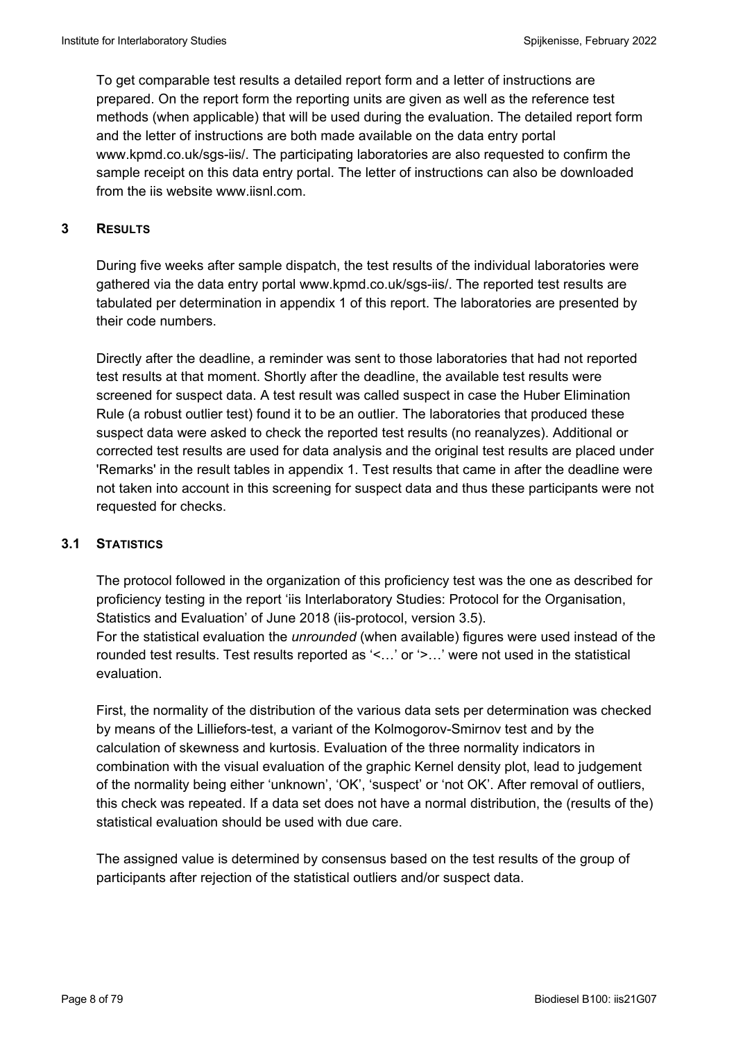To get comparable test results a detailed report form and a letter of instructions are prepared. On the report form the reporting units are given as well as the reference test methods (when applicable) that will be used during the evaluation. The detailed report form and the letter of instructions are both made available on the data entry portal www.kpmd.co.uk/sgs-iis/. The participating laboratories are also requested to confirm the sample receipt on this data entry portal. The letter of instructions can also be downloaded from the iis website www.iisnl.com.

## 3 RESULTS

During five weeks after sample dispatch, the test results of the individual laboratories were gathered via the data entry portal www.kpmd.co.uk/sgs-iis/. The reported test results are tabulated per determination in appendix 1 of this report. The laboratories are presented by their code numbers.

Directly after the deadline, a reminder was sent to those laboratories that had not reported test results at that moment. Shortly after the deadline, the available test results were screened for suspect data. A test result was called suspect in case the Huber Elimination Rule (a robust outlier test) found it to be an outlier. The laboratories that produced these suspect data were asked to check the reported test results (no reanalyzes). Additional or corrected test results are used for data analysis and the original test results are placed under 'Remarks' in the result tables in appendix 1. Test results that came in after the deadline were not taken into account in this screening for suspect data and thus these participants were not requested for checks.

### 3.1 STATISTICS

The protocol followed in the organization of this proficiency test was the one as described for proficiency testing in the report 'iis Interlaboratory Studies: Protocol for the Organisation, Statistics and Evaluation' of June 2018 (iis-protocol, version 3.5).
For the statistical evaluation the *unrounded* (when available) figures were used instead of the rounded test results. Test results reported as '<…' or '>…' were not used in the statistical evaluation.

First, the normality of the distribution of the various data sets per determination was checked by means of the Lilliefors-test, a variant of the Kolmogorov-Smirnov test and by the calculation of skewness and kurtosis. Evaluation of the three normality indicators in combination with the visual evaluation of the graphic Kernel density plot, lead to judgement of the normality being either 'unknown', 'OK', 'suspect' or 'not OK'. After removal of outliers, this check was repeated. If a data set does not have a normal distribution, the (results of the) statistical evaluation should be used with due care.

The assigned value is determined by consensus based on the test results of the group of participants after rejection of the statistical outliers and/or suspect data.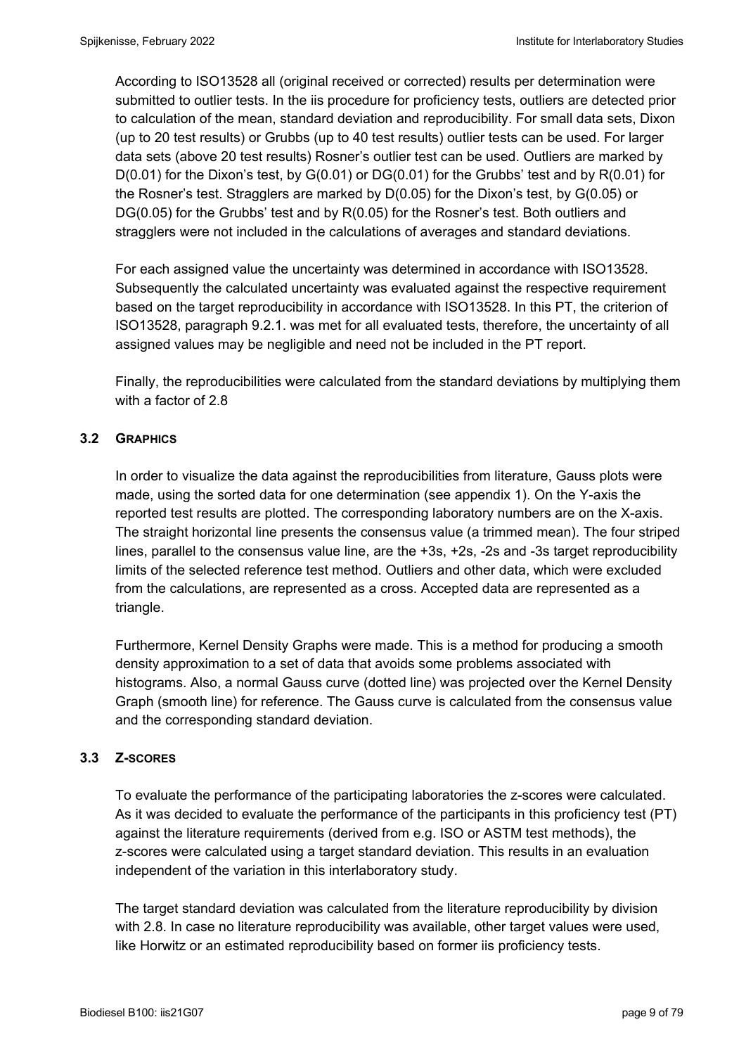According to ISO13528 all (original received or corrected) results per determination were submitted to outlier tests. In the iis procedure for proficiency tests, outliers are detected prior to calculation of the mean, standard deviation and reproducibility. For small data sets, Dixon (up to 20 test results) or Grubbs (up to 40 test results) outlier tests can be used. For larger data sets (above 20 test results) Rosner's outlier test can be used. Outliers are marked by D(0.01) for the Dixon's test, by G(0.01) or DG(0.01) for the Grubbs' test and by R(0.01) for the Rosner's test. Stragglers are marked by D(0.05) for the Dixon's test, by G(0.05) or DG(0.05) for the Grubbs' test and by R(0.05) for the Rosner's test. Both outliers and stragglers were not included in the calculations of averages and standard deviations.

For each assigned value the uncertainty was determined in accordance with ISO13528. Subsequently the calculated uncertainty was evaluated against the respective requirement based on the target reproducibility in accordance with ISO13528. In this PT, the criterion of ISO13528, paragraph 9.2.1. was met for all evaluated tests, therefore, the uncertainty of all assigned values may be negligible and need not be included in the PT report.

Finally, the reproducibilities were calculated from the standard deviations by multiplying them with a factor of 2.8

## 3.2 GRAPHICS

In order to visualize the data against the reproducibilities from literature, Gauss plots were made, using the sorted data for one determination (see appendix 1). On the Y-axis the reported test results are plotted. The corresponding laboratory numbers are on the X-axis. The straight horizontal line presents the consensus value (a trimmed mean). The four striped lines, parallel to the consensus value line, are the +3s, +2s, -2s and -3s target reproducibility limits of the selected reference test method. Outliers and other data, which were excluded from the calculations, are represented as a cross. Accepted data are represented as a triangle.

Furthermore, Kernel Density Graphs were made. This is a method for producing a smooth density approximation to a set of data that avoids some problems associated with histograms. Also, a normal Gauss curve (dotted line) was projected over the Kernel Density Graph (smooth line) for reference. The Gauss curve is calculated from the consensus value and the corresponding standard deviation.

## 3.3 Z-SCORES

To evaluate the performance of the participating laboratories the z-scores were calculated. As it was decided to evaluate the performance of the participants in this proficiency test (PT) against the literature requirements (derived from e.g. ISO or ASTM test methods), the z-scores were calculated using a target standard deviation. This results in an evaluation independent of the variation in this interlaboratory study.

The target standard deviation was calculated from the literature reproducibility by division with 2.8. In case no literature reproducibility was available, other target values were used, like Horwitz or an estimated reproducibility based on former iis proficiency tests.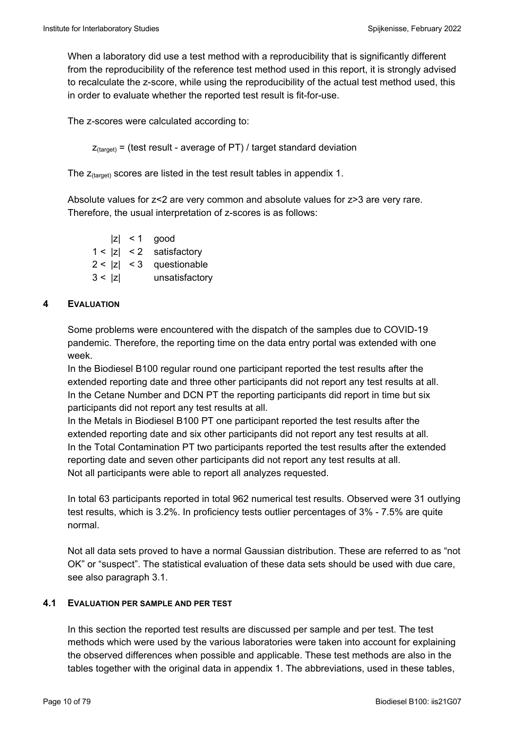When a laboratory did use a test method with a reproducibility that is significantly different from the reproducibility of the reference test method used in this report, it is strongly advised to recalculate the z-score, while using the reproducibility of the actual test method used, this in order to evaluate whether the reported test result is fit-for-use.

The z-scores were calculated according to:

$$z_{(target)} = (\text{test result - average of PT}) / \text{target standard deviation}$$

The $z_{(target)}$ scores are listed in the test result tables in appendix 1.

Absolute values for z<2 are very common and absolute values for z>3 are very rare. Therefore, the usual interpretation of z-scores is as follows:

| | |
|---|---|
| $\|z\| < 1$ | good |
| $1 < \|z\| < 2$ | satisfactory |
| $2 < \|z\| < 3$ | questionable |
| $3 < \|z\|$ | unsatisfactory |

## 4 EVALUATION

Some problems were encountered with the dispatch of the samples due to COVID-19 pandemic. Therefore, the reporting time on the data entry portal was extended with one week.
In the Biodiesel B100 regular round one participant reported the test results after the extended reporting date and three other participants did not report any test results at all.
In the Cetane Number and DCN PT the reporting participants did report in time but six participants did not report any test results at all.
In the Metals in Biodiesel B100 PT one participant reported the test results after the extended reporting date and six other participants did not report any test results at all.
In the Total Contamination PT two participants reported the test results after the extended reporting date and seven other participants did not report any test results at all.
Not all participants were able to report all analyzes requested.

In total 63 participants reported in total 962 numerical test results. Observed were 31 outlying test results, which is 3.2%. In proficiency tests outlier percentages of 3% - 7.5% are quite normal.

Not all data sets proved to have a normal Gaussian distribution. These are referred to as “not OK” or “suspect”. The statistical evaluation of these data sets should be used with due care, see also paragraph 3.1.

### 4.1 EVALUATION PER SAMPLE AND PER TEST

In this section the reported test results are discussed per sample and per test. The test methods which were used by the various laboratories were taken into account for explaining the observed differences when possible and applicable. These test methods are also in the tables together with the original data in appendix 1. The abbreviations, used in these tables,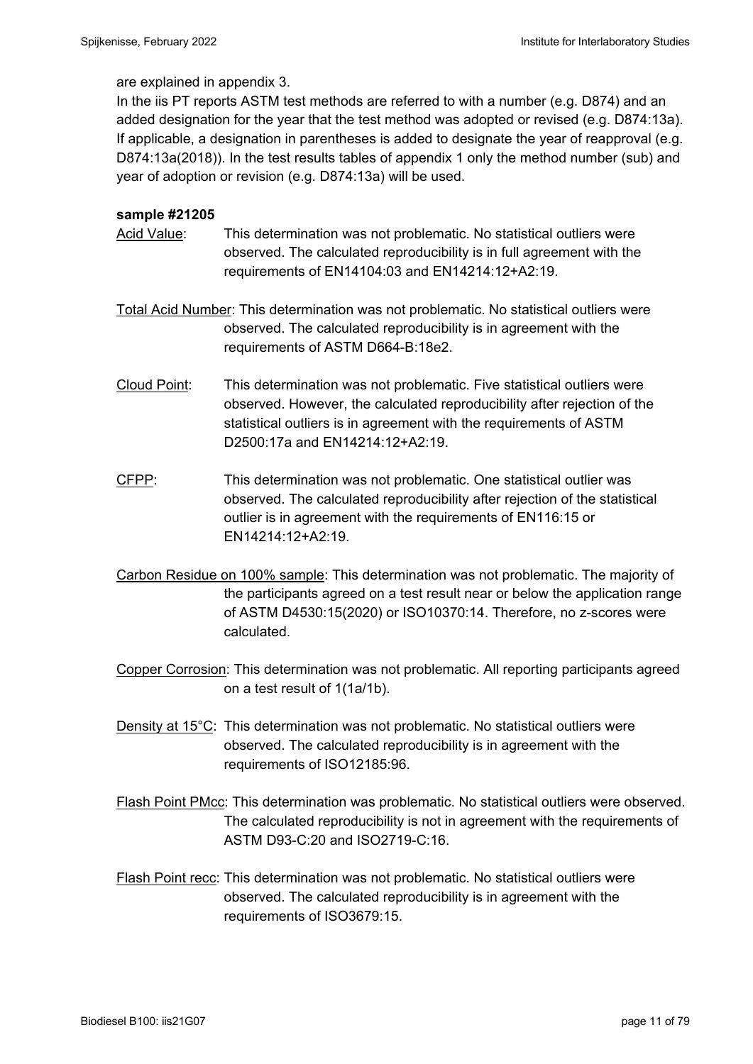are explained in appendix 3.
In the iis PT reports ASTM test methods are referred to with a number (e.g. D874) and an added designation for the year that the test method was adopted or revised (e.g. D874:13a). If applicable, a designation in parentheses is added to designate the year of reapproval (e.g. D874:13a(2018)). In the test results tables of appendix 1 only the method number (sub) and year of adoption or revision (e.g. D874:13a) will be used.

**sample #21205**

Acid Value: This determination was not problematic. No statistical outliers were observed. The calculated reproducibility is in full agreement with the requirements of EN14104:03 and EN14214:12+A2:19.

Total Acid Number: This determination was not problematic. No statistical outliers were observed. The calculated reproducibility is in agreement with the requirements of ASTM D664-B:18e2.

Cloud Point: This determination was not problematic. Five statistical outliers were observed. However, the calculated reproducibility after rejection of the statistical outliers is in agreement with the requirements of ASTM D2500:17a and EN14214:12+A2:19.

CFPP: This determination was not problematic. One statistical outlier was observed. The calculated reproducibility after rejection of the statistical outlier is in agreement with the requirements of EN116:15 or EN14214:12+A2:19.

Carbon Residue on 100% sample: This determination was not problematic. The majority of the participants agreed on a test result near or below the application range of ASTM D4530:15(2020) or ISO10370:14. Therefore, no z-scores were calculated.

Copper Corrosion: This determination was not problematic. All reporting participants agreed on a test result of 1(1a/1b).

Density at 15°C: This determination was not problematic. No statistical outliers were observed. The calculated reproducibility is in agreement with the requirements of ISO12185:96.

Flash Point PMcc: This determination was problematic. No statistical outliers were observed. The calculated reproducibility is not in agreement with the requirements of ASTM D93-C:20 and ISO2719-C:16.

Flash Point recc: This determination was not problematic. No statistical outliers were observed. The calculated reproducibility is in agreement with the requirements of ISO3679:15.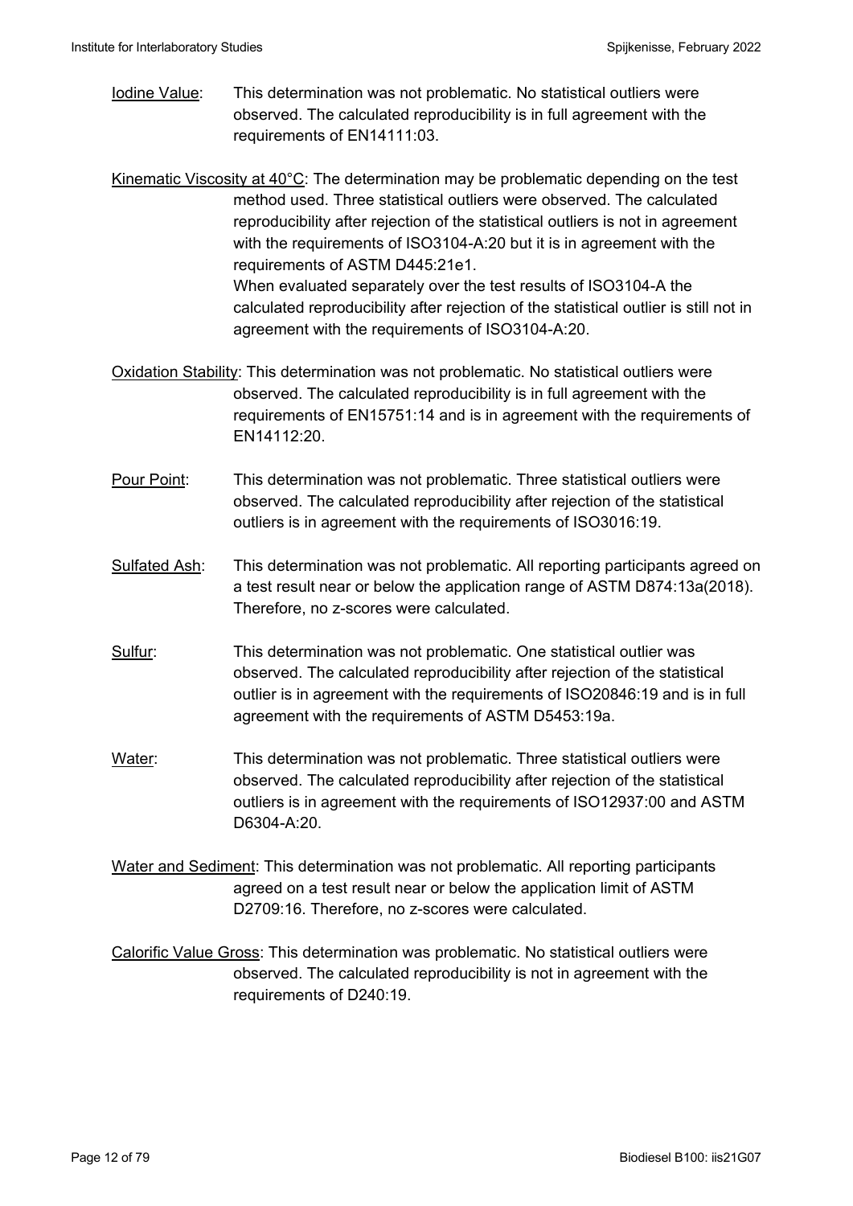Iodine Value: This determination was not problematic. No statistical outliers were observed. The calculated reproducibility is in full agreement with the requirements of EN14111:03.

Kinematic Viscosity at 40°C: The determination may be problematic depending on the test method used. Three statistical outliers were observed. The calculated reproducibility after rejection of the statistical outliers is not in agreement with the requirements of ISO3104-A:20 but it is in agreement with the requirements of ASTM D445:21e1.
When evaluated separately over the test results of ISO3104-A the calculated reproducibility after rejection of the statistical outlier is still not in agreement with the requirements of ISO3104-A:20.

Oxidation Stability: This determination was not problematic. No statistical outliers were observed. The calculated reproducibility is in full agreement with the requirements of EN15751:14 and is in agreement with the requirements of EN14112:20.

Pour Point: This determination was not problematic. Three statistical outliers were observed. The calculated reproducibility after rejection of the statistical outliers is in agreement with the requirements of ISO3016:19.

Sulfated Ash: This determination was not problematic. All reporting participants agreed on a test result near or below the application range of ASTM D874:13a(2018). Therefore, no z-scores were calculated.

Sulfur: This determination was not problematic. One statistical outlier was observed. The calculated reproducibility after rejection of the statistical outlier is in agreement with the requirements of ISO20846:19 and is in full agreement with the requirements of ASTM D5453:19a.

Water: This determination was not problematic. Three statistical outliers were observed. The calculated reproducibility after rejection of the statistical outliers is in agreement with the requirements of ISO12937:00 and ASTM D6304-A:20.

Water and Sediment: This determination was not problematic. All reporting participants agreed on a test result near or below the application limit of ASTM D2709:16. Therefore, no z-scores were calculated.

Calorific Value Gross: This determination was problematic. No statistical outliers were observed. The calculated reproducibility is not in agreement with the requirements of D240:19.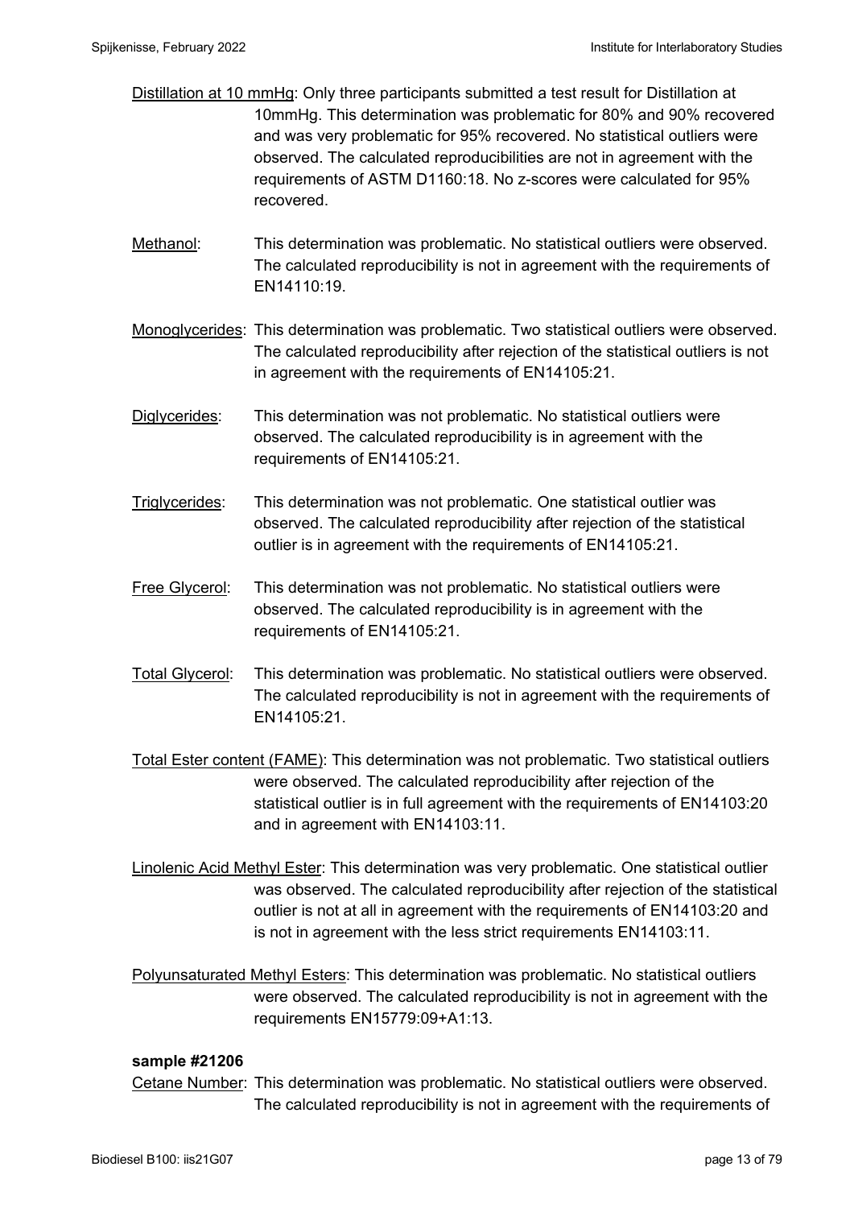Distillation at 10 mmHg: Only three participants submitted a test result for Distillation at 10mmHg. This determination was problematic for 80% and 90% recovered and was very problematic for 95% recovered. No statistical outliers were observed. The calculated reproducibilities are not in agreement with the requirements of ASTM D1160:18. No z-scores were calculated for 95% recovered.

Methanol: This determination was problematic. No statistical outliers were observed. The calculated reproducibility is not in agreement with the requirements of EN14110:19.

Monoglycerides: This determination was problematic. Two statistical outliers were observed. The calculated reproducibility after rejection of the statistical outliers is not in agreement with the requirements of EN14105:21.

Diglycerides: This determination was not problematic. No statistical outliers were observed. The calculated reproducibility is in agreement with the requirements of EN14105:21.

Triglycerides: This determination was not problematic. One statistical outlier was observed. The calculated reproducibility after rejection of the statistical outlier is in agreement with the requirements of EN14105:21.

Free Glycerol: This determination was not problematic. No statistical outliers were observed. The calculated reproducibility is in agreement with the requirements of EN14105:21.

Total Glycerol: This determination was problematic. No statistical outliers were observed. The calculated reproducibility is not in agreement with the requirements of EN14105:21.

Total Ester content (FAME): This determination was not problematic. Two statistical outliers were observed. The calculated reproducibility after rejection of the statistical outlier is in full agreement with the requirements of EN14103:20 and in agreement with EN14103:11.

Linolenic Acid Methyl Ester: This determination was very problematic. One statistical outlier was observed. The calculated reproducibility after rejection of the statistical outlier is not at all in agreement with the requirements of EN14103:20 and is not in agreement with the less strict requirements EN14103:11.

Polyunsaturated Methyl Esters: This determination was problematic. No statistical outliers were observed. The calculated reproducibility is not in agreement with the requirements EN15779:09+A1:13.

**sample #21206**

Cetane Number: This determination was problematic. No statistical outliers were observed. The calculated reproducibility is not in agreement with the requirements of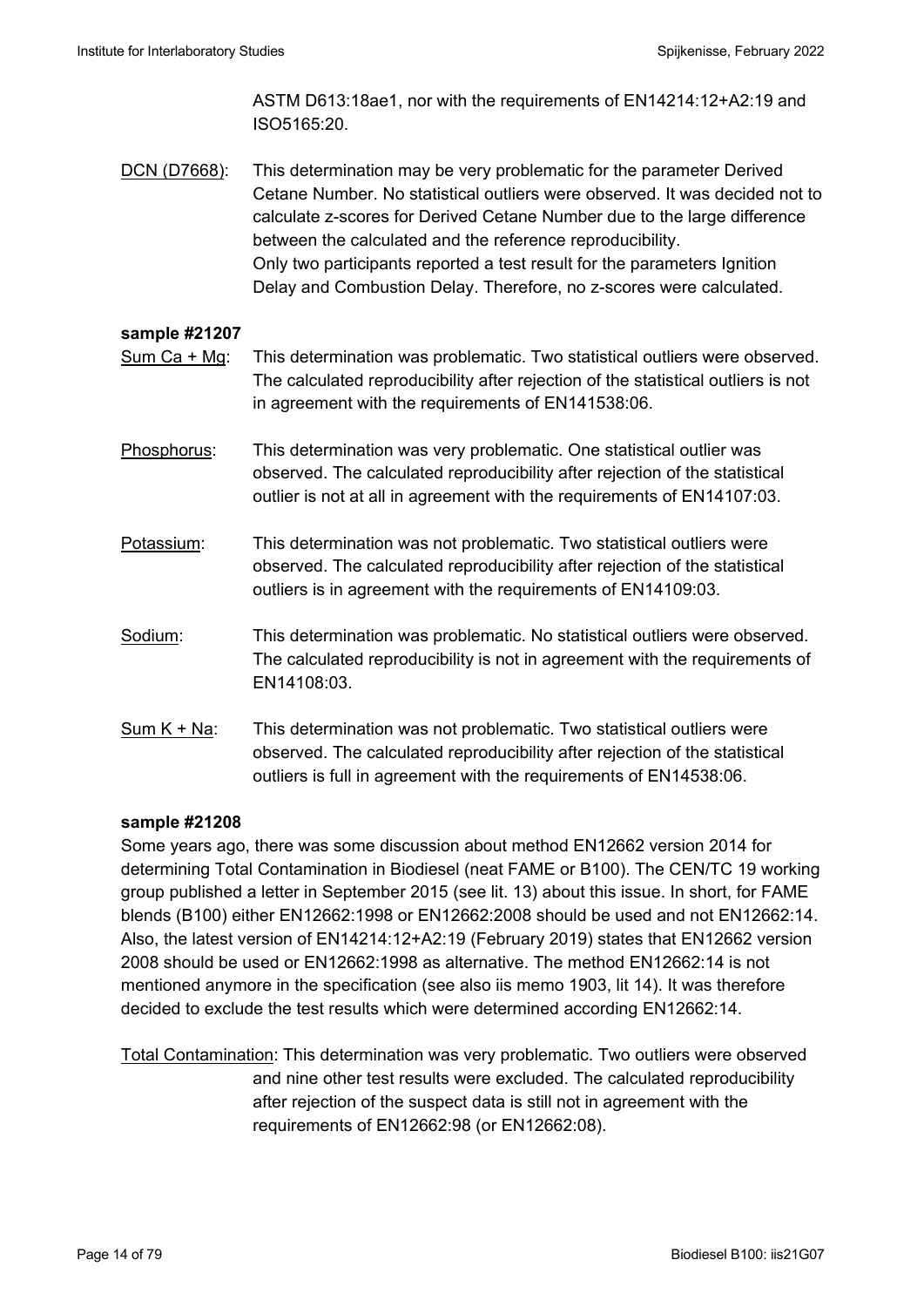ASTM D613:18ae1, nor with the requirements of EN14214:12+A2:19 and ISO5165:20.

DCN (D7668): This determination may be very problematic for the parameter Derived Cetane Number. No statistical outliers were observed. It was decided not to calculate z-scores for Derived Cetane Number due to the large difference between the calculated and the reference reproducibility. Only two participants reported a test result for the parameters Ignition Delay and Combustion Delay. Therefore, no z-scores were calculated.

**sample #21207**

Sum Ca + Mg: This determination was problematic. Two statistical outliers were observed. The calculated reproducibility after rejection of the statistical outliers is not in agreement with the requirements of EN141538:06.

Phosphorus: This determination was very problematic. One statistical outlier was observed. The calculated reproducibility after rejection of the statistical outlier is not at all in agreement with the requirements of EN14107:03.

Potassium: This determination was not problematic. Two statistical outliers were observed. The calculated reproducibility after rejection of the statistical outliers is in agreement with the requirements of EN14109:03.

Sodium: This determination was problematic. No statistical outliers were observed. The calculated reproducibility is not in agreement with the requirements of EN14108:03.

Sum K + Na: This determination was not problematic. Two statistical outliers were observed. The calculated reproducibility after rejection of the statistical outliers is full in agreement with the requirements of EN14538:06.

**sample #21208**

Some years ago, there was some discussion about method EN12662 version 2014 for determining Total Contamination in Biodiesel (neat FAME or B100). The CEN/TC 19 working group published a letter in September 2015 (see lit. 13) about this issue. In short, for FAME blends (B100) either EN12662:1998 or EN12662:2008 should be used and not EN12662:14. Also, the latest version of EN14214:12+A2:19 (February 2019) states that EN12662 version 2008 should be used or EN12662:1998 as alternative. The method EN12662:14 is not mentioned anymore in the specification (see also iis memo 1903, lit 14). It was therefore decided to exclude the test results which were determined according EN12662:14.

Total Contamination: This determination was very problematic. Two outliers were observed and nine other test results were excluded. The calculated reproducibility after rejection of the suspect data is still not in agreement with the requirements of EN12662:98 (or EN12662:08).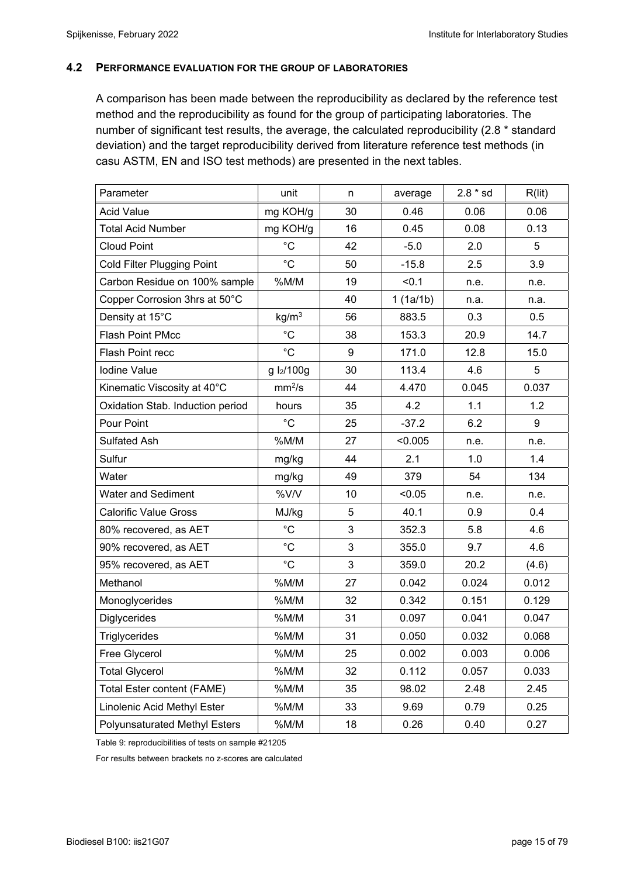### 4.2 PERFORMANCE EVALUATION FOR THE GROUP OF LABORATORIES

A comparison has been made between the reproducibility as declared by the reference test method and the reproducibility as found for the group of participating laboratories. The number of significant test results, the average, the calculated reproducibility (2.8 * standard deviation) and the target reproducibility derived from literature reference test methods (in casu ASTM, EN and ISO test methods) are presented in the next tables.

| Parameter | unit | n | average | 2.8 * sd | R(lit) |
|---|---|---|---|---|---|
| Acid Value | mg KOH/g | 30 | 0.46 | 0.06 | 0.06 |
| Total Acid Number | mg KOH/g | 16 | 0.45 | 0.08 | 0.13 |
| Cloud Point | °C | 42 | -5.0 | 2.0 | 5 |
| Cold Filter Plugging Point | °C | 50 | -15.8 | 2.5 | 3.9 |
| Carbon Residue on 100% sample | %M/M | 19 | <0.1 | n.e. | n.e. |
| Copper Corrosion 3hrs at 50°C | | 40 | 1 (1a/1b) | n.a. | n.a. |
| Density at 15°C | kg/m$^3$ | 56 | 883.5 | 0.3 | 0.5 |
| Flash Point PMcc | °C | 38 | 153.3 | 20.9 | 14.7 |
| Flash Point recc | °C | 9 | 171.0 | 12.8 | 15.0 |
| Iodine Value | g $I_2$/100g | 30 | 113.4 | 4.6 | 5 |
| Kinematic Viscosity at 40°C | mm$^2$/s | 44 | 4.470 | 0.045 | 0.037 |
| Oxidation Stab. Induction period | hours | 35 | 4.2 | 1.1 | 1.2 |
| Pour Point | °C | 25 | -37.2 | 6.2 | 9 |
| Sulfated Ash | %M/M | 27 | <0.005 | n.e. | n.e. |
| Sulfur | mg/kg | 44 | 2.1 | 1.0 | 1.4 |
| Water | mg/kg | 49 | 379 | 54 | 134 |
| Water and Sediment | %V/V | 10 | <0.05 | n.e. | n.e. |
| Calorific Value Gross | MJ/kg | 5 | 40.1 | 0.9 | 0.4 |
| 80% recovered, as AET | °C | 3 | 352.3 | 5.8 | 4.6 |
| 90% recovered, as AET | °C | 3 | 355.0 | 9.7 | 4.6 |
| 95% recovered, as AET | °C | 3 | 359.0 | 20.2 | (4.6) |
| Methanol | %M/M | 27 | 0.042 | 0.024 | 0.012 |
| Monoglycerides | %M/M | 32 | 0.342 | 0.151 | 0.129 |
| Diglycerides | %M/M | 31 | 0.097 | 0.041 | 0.047 |
| Triglycerides | %M/M | 31 | 0.050 | 0.032 | 0.068 |
| Free Glycerol | %M/M | 25 | 0.002 | 0.003 | 0.006 |
| Total Glycerol | %M/M | 32 | 0.112 | 0.057 | 0.033 |
| Total Ester content (FAME) | %M/M | 35 | 98.02 | 2.48 | 2.45 |
| Linolenic Acid Methyl Ester | %M/M | 33 | 9.69 | 0.79 | 0.25 |
| Polyunsaturated Methyl Esters | %M/M | 18 | 0.26 | 0.40 | 0.27 |

Table 9: reproducibilities of tests on sample #21205

For results between brackets no z-scores are calculated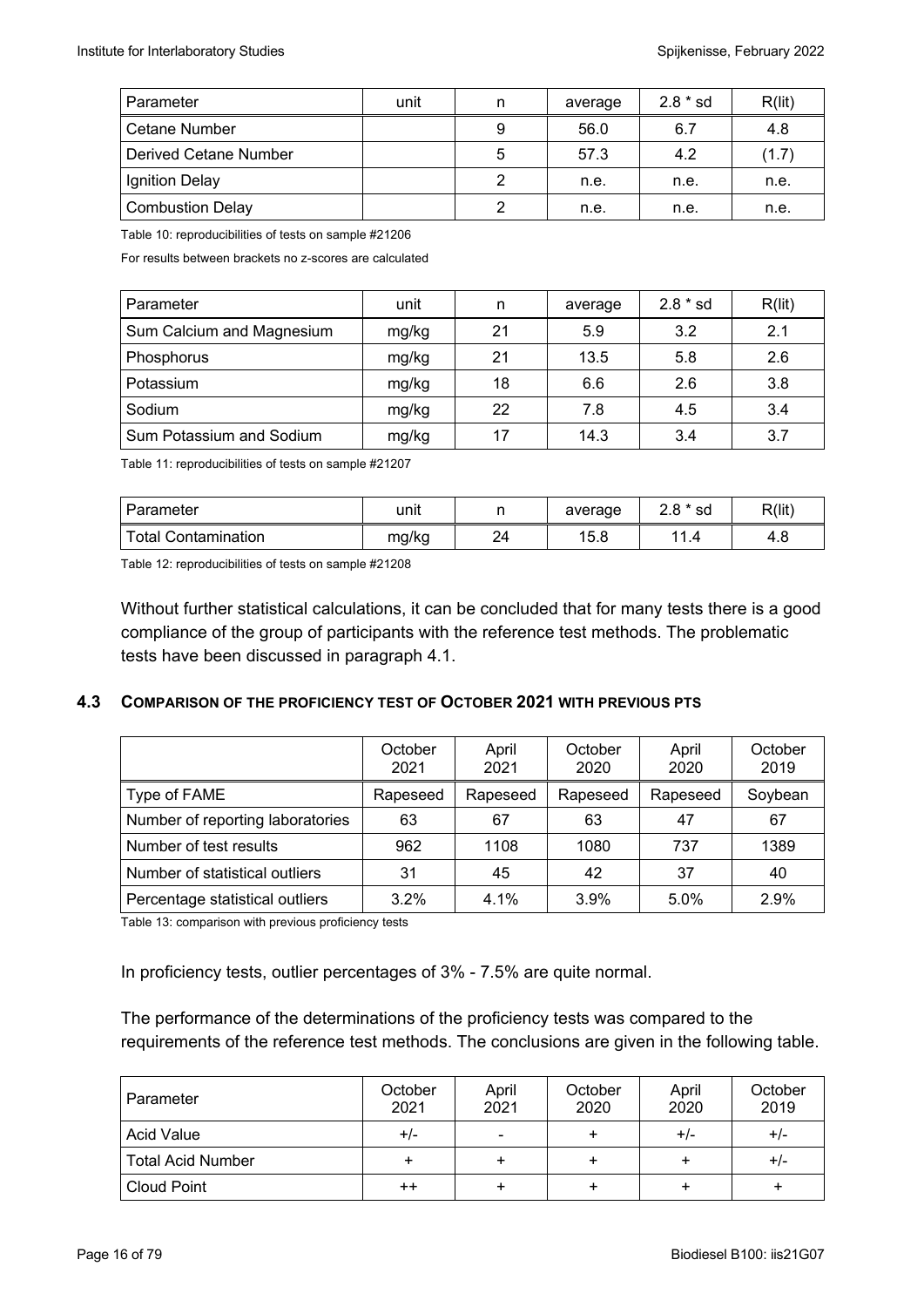| Parameter | unit | n | average | 2.8 * sd | R(lit) |
|---|---|---|---|---|---|
| Cetane Number | | 9 | 56.0 | 6.7 | 4.8 |
| Derived Cetane Number | | 5 | 57.3 | 4.2 | (1.7) |
| Ignition Delay | | 2 | n.e. | n.e. | n.e. |
| Combustion Delay | | 2 | n.e. | n.e. | n.e. |

Table 10: reproducibilities of tests on sample #21206

For results between brackets no z-scores are calculated

| Parameter | unit | n | average | 2.8 * sd | R(lit) |
|---|---|---|---|---|---|
| Sum Calcium and Magnesium | mg/kg | 21 | 5.9 | 3.2 | 2.1 |
| Phosphorus | mg/kg | 21 | 13.5 | 5.8 | 2.6 |
| Potassium | mg/kg | 18 | 6.6 | 2.6 | 3.8 |
| Sodium | mg/kg | 22 | 7.8 | 4.5 | 3.4 |
| Sum Potassium and Sodium | mg/kg | 17 | 14.3 | 3.4 | 3.7 |

Table 11: reproducibilities of tests on sample #21207

| Parameter | unit | n | average | 2.8 * sd | R(lit) |
|---|---|---|---|---|---|
| Total Contamination | mg/kg | 24 | 15.8 | 11.4 | 4.8 |

Table 12: reproducibilities of tests on sample #21208

Without further statistical calculations, it can be concluded that for many tests there is a good compliance of the group of participants with the reference test methods. The problematic tests have been discussed in paragraph 4.1.

### 4.3 COMPARISON OF THE PROFICIENCY TEST OF OCTOBER 2021 WITH PREVIOUS PTS

| | October 2021 | April 2021 | October 2020 | April 2020 | October 2019 |
|---|---|---|---|---|---|
| Type of FAME | Rapeseed | Rapeseed | Rapeseed | Rapeseed | Soybean |
| Number of reporting laboratories | 63 | 67 | 63 | 47 | 67 |
| Number of test results | 962 | 1108 | 1080 | 737 | 1389 |
| Number of statistical outliers | 31 | 45 | 42 | 37 | 40 |
| Percentage statistical outliers | 3.2% | 4.1% | 3.9% | 5.0% | 2.9% |

Table 13: comparison with previous proficiency tests

In proficiency tests, outlier percentages of 3% - 7.5% are quite normal.

The performance of the determinations of the proficiency tests was compared to the requirements of the reference test methods. The conclusions are given in the following table.

| Parameter | October 2021 | April 2021 | October 2020 | April 2020 | October 2019 |
|---|---|---|---|---|---|
| Acid Value | +/- | - | + | +/- | +/- |
| Total Acid Number | + | + | + | + | +/- |
| Cloud Point | ++ | + | + | + | + |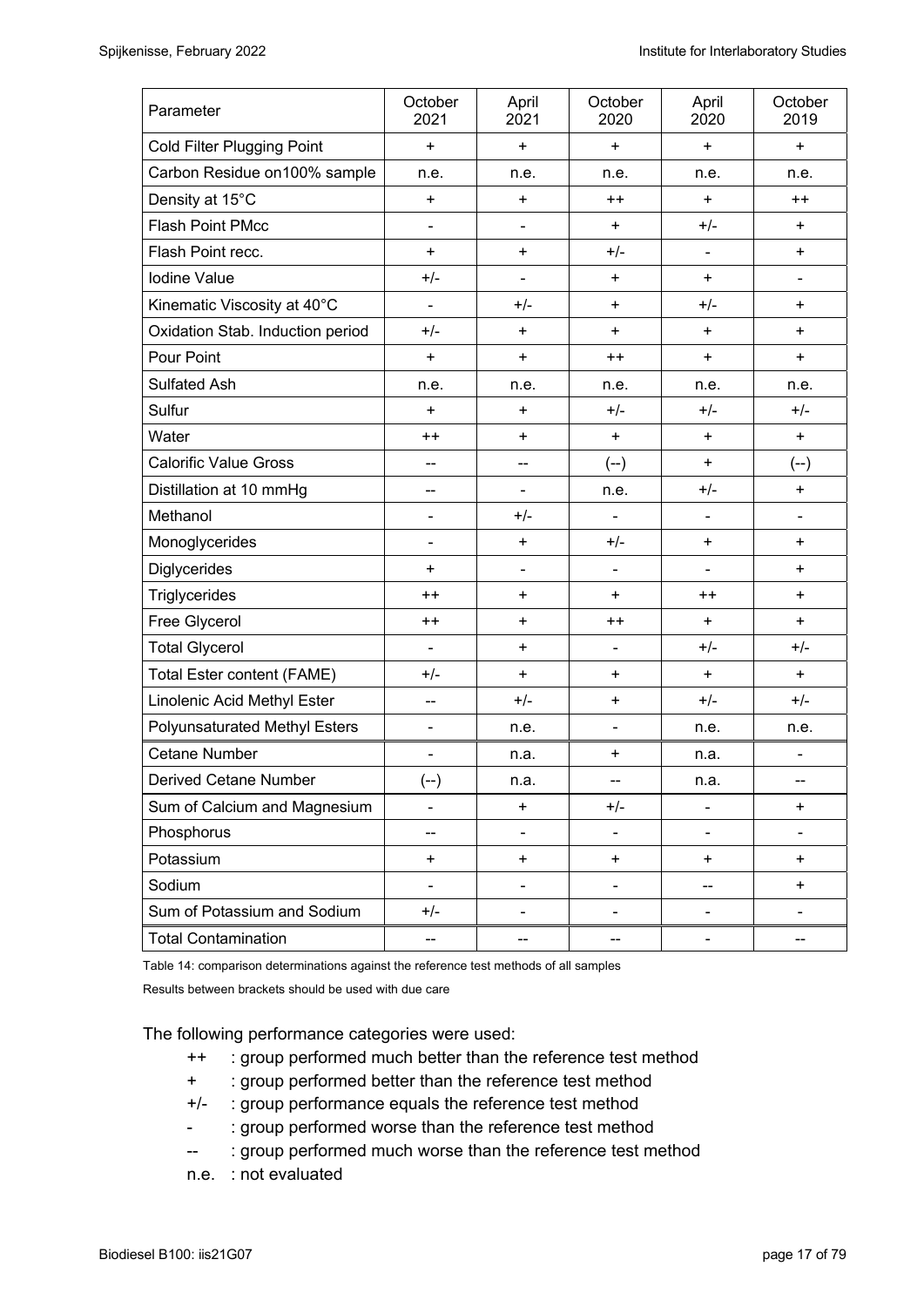| Parameter | October 2021 | April 2021 | October 2020 | April 2020 | October 2019 |
| --- | --- | --- | --- | --- | --- |
| Cold Filter Plugging Point | + | + | + | + | + |
| Carbon Residue on100% sample | n.e. | n.e. | n.e. | n.e. | n.e. |
| Density at 15°C | + | + | ++ | + | ++ |
| Flash Point PMcc | - | - | + | +/- | + |
| Flash Point recc. | + | + | +/- | - | + |
| Iodine Value | +/- | - | + | + | - |
| Kinematic Viscosity at 40°C | - | +/- | + | +/- | + |
| Oxidation Stab. Induction period | +/- | + | + | + | + |
| Pour Point | + | + | ++ | + | + |
| Sulfated Ash | n.e. | n.e. | n.e. | n.e. | n.e. |
| Sulfur | + | + | +/- | +/- | +/- |
| Water | ++ | + | + | + | + |
| Calorific Value Gross | -- | -- | (--) | + | (--) |
| Distillation at 10 mmHg | -- | - | n.e. | +/- | + |
| Methanol | - | +/- | - | - | - |
| Monoglycerides | - | + | +/- | + | + |
| Diglycerides | + | - | - | - | + |
| Triglycerides | ++ | + | + | ++ | + |
| Free Glycerol | ++ | + | ++ | + | + |
| Total Glycerol | - | + | - | +/- | +/- |
| Total Ester content (FAME) | +/- | + | + | + | + |
| Linolenic Acid Methyl Ester | -- | +/- | + | +/- | +/- |
| Polyunsaturated Methyl Esters | - | n.e. | - | n.e. | n.e. |
| Cetane Number | - | n.a. | + | n.a. | - |
| Derived Cetane Number | (--) | n.a. | -- | n.a. | -- |
| Sum of Calcium and Magnesium | - | + | +/- | - | + |
| Phosphorus | -- | - | - | - | - |
| Potassium | + | + | + | + | + |
| Sodium | - | - | - | -- | + |
| Sum of Potassium and Sodium | +/- | - | - | - | - |
| Total Contamination | -- | -- | -- | - | -- |

Table 14: comparison determinations against the reference test methods of all samples

Results between brackets should be used with due care

The following performance categories were used:

- ++ : group performed much better than the reference test method
- + : group performed better than the reference test method
- +/- : group performance equals the reference test method
- - : group performed worse than the reference test method
- -- : group performed much worse than the reference test method
- n.e. : not evaluated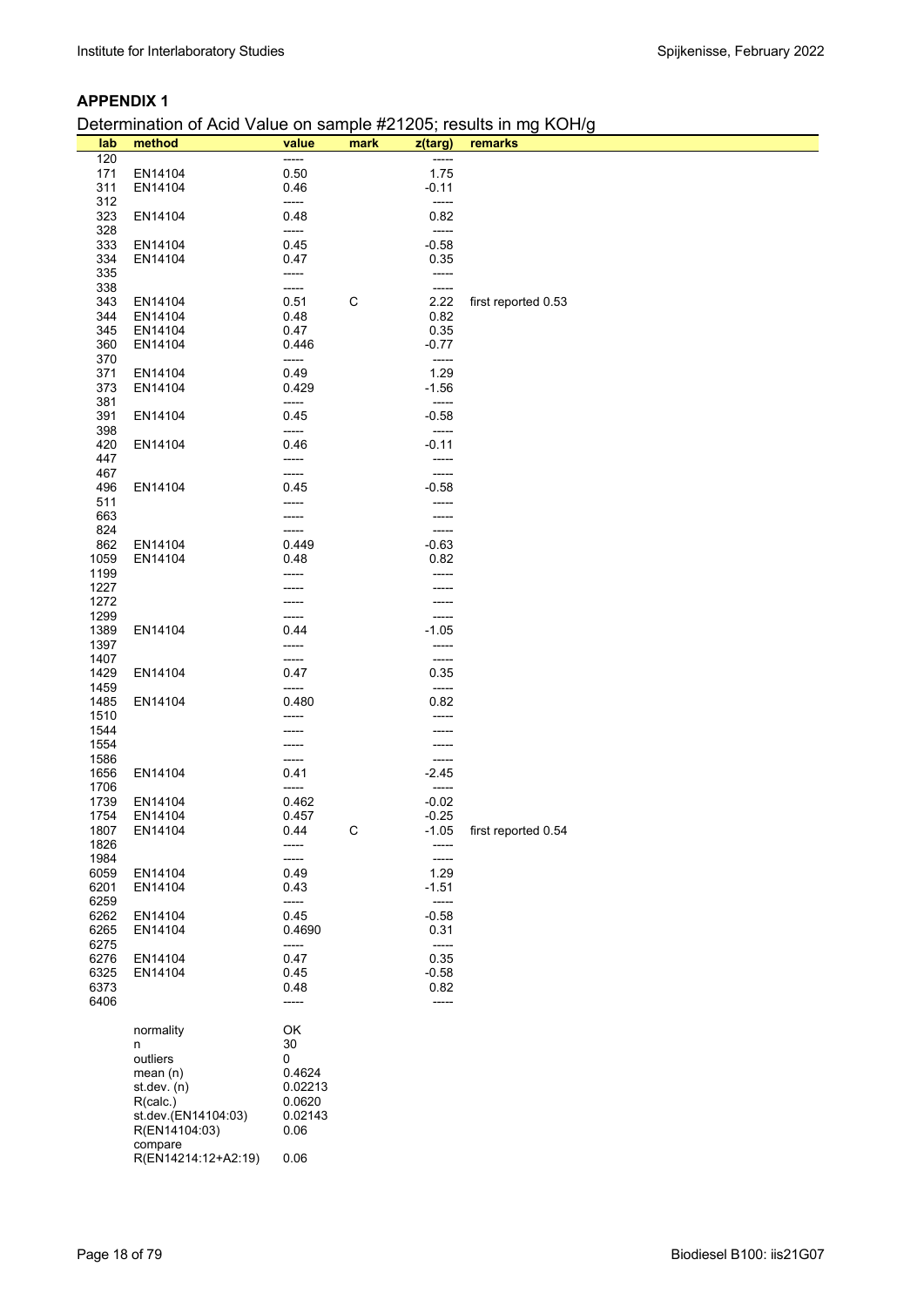**APPENDIX 1**

Determination of Acid Value on sample #21205; results in mg KOH/g

| lab | method | value | mark | z(targ) | remarks |
|---|---|---|---|---|---|
| 120 | | ----- | | ----- | |
| 171 | EN14104 | 0.50 | | 1.75 | |
| 311 | EN14104 | 0.46 | | -0.11 | |
| 312 | | ----- | | ----- | |
| 323 | EN14104 | 0.48 | | 0.82 | |
| 328 | | ----- | | ----- | |
| 333 | EN14104 | 0.45 | | -0.58 | |
| 334 | EN14104 | 0.47 | | 0.35 | |
| 335 | | ----- | | ----- | |
| 338 | | ----- | | ----- | |
| 343 | EN14104 | 0.51 | C | 2.22 | first reported 0.53 |
| 344 | EN14104 | 0.48 | | 0.82 | |
| 345 | EN14104 | 0.47 | | 0.35 | |
| 360 | EN14104 | 0.446 | | -0.77 | |
| 370 | | ----- | | ----- | |
| 371 | EN14104 | 0.49 | | 1.29 | |
| 373 | EN14104 | 0.429 | | -1.56 | |
| 381 | | ----- | | ----- | |
| 391 | EN14104 | 0.45 | | -0.58 | |
| 398 | | ----- | | ----- | |
| 420 | EN14104 | 0.46 | | -0.11 | |
| 447 | | ----- | | ----- | |
| 467 | | ----- | | ----- | |
| 496 | EN14104 | 0.45 | | -0.58 | |
| 511 | | ----- | | ----- | |
| 663 | | ----- | | ----- | |
| 824 | | ----- | | ----- | |
| 862 | EN14104 | 0.449 | | -0.63 | |
| 1059 | EN14104 | 0.48 | | 0.82 | |
| 1199 | | ----- | | ----- | |
| 1227 | | ----- | | ----- | |
| 1272 | | ----- | | ----- | |
| 1299 | | ----- | | ----- | |
| 1389 | EN14104 | 0.44 | | -1.05 | |
| 1397 | | ----- | | ----- | |
| 1407 | | ----- | | ----- | |
| 1429 | EN14104 | 0.47 | | 0.35 | |
| 1459 | | ----- | | ----- | |
| 1485 | EN14104 | 0.480 | | 0.82 | |
| 1510 | | ----- | | ----- | |
| 1544 | | ----- | | ----- | |
| 1554 | | ----- | | ----- | |
| 1586 | | ----- | | ----- | |
| 1656 | EN14104 | 0.41 | | -2.45 | |
| 1706 | | ----- | | ----- | |
| 1739 | EN14104 | 0.462 | | -0.02 | |
| 1754 | EN14104 | 0.457 | | -0.25 | |
| 1807 | EN14104 | 0.44 | C | -1.05 | first reported 0.54 |
| 1826 | | ----- | | ----- | |
| 1984 | | ----- | | ----- | |
| 6059 | EN14104 | 0.49 | | 1.29 | |
| 6201 | EN14104 | 0.43 | | -1.51 | |
| 6259 | | ----- | | ----- | |
| 6262 | EN14104 | 0.45 | | -0.58 | |
| 6265 | EN14104 | 0.4690 | | 0.31 | |
| 6275 | | ----- | | ----- | |
| 6276 | EN14104 | 0.47 | | 0.35 | |
| 6325 | EN14104 | 0.45 | | -0.58 | |
| 6373 | | 0.48 | | 0.82 | |
| 6406 | | ----- | | ----- | |
| | normality | OK | | | |
| | n | 30 | | | |
| | outliers | 0 | | | |
| | mean (n) | 0.4624 | | | |
| | st.dev. (n) | 0.02213 | | | |
| | R(calc.) | 0.0620 | | | |
| | st.dev.(EN14104:03) | 0.02143 | | | |
| | R(EN14104:03) | 0.06 | | | |
| | compare R(EN14214:12+A2:19) | 0.06 | | | |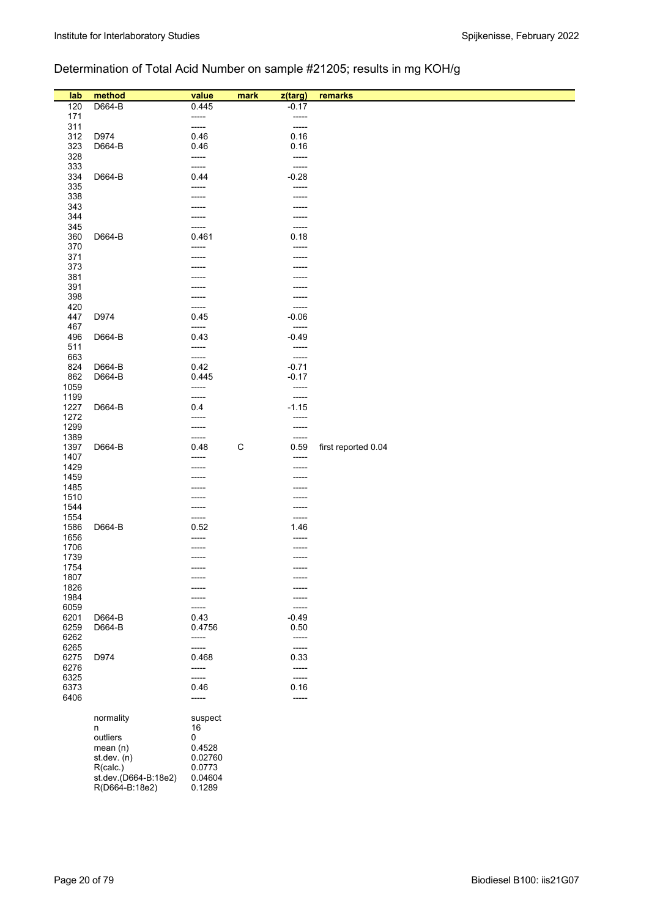## Determination of Total Acid Number on sample #21205; results in mg KOH/g

| lab | method | value | mark | z(targ) | remarks |
|---|---|---|---|---|---|
| 120 | D664-B | 0.445 | | -0.17 | |
| 171 | | ----- | | ----- | |
| 311 | | ----- | | ----- | |
| 312 | D974 | 0.46 | | 0.16 | |
| 323 | D664-B | 0.46 | | 0.16 | |
| 328 | | ----- | | ----- | |
| 333 | | ----- | | ----- | |
| 334 | D664-B | 0.44 | | -0.28 | |
| 335 | | ----- | | ----- | |
| 338 | | ----- | | ----- | |
| 343 | | ----- | | ----- | |
| 344 | | ----- | | ----- | |
| 345 | | ----- | | ----- | |
| 360 | D664-B | 0.461 | | 0.18 | |
| 370 | | ----- | | ----- | |
| 371 | | ----- | | ----- | |
| 373 | | ----- | | ----- | |
| 381 | | ----- | | ----- | |
| 391 | | ----- | | ----- | |
| 398 | | ----- | | ----- | |
| 420 | | ----- | | ----- | |
| 447 | D974 | 0.45 | | -0.06 | |
| 467 | | ----- | | ----- | |
| 496 | D664-B | 0.43 | | -0.49 | |
| 511 | | ----- | | ----- | |
| 663 | | ----- | | ----- | |
| 824 | D664-B | 0.42 | | -0.71 | |
| 862 | D664-B | 0.445 | | -0.17 | |
| 1059 | | ----- | | ----- | |
| 1199 | | ----- | | ----- | |
| 1227 | D664-B | 0.4 | | -1.15 | |
| 1272 | | ----- | | ----- | |
| 1299 | | ----- | | ----- | |
| 1389 | | ----- | | ----- | |
| 1397 | D664-B | 0.48 | C | 0.59 | first reported 0.04 |
| 1407 | | ----- | | ----- | |
| 1429 | | ----- | | ----- | |
| 1459 | | ----- | | ----- | |
| 1485 | | ----- | | ----- | |
| 1510 | | ----- | | ----- | |
| 1544 | | ----- | | ----- | |
| 1554 | | ----- | | ----- | |
| 1586 | D664-B | 0.52 | | 1.46 | |
| 1656 | | ----- | | ----- | |
| 1706 | | ----- | | ----- | |
| 1739 | | ----- | | ----- | |
| 1754 | | ----- | | ----- | |
| 1807 | | ----- | | ----- | |
| 1826 | | ----- | | ----- | |
| 1984 | | ----- | | ----- | |
| 6059 | | ----- | | ----- | |
| 6201 | D664-B | 0.43 | | -0.49 | |
| 6259 | D664-B | 0.4756 | | 0.50 | |
| 6262 | | ----- | | ----- | |
| 6265 | | ----- | | ----- | |
| 6275 | D974 | 0.468 | | 0.33 | |
| 6276 | | ----- | | ----- | |
| 6325 | | ----- | | ----- | |
| 6373 | | 0.46 | | 0.16 | |
| 6406 | | ----- | | ----- | |

| | |
|---|---|
| normality | suspect |
| n | 16 |
| outliers | 0 |
| mean (n) | 0.4528 |
| st.dev. (n) | 0.02760 |
| R(calc.) | 0.0773 |
| st.dev.(D664-B:18e2) | 0.04604 |
| R(D664-B:18e2) | 0.1289 |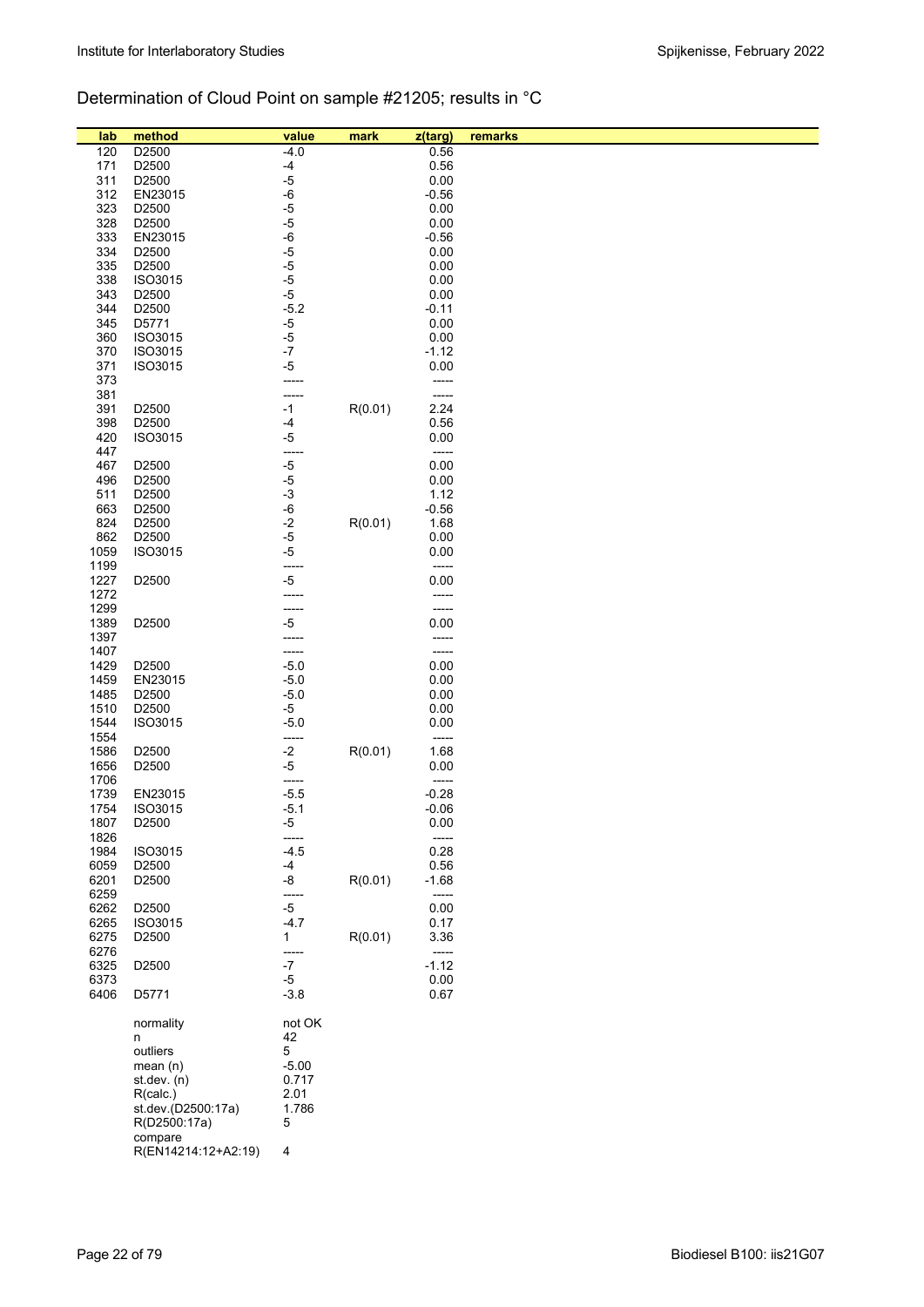## Determination of Cloud Point on sample #21205; results in °C

| lab | method | value | mark | z(targ) | remarks |
|---|---|---|---|---|---|
| 120 | D2500 | -4.0 | | 0.56 | |
| 171 | D2500 | -4 | | 0.56 | |
| 311 | D2500 | -5 | | 0.00 | |
| 312 | EN23015 | -6 | | -0.56 | |
| 323 | D2500 | -5 | | 0.00 | |
| 328 | D2500 | -5 | | 0.00 | |
| 333 | EN23015 | -6 | | -0.56 | |
| 334 | D2500 | -5 | | 0.00 | |
| 335 | D2500 | -5 | | 0.00 | |
| 338 | ISO3015 | -5 | | 0.00 | |
| 343 | D2500 | -5 | | 0.00 | |
| 344 | D2500 | -5.2 | | -0.11 | |
| 345 | D5771 | -5 | | 0.00 | |
| 360 | ISO3015 | -5 | | 0.00 | |
| 370 | ISO3015 | -7 | | -1.12 | |
| 371 | ISO3015 | -5 | | 0.00 | |
| 373 | | ----- | | ----- | |
| 381 | | ----- | | ----- | |
| 391 | D2500 | -1 | R(0.01) | 2.24 | |
| 398 | D2500 | -4 | | 0.56 | |
| 420 | ISO3015 | -5 | | 0.00 | |
| 447 | | ----- | | ----- | |
| 467 | D2500 | -5 | | 0.00 | |
| 496 | D2500 | -5 | | 0.00 | |
| 511 | D2500 | -3 | | 1.12 | |
| 663 | D2500 | -6 | | -0.56 | |
| 824 | D2500 | -2 | R(0.01) | 1.68 | |
| 862 | D2500 | -5 | | 0.00 | |
| 1059 | ISO3015 | -5 | | 0.00 | |
| 1199 | | ----- | | ----- | |
| 1227 | D2500 | -5 | | 0.00 | |
| 1272 | | ----- | | ----- | |
| 1299 | | ----- | | ----- | |
| 1389 | D2500 | -5 | | 0.00 | |
| 1397 | | ----- | | ----- | |
| 1407 | | ----- | | ----- | |
| 1429 | D2500 | -5.0 | | 0.00 | |
| 1459 | EN23015 | -5.0 | | 0.00 | |
| 1485 | D2500 | -5.0 | | 0.00 | |
| 1510 | D2500 | -5 | | 0.00 | |
| 1544 | ISO3015 | -5.0 | | 0.00 | |
| 1554 | | ----- | | ----- | |
| 1586 | D2500 | -2 | R(0.01) | 1.68 | |
| 1656 | D2500 | -5 | | 0.00 | |
| 1706 | | ----- | | ----- | |
| 1739 | EN23015 | -5.5 | | -0.28 | |
| 1754 | ISO3015 | -5.1 | | -0.06 | |
| 1807 | D2500 | -5 | | 0.00 | |
| 1826 | | ----- | | ----- | |
| 1984 | ISO3015 | -4.5 | | 0.28 | |
| 6059 | D2500 | -4 | | 0.56 | |
| 6201 | D2500 | -8 | R(0.01) | -1.68 | |
| 6259 | | ----- | | ----- | |
| 6262 | D2500 | -5 | | 0.00 | |
| 6265 | ISO3015 | -4.7 | | 0.17 | |
| 6275 | D2500 | 1 | R(0.01) | 3.36 | |
| 6276 | | ----- | | ----- | |
| 6325 | D2500 | -7 | | -1.12 | |
| 6373 | | -5 | | 0.00 | |
| 6406 | D5771 | -3.8 | | 0.67 | |
| | normality | not OK | | | |
| | n | 42 | | | |
| | outliers | 5 | | | |
| | mean (n) | -5.00 | | | |
| | st.dev. (n) | 0.717 | | | |
| | R(calc.) | 2.01 | | | |
| | st.dev.(D2500:17a) | 1.786 | | | |
| | R(D2500:17a) | 5 | | | |
| | compare | | | | |
| | R(EN14214:12+A2:19) | 4 | | | |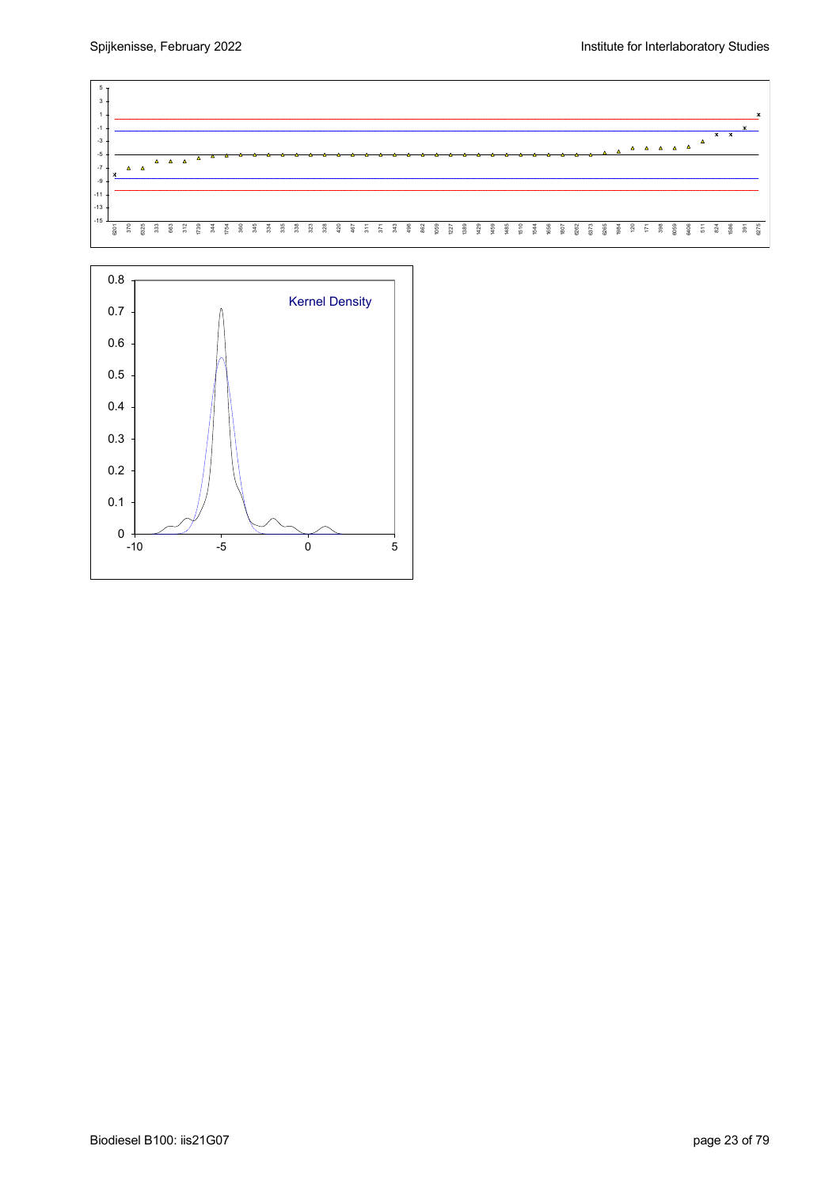Kernel Density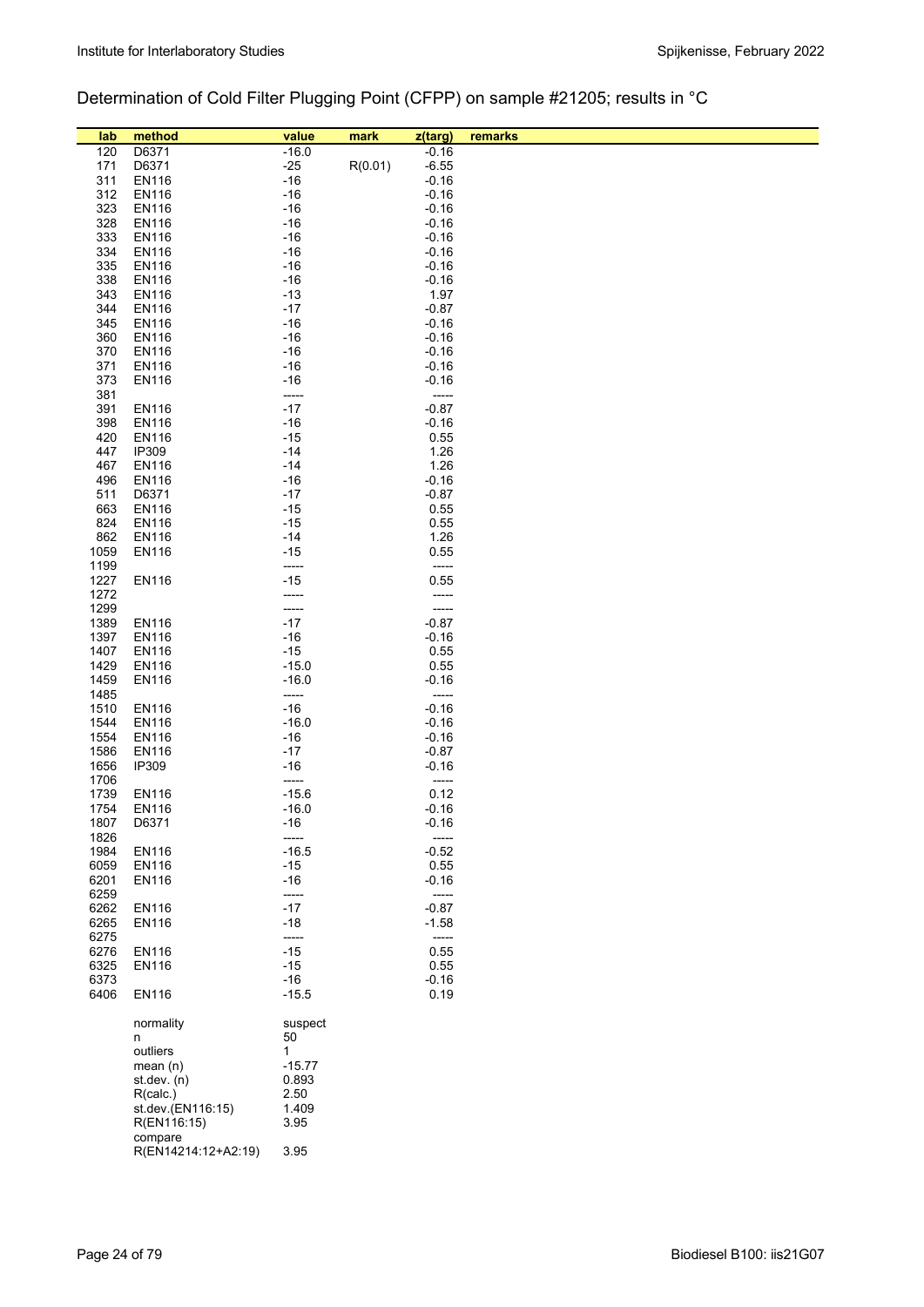## Determination of Cold Filter Plugging Point (CFPP) on sample #21205; results in °C

| lab | method | value | mark | z(targ) | remarks |
|---|---|---|---|---|---|
| 120 | D6371 | -16.0 | | -0.16 | |
| 171 | D6371 | -25 | R(0.01) | -6.55 | |
| 311 | EN116 | -16 | | -0.16 | |
| 312 | EN116 | -16 | | -0.16 | |
| 323 | EN116 | -16 | | -0.16 | |
| 328 | EN116 | -16 | | -0.16 | |
| 333 | EN116 | -16 | | -0.16 | |
| 334 | EN116 | -16 | | -0.16 | |
| 335 | EN116 | -16 | | -0.16 | |
| 338 | EN116 | -16 | | -0.16 | |
| 343 | EN116 | -13 | | 1.97 | |
| 344 | EN116 | -17 | | -0.87 | |
| 345 | EN116 | -16 | | -0.16 | |
| 360 | EN116 | -16 | | -0.16 | |
| 370 | EN116 | -16 | | -0.16 | |
| 371 | EN116 | -16 | | -0.16 | |
| 373 | EN116 | -16 | | -0.16 | |
| 381 | | ----- | | ----- | |
| 391 | EN116 | -17 | | -0.87 | |
| 398 | EN116 | -16 | | -0.16 | |
| 420 | EN116 | -15 | | 0.55 | |
| 447 | IP309 | -14 | | 1.26 | |
| 467 | EN116 | -14 | | 1.26 | |
| 496 | EN116 | -16 | | -0.16 | |
| 511 | D6371 | -17 | | -0.87 | |
| 663 | EN116 | -15 | | 0.55 | |
| 824 | EN116 | -15 | | 0.55 | |
| 862 | EN116 | -14 | | 1.26 | |
| 1059 | EN116 | -15 | | 0.55 | |
| 1199 | | ----- | | ----- | |
| 1227 | EN116 | -15 | | 0.55 | |
| 1272 | | ----- | | ----- | |
| 1299 | | ----- | | ----- | |
| 1389 | EN116 | -17 | | -0.87 | |
| 1397 | EN116 | -16 | | -0.16 | |
| 1407 | EN116 | -15 | | 0.55 | |
| 1429 | EN116 | -15.0 | | 0.55 | |
| 1459 | EN116 | -16.0 | | -0.16 | |
| 1485 | | ----- | | ----- | |
| 1510 | EN116 | -16 | | -0.16 | |
| 1544 | EN116 | -16.0 | | -0.16 | |
| 1554 | EN116 | -16 | | -0.16 | |
| 1586 | EN116 | -17 | | -0.87 | |
| 1656 | IP309 | -16 | | -0.16 | |
| 1706 | | ----- | | ----- | |
| 1739 | EN116 | -15.6 | | 0.12 | |
| 1754 | EN116 | -16.0 | | -0.16 | |
| 1807 | D6371 | -16 | | -0.16 | |
| 1826 | | ----- | | ----- | |
| 1984 | EN116 | -16.5 | | -0.52 | |
| 6059 | EN116 | -15 | | 0.55 | |
| 6201 | EN116 | -16 | | -0.16 | |
| 6259 | | ----- | | ----- | |
| 6262 | EN116 | -17 | | -0.87 | |
| 6265 | EN116 | -18 | | -1.58 | |
| 6275 | | ----- | | ----- | |
| 6276 | EN116 | -15 | | 0.55 | |
| 6325 | EN116 | -15 | | 0.55 | |
| 6373 | | -16 | | -0.16 | |
| 6406 | EN116 | -15.5 | | 0.19 | |
| | normality | suspect | | | |
| | n | 50 | | | |
| | outliers | 1 | | | |
| | mean (n) | -15.77 | | | |
| | st.dev. (n) | 0.893 | | | |
| | R(calc.) | 2.50 | | | |
| | st.dev.(EN116:15) | 1.409 | | | |
| | R(EN116:15) | 3.95 | | | |
| | compare | | | | |
| | R(EN14214:12+A2:19) | 3.95 | | | |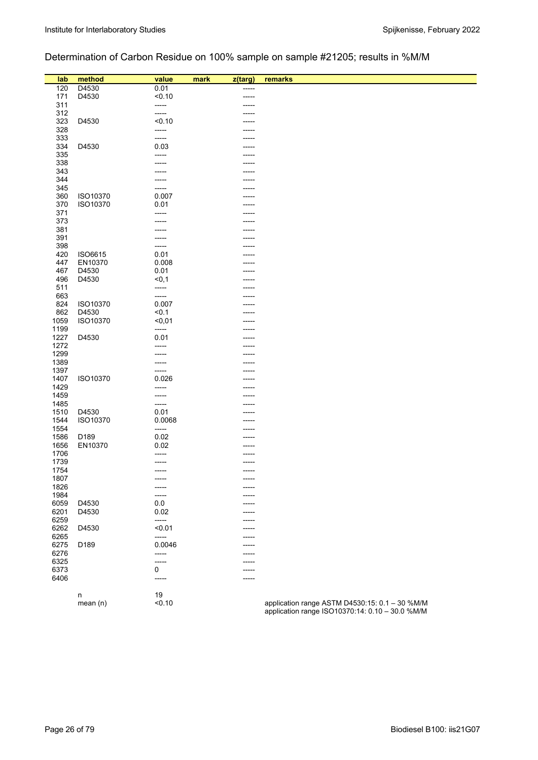## Determination of Carbon Residue on 100% sample on sample #21205; results in %M/M

| lab | method | value | mark | z(targ) | remarks |
|---|---|---|---|---|---|
| 120 | D4530 | 0.01 | | ----- | |
| 171 | D4530 | <0.10 | | ----- | |
| 311 | | ----- | | ----- | |
| 312 | | ----- | | ----- | |
| 323 | D4530 | <0.10 | | ----- | |
| 328 | | ----- | | ----- | |
| 333 | | ----- | | ----- | |
| 334 | D4530 | 0.03 | | ----- | |
| 335 | | ----- | | ----- | |
| 338 | | ----- | | ----- | |
| 343 | | ----- | | ----- | |
| 344 | | ----- | | ----- | |
| 345 | | ----- | | ----- | |
| 360 | ISO10370 | 0.007 | | ----- | |
| 370 | ISO10370 | 0.01 | | ----- | |
| 371 | | ----- | | ----- | |
| 373 | | ----- | | ----- | |
| 381 | | ----- | | ----- | |
| 391 | | ----- | | ----- | |
| 398 | | ----- | | ----- | |
| 420 | ISO6615 | 0.01 | | ----- | |
| 447 | EN10370 | 0.008 | | ----- | |
| 467 | D4530 | 0.01 | | ----- | |
| 496 | D4530 | <0,1 | | ----- | |
| 511 | | ----- | | ----- | |
| 663 | | ----- | | ----- | |
| 824 | ISO10370 | 0.007 | | ----- | |
| 862 | D4530 | <0.1 | | ----- | |
| 1059 | ISO10370 | <0,01 | | ----- | |
| 1199 | | ----- | | ----- | |
| 1227 | D4530 | 0.01 | | ----- | |
| 1272 | | ----- | | ----- | |
| 1299 | | ----- | | ----- | |
| 1389 | | ----- | | ----- | |
| 1397 | | ----- | | ----- | |
| 1407 | ISO10370 | 0.026 | | ----- | |
| 1429 | | ----- | | ----- | |
| 1459 | | ----- | | ----- | |
| 1485 | | ----- | | ----- | |
| 1510 | D4530 | 0.01 | | ----- | |
| 1544 | ISO10370 | 0.0068 | | ----- | |
| 1554 | | ----- | | ----- | |
| 1586 | D189 | 0.02 | | ----- | |
| 1656 | EN10370 | 0.02 | | ----- | |
| 1706 | | ----- | | ----- | |
| 1739 | | ----- | | ----- | |
| 1754 | | ----- | | ----- | |
| 1807 | | ----- | | ----- | |
| 1826 | | ----- | | ----- | |
| 1984 | | ----- | | ----- | |
| 6059 | D4530 | 0.0 | | ----- | |
| 6201 | D4530 | 0.02 | | ----- | |
| 6259 | | ----- | | ----- | |
| 6262 | D4530 | <0.01 | | ----- | |
| 6265 | | ----- | | ----- | |
| 6275 | D189 | 0.0046 | | ----- | |
| 6276 | | ----- | | ----- | |
| 6325 | | ----- | | ----- | |
| 6373 | | 0 | | ----- | |
| 6406 | | ----- | | ----- | |
| | n | 19 | | | |
| | mean (n) | <0.10 | | | application range ASTM D4530:15: 0.1 – 30 %M/M<br>application range ISO10370:14: 0.10 – 30.0 %M/M |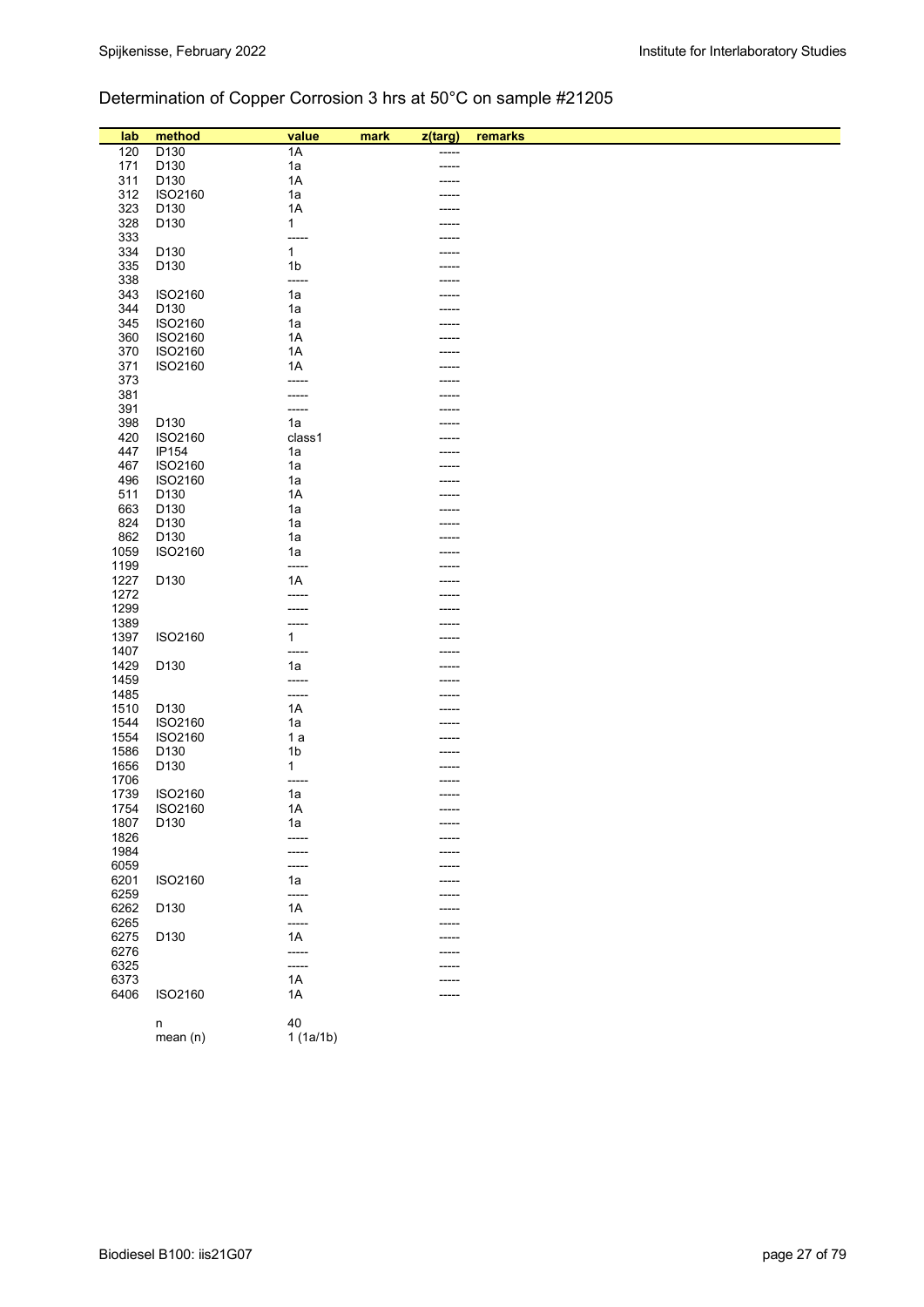## Determination of Copper Corrosion 3 hrs at 50°C on sample #21205

| lab | method | value | mark | z(targ) | remarks |
|---|---|---|---|---|---|
| 120 | D130 | 1A | | ----- | |
| 171 | D130 | 1a | | ----- | |
| 311 | D130 | 1A | | ----- | |
| 312 | ISO2160 | 1a | | ----- | |
| 323 | D130 | 1A | | ----- | |
| 328 | D130 | 1 | | ----- | |
| 333 | | ----- | | ----- | |
| 334 | D130 | 1 | | ----- | |
| 335 | D130 | 1b | | ----- | |
| 338 | | ----- | | ----- | |
| 343 | ISO2160 | 1a | | ----- | |
| 344 | D130 | 1a | | ----- | |
| 345 | ISO2160 | 1a | | ----- | |
| 360 | ISO2160 | 1A | | ----- | |
| 370 | ISO2160 | 1A | | ----- | |
| 371 | ISO2160 | 1A | | ----- | |
| 373 | | ----- | | ----- | |
| 381 | | ----- | | ----- | |
| 391 | | ----- | | ----- | |
| 398 | D130 | 1a | | ----- | |
| 420 | ISO2160 | class1 | | ----- | |
| 447 | IP154 | 1a | | ----- | |
| 467 | ISO2160 | 1a | | ----- | |
| 496 | ISO2160 | 1a | | ----- | |
| 511 | D130 | 1A | | ----- | |
| 663 | D130 | 1a | | ----- | |
| 824 | D130 | 1a | | ----- | |
| 862 | D130 | 1a | | ----- | |
| 1059 | ISO2160 | 1a | | ----- | |
| 1199 | | ----- | | ----- | |
| 1227 | D130 | 1A | | ----- | |
| 1272 | | ----- | | ----- | |
| 1299 | | ----- | | ----- | |
| 1389 | | ----- | | ----- | |
| 1397 | ISO2160 | 1 | | ----- | |
| 1407 | | ----- | | ----- | |
| 1429 | D130 | 1a | | ----- | |
| 1459 | | ----- | | ----- | |
| 1485 | | ----- | | ----- | |
| 1510 | D130 | 1A | | ----- | |
| 1544 | ISO2160 | 1a | | ----- | |
| 1554 | ISO2160 | 1 a | | ----- | |
| 1586 | D130 | 1b | | ----- | |
| 1656 | D130 | 1 | | ----- | |
| 1706 | | ----- | | ----- | |
| 1739 | ISO2160 | 1a | | ----- | |
| 1754 | ISO2160 | 1A | | ----- | |
| 1807 | D130 | 1a | | ----- | |
| 1826 | | ----- | | ----- | |
| 1984 | | ----- | | ----- | |
| 6059 | | ----- | | ----- | |
| 6201 | ISO2160 | 1a | | ----- | |
| 6259 | | ----- | | ----- | |
| 6262 | D130 | 1A | | ----- | |
| 6265 | | ----- | | ----- | |
| 6275 | D130 | 1A | | ----- | |
| 6276 | | ----- | | ----- | |
| 6325 | | ----- | | ----- | |
| 6373 | | 1A | | ----- | |
| 6406 | ISO2160 | 1A | | ----- | |
| | n | 40 | | | |
| | mean (n) | 1 (1a/1b) | | | |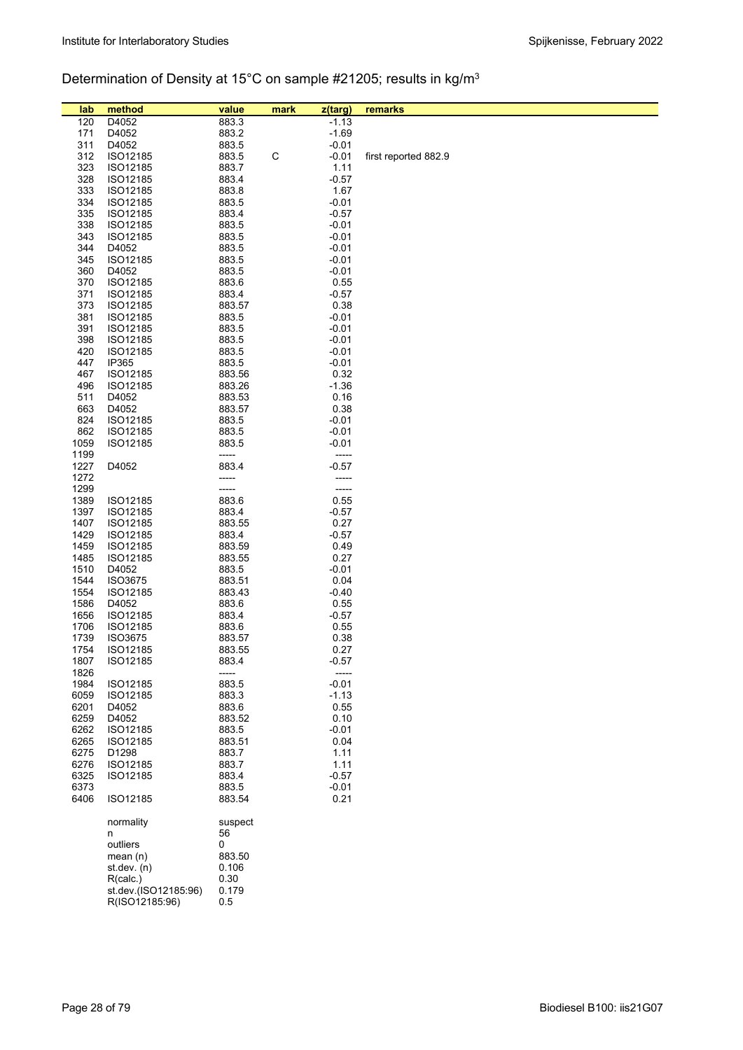## Determination of Density at 15°C on sample #21205; results in kg/m$^3$

| lab | method | value | mark | z(targ) | remarks |
|---|---|---|---|---|---|
| 120 | D4052 | 883.3 | | -1.13 | |
| 171 | D4052 | 883.2 | | -1.69 | |
| 311 | D4052 | 883.5 | | -0.01 | |
| 312 | ISO12185 | 883.5 | C | -0.01 | first reported 882.9 |
| 323 | ISO12185 | 883.7 | | 1.11 | |
| 328 | ISO12185 | 883.4 | | -0.57 | |
| 333 | ISO12185 | 883.8 | | 1.67 | |
| 334 | ISO12185 | 883.5 | | -0.01 | |
| 335 | ISO12185 | 883.4 | | -0.57 | |
| 338 | ISO12185 | 883.5 | | -0.01 | |
| 343 | ISO12185 | 883.5 | | -0.01 | |
| 344 | D4052 | 883.5 | | -0.01 | |
| 345 | ISO12185 | 883.5 | | -0.01 | |
| 360 | D4052 | 883.5 | | -0.01 | |
| 370 | ISO12185 | 883.6 | | 0.55 | |
| 371 | ISO12185 | 883.4 | | -0.57 | |
| 373 | ISO12185 | 883.57 | | 0.38 | |
| 381 | ISO12185 | 883.5 | | -0.01 | |
| 391 | ISO12185 | 883.5 | | -0.01 | |
| 398 | ISO12185 | 883.5 | | -0.01 | |
| 420 | ISO12185 | 883.5 | | -0.01 | |
| 447 | IP365 | 883.5 | | -0.01 | |
| 467 | ISO12185 | 883.56 | | 0.32 | |
| 496 | ISO12185 | 883.26 | | -1.36 | |
| 511 | D4052 | 883.53 | | 0.16 | |
| 663 | D4052 | 883.57 | | 0.38 | |
| 824 | ISO12185 | 883.5 | | -0.01 | |
| 862 | ISO12185 | 883.5 | | -0.01 | |
| 1059 | ISO12185 | 883.5 | | -0.01 | |
| 1199 | | ----- | | ----- | |
| 1227 | D4052 | 883.4 | | -0.57 | |
| 1272 | | ----- | | ----- | |
| 1299 | | ----- | | ----- | |
| 1389 | ISO12185 | 883.6 | | 0.55 | |
| 1397 | ISO12185 | 883.4 | | -0.57 | |
| 1407 | ISO12185 | 883.55 | | 0.27 | |
| 1429 | ISO12185 | 883.4 | | -0.57 | |
| 1459 | ISO12185 | 883.59 | | 0.49 | |
| 1485 | ISO12185 | 883.55 | | 0.27 | |
| 1510 | D4052 | 883.5 | | -0.01 | |
| 1544 | ISO3675 | 883.51 | | 0.04 | |
| 1554 | ISO12185 | 883.43 | | -0.40 | |
| 1586 | D4052 | 883.6 | | 0.55 | |
| 1656 | ISO12185 | 883.4 | | -0.57 | |
| 1706 | ISO12185 | 883.6 | | 0.55 | |
| 1739 | ISO3675 | 883.57 | | 0.38 | |
| 1754 | ISO12185 | 883.55 | | 0.27 | |
| 1807 | ISO12185 | 883.4 | | -0.57 | |
| 1826 | | ----- | | ----- | |
| 1984 | ISO12185 | 883.5 | | -0.01 | |
| 6059 | ISO12185 | 883.3 | | -1.13 | |
| 6201 | D4052 | 883.6 | | 0.55 | |
| 6259 | D4052 | 883.52 | | 0.10 | |
| 6262 | ISO12185 | 883.5 | | -0.01 | |
| 6265 | ISO12185 | 883.51 | | 0.04 | |
| 6275 | D1298 | 883.7 | | 1.11 | |
| 6276 | ISO12185 | 883.7 | | 1.11 | |
| 6325 | ISO12185 | 883.4 | | -0.57 | |
| 6373 | | 883.5 | | -0.01 | |
| 6406 | ISO12185 | 883.54 | | 0.21 | |
| | | | | | |
| | normality | suspect | | | |
| | n | 56 | | | |
| | outliers | 0 | | | |
| | mean (n) | 883.50 | | | |
| | st.dev. (n) | 0.106 | | | |
| | R(calc.) | 0.30 | | | |
| | st.dev.(ISO12185:96) | 0.179 | | | |
| | R(ISO12185:96) | 0.5 | | | |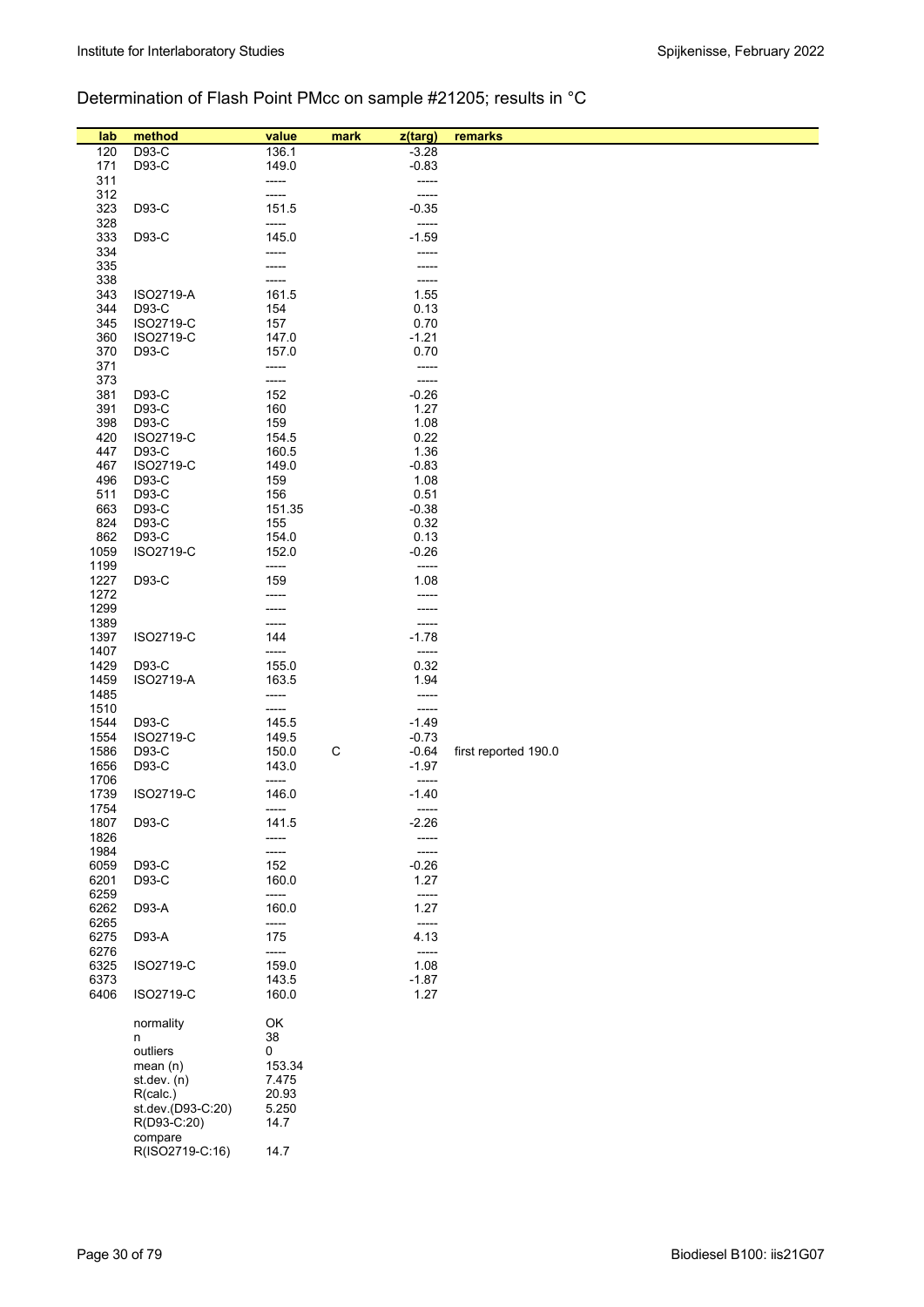## Determination of Flash Point PMcc on sample #21205; results in °C

| lab | method | value | mark | z(targ) | remarks |
|---|---|---|---|---|---|
| 120 | D93-C | 136.1 | | -3.28 | |
| 171 | D93-C | 149.0 | | -0.83 | |
| 311 | | ----- | | ----- | |
| 312 | | ----- | | ----- | |
| 323 | D93-C | 151.5 | | -0.35 | |
| 328 | | ----- | | ----- | |
| 333 | D93-C | 145.0 | | -1.59 | |
| 334 | | ----- | | ----- | |
| 335 | | ----- | | ----- | |
| 338 | | ----- | | ----- | |
| 343 | ISO2719-A | 161.5 | | 1.55 | |
| 344 | D93-C | 154 | | 0.13 | |
| 345 | ISO2719-C | 157 | | 0.70 | |
| 360 | ISO2719-C | 147.0 | | -1.21 | |
| 370 | D93-C | 157.0 | | 0.70 | |
| 371 | | ----- | | ----- | |
| 373 | | ----- | | ----- | |
| 381 | D93-C | 152 | | -0.26 | |
| 391 | D93-C | 160 | | 1.27 | |
| 398 | D93-C | 159 | | 1.08 | |
| 420 | ISO2719-C | 154.5 | | 0.22 | |
| 447 | D93-C | 160.5 | | 1.36 | |
| 467 | ISO2719-C | 149.0 | | -0.83 | |
| 496 | D93-C | 159 | | 1.08 | |
| 511 | D93-C | 156 | | 0.51 | |
| 663 | D93-C | 151.35 | | -0.38 | |
| 824 | D93-C | 155 | | 0.32 | |
| 862 | D93-C | 154.0 | | 0.13 | |
| 1059 | ISO2719-C | 152.0 | | -0.26 | |
| 1199 | | ----- | | ----- | |
| 1227 | D93-C | 159 | | 1.08 | |
| 1272 | | ----- | | ----- | |
| 1299 | | ----- | | ----- | |
| 1389 | | ----- | | ----- | |
| 1397 | ISO2719-C | 144 | | -1.78 | |
| 1407 | | ----- | | ----- | |
| 1429 | D93-C | 155.0 | | 0.32 | |
| 1459 | ISO2719-A | 163.5 | | 1.94 | |
| 1485 | | ----- | | ----- | |
| 1510 | | ----- | | ----- | |
| 1544 | D93-C | 145.5 | | -1.49 | |
| 1554 | ISO2719-C | 149.5 | | -0.73 | |
| 1586 | D93-C | 150.0 | C | -0.64 | first reported 190.0 |
| 1656 | D93-C | 143.0 | | -1.97 | |
| 1706 | | ----- | | ----- | |
| 1739 | ISO2719-C | 146.0 | | -1.40 | |
| 1754 | | ----- | | ----- | |
| 1807 | D93-C | 141.5 | | -2.26 | |
| 1826 | | ----- | | ----- | |
| 1984 | | ----- | | ----- | |
| 6059 | D93-C | 152 | | -0.26 | |
| 6201 | D93-C | 160.0 | | 1.27 | |
| 6259 | | ----- | | ----- | |
| 6262 | D93-A | 160.0 | | 1.27 | |
| 6265 | | ----- | | ----- | |
| 6275 | D93-A | 175 | | 4.13 | |
| 6276 | | ----- | | ----- | |
| 6325 | ISO2719-C | 159.0 | | 1.08 | |
| 6373 | | 143.5 | | -1.87 | |
| 6406 | ISO2719-C | 160.0 | | 1.27 | |
| | normality | OK | | | |
| | n | 38 | | | |
| | outliers | 0 | | | |
| | mean (n) | 153.34 | | | |
| | st.dev. (n) | 7.475 | | | |
| | R(calc.) | 20.93 | | | |
| | st.dev.(D93-C:20) | 5.250 | | | |
| | R(D93-C:20) | 14.7 | | | |
| | compare | | | | |
| | R(ISO2719-C:16) | 14.7 | | | |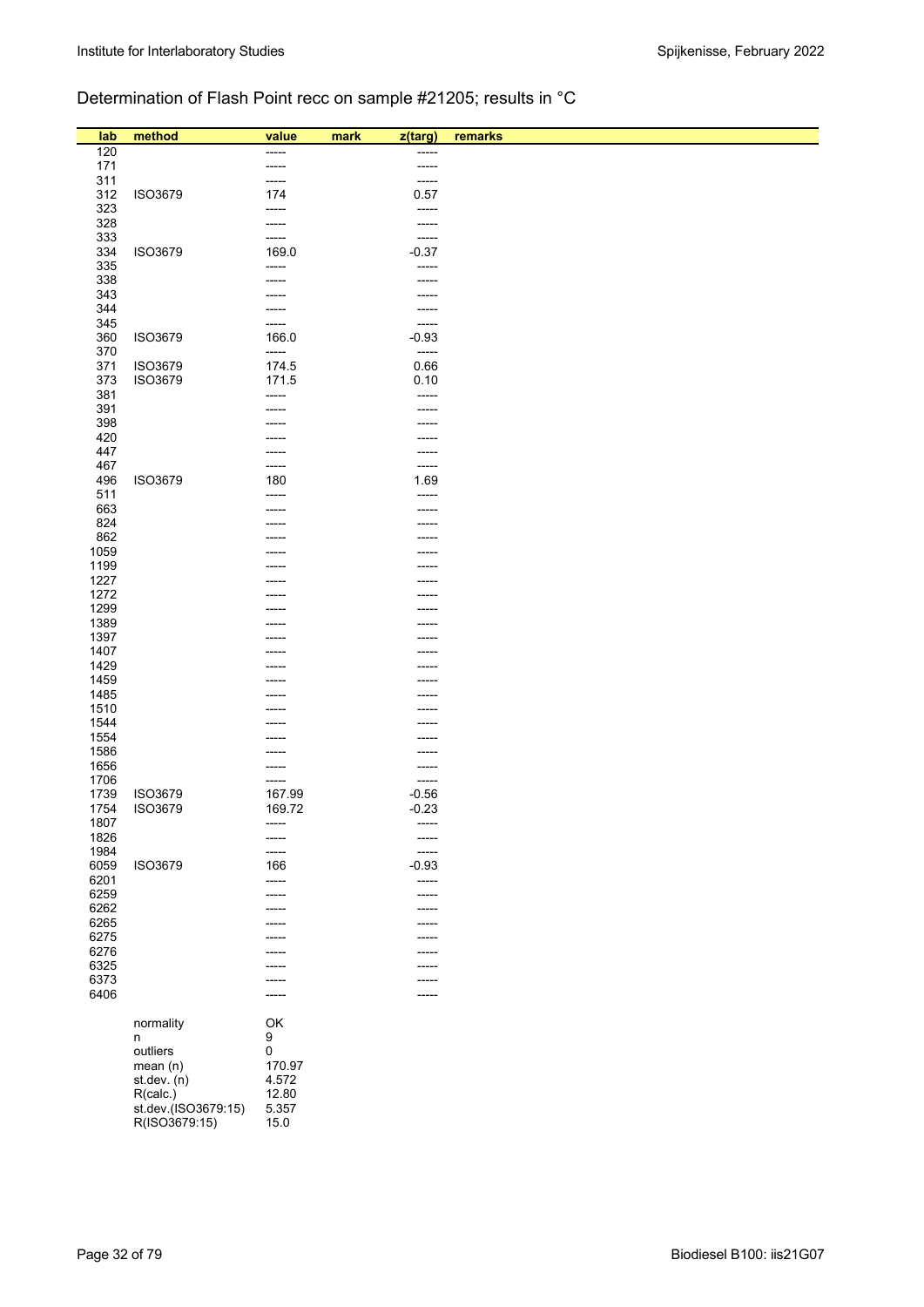## Determination of Flash Point recc on sample #21205; results in °C

| lab | method | value | mark | z(targ) | remarks |
|---|---|---|---|---|---|
| 120 | | ----- | | ----- | |
| 171 | | ----- | | ----- | |
| 311 | | ----- | | ----- | |
| 312 | ISO3679 | 174 | | 0.57 | |
| 323 | | ----- | | ----- | |
| 328 | | ----- | | ----- | |
| 333 | | ----- | | ----- | |
| 334 | ISO3679 | 169.0 | | -0.37 | |
| 335 | | ----- | | ----- | |
| 338 | | ----- | | ----- | |
| 343 | | ----- | | ----- | |
| 344 | | ----- | | ----- | |
| 345 | | ----- | | ----- | |
| 360 | ISO3679 | 166.0 | | -0.93 | |
| 370 | | ----- | | ----- | |
| 371 | ISO3679 | 174.5 | | 0.66 | |
| 373 | ISO3679 | 171.5 | | 0.10 | |
| 381 | | ----- | | ----- | |
| 391 | | ----- | | ----- | |
| 398 | | ----- | | ----- | |
| 420 | | ----- | | ----- | |
| 447 | | ----- | | ----- | |
| 467 | | ----- | | ----- | |
| 496 | ISO3679 | 180 | | 1.69 | |
| 511 | | ----- | | ----- | |
| 663 | | ----- | | ----- | |
| 824 | | ----- | | ----- | |
| 862 | | ----- | | ----- | |
| 1059 | | ----- | | ----- | |
| 1199 | | ----- | | ----- | |
| 1227 | | ----- | | ----- | |
| 1272 | | ----- | | ----- | |
| 1299 | | ----- | | ----- | |
| 1389 | | ----- | | ----- | |
| 1397 | | ----- | | ----- | |
| 1407 | | ----- | | ----- | |
| 1429 | | ----- | | ----- | |
| 1459 | | ----- | | ----- | |
| 1485 | | ----- | | ----- | |
| 1510 | | ----- | | ----- | |
| 1544 | | ----- | | ----- | |
| 1554 | | ----- | | ----- | |
| 1586 | | ----- | | ----- | |
| 1656 | | ----- | | ----- | |
| 1706 | | ----- | | ----- | |
| 1739 | ISO3679 | 167.99 | | -0.56 | |
| 1754 | ISO3679 | 169.72 | | -0.23 | |
| 1807 | | ----- | | ----- | |
| 1826 | | ----- | | ----- | |
| 1984 | | ----- | | ----- | |
| 6059 | ISO3679 | 166 | | -0.93 | |
| 6201 | | ----- | | ----- | |
| 6259 | | ----- | | ----- | |
| 6262 | | ----- | | ----- | |
| 6265 | | ----- | | ----- | |
| 6275 | | ----- | | ----- | |
| 6276 | | ----- | | ----- | |
| 6325 | | ----- | | ----- | |
| 6373 | | ----- | | ----- | |
| 6406 | | ----- | | ----- | |

| | |
|---|---|
| normality | OK |
| n | 9 |
| outliers | 0 |
| mean (n) | 170.97 |
| st.dev. (n) | 4.572 |
| R(calc.) | 12.80 |
| st.dev.(ISO3679:15) | 5.357 |
| R(ISO3679:15) | 15.0 |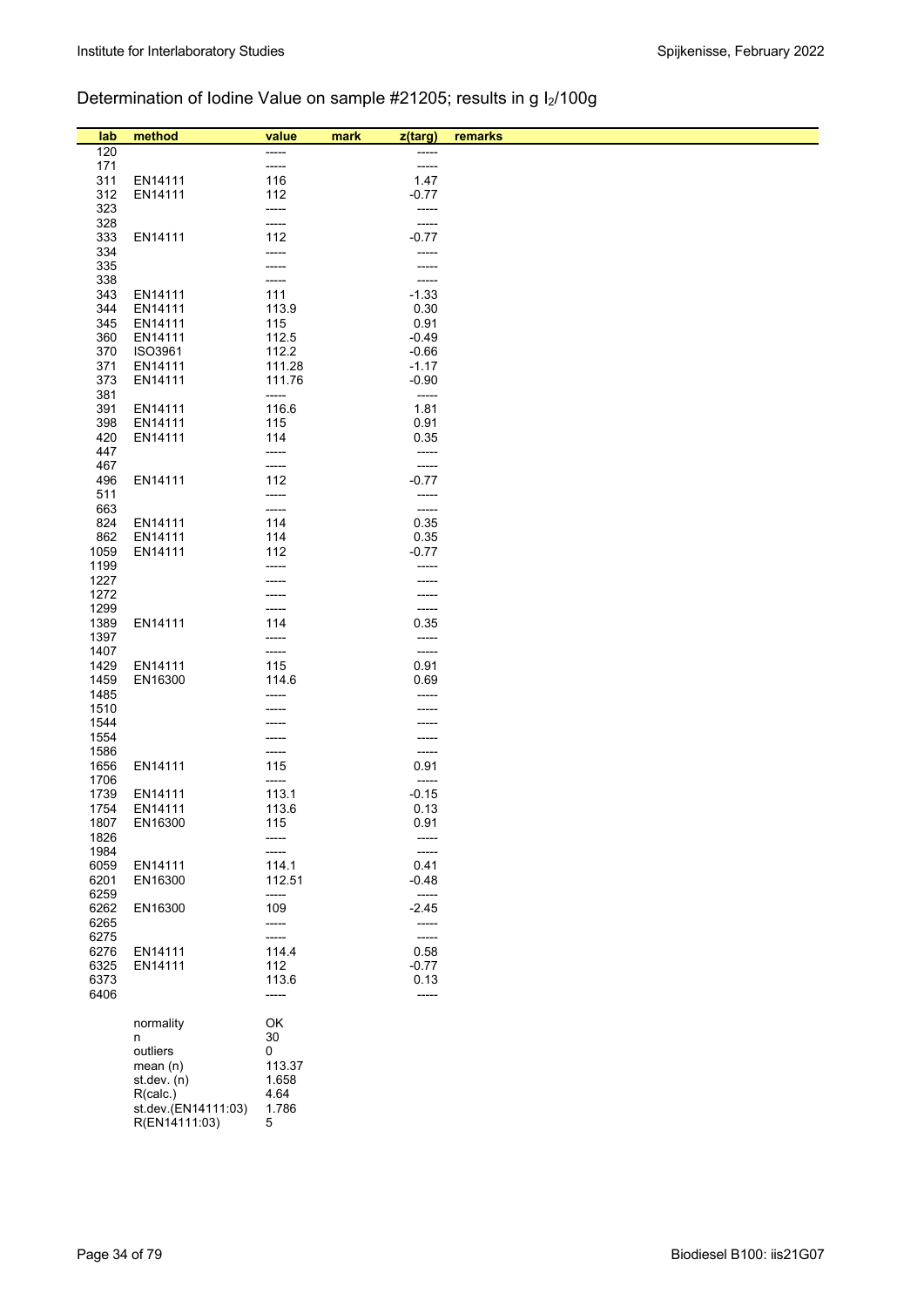Determination of Iodine Value on sample #21205; results in g $I_2$/100g

| lab | method | value | mark | z(targ) | remarks |
|---|---|---|---|---|---|
| 120 | | ----- | | ----- | |
| 171 | | ----- | | ----- | |
| 311 | EN14111 | 116 | | 1.47 | |
| 312 | EN14111 | 112 | | -0.77 | |
| 323 | | ----- | | ----- | |
| 328 | | ----- | | ----- | |
| 333 | EN14111 | 112 | | -0.77 | |
| 334 | | ----- | | ----- | |
| 335 | | ----- | | ----- | |
| 338 | | ----- | | ----- | |
| 343 | EN14111 | 111 | | -1.33 | |
| 344 | EN14111 | 113.9 | | 0.30 | |
| 345 | EN14111 | 115 | | 0.91 | |
| 360 | EN14111 | 112.5 | | -0.49 | |
| 370 | ISO3961 | 112.2 | | -0.66 | |
| 371 | EN14111 | 111.28 | | -1.17 | |
| 373 | EN14111 | 111.76 | | -0.90 | |
| 381 | | ----- | | ----- | |
| 391 | EN14111 | 116.6 | | 1.81 | |
| 398 | EN14111 | 115 | | 0.91 | |
| 420 | EN14111 | 114 | | 0.35 | |
| 447 | | ----- | | ----- | |
| 467 | | ----- | | ----- | |
| 496 | EN14111 | 112 | | -0.77 | |
| 511 | | ----- | | ----- | |
| 663 | | ----- | | ----- | |
| 824 | EN14111 | 114 | | 0.35 | |
| 862 | EN14111 | 114 | | 0.35 | |
| 1059 | EN14111 | 112 | | -0.77 | |
| 1199 | | ----- | | ----- | |
| 1227 | | ----- | | ----- | |
| 1272 | | ----- | | ----- | |
| 1299 | | ----- | | ----- | |
| 1389 | EN14111 | 114 | | 0.35 | |
| 1397 | | ----- | | ----- | |
| 1407 | | ----- | | ----- | |
| 1429 | EN14111 | 115 | | 0.91 | |
| 1459 | EN16300 | 114.6 | | 0.69 | |
| 1485 | | ----- | | ----- | |
| 1510 | | ----- | | ----- | |
| 1544 | | ----- | | ----- | |
| 1554 | | ----- | | ----- | |
| 1586 | | ----- | | ----- | |
| 1656 | EN14111 | 115 | | 0.91 | |
| 1706 | | ----- | | ----- | |
| 1739 | EN14111 | 113.1 | | -0.15 | |
| 1754 | EN14111 | 113.6 | | 0.13 | |
| 1807 | EN16300 | 115 | | 0.91 | |
| 1826 | | ----- | | ----- | |
| 1984 | | ----- | | ----- | |
| 6059 | EN14111 | 114.1 | | 0.41 | |
| 6201 | EN16300 | 112.51 | | -0.48 | |
| 6259 | | ----- | | ----- | |
| 6262 | EN16300 | 109 | | -2.45 | |
| 6265 | | ----- | | ----- | |
| 6275 | | ----- | | ----- | |
| 6276 | EN14111 | 114.4 | | 0.58 | |
| 6325 | EN14111 | 112 | | -0.77 | |
| 6373 | | 113.6 | | 0.13 | |
| 6406 | | ----- | | ----- | |

| | |
|---|---|
| normality | OK |
| n | 30 |
| outliers | 0 |
| mean (n) | 113.37 |
| st.dev. (n) | 1.658 |
| R(calc.) | 4.64 |
| st.dev.(EN14111:03) | 1.786 |
| R(EN14111:03) | 5 |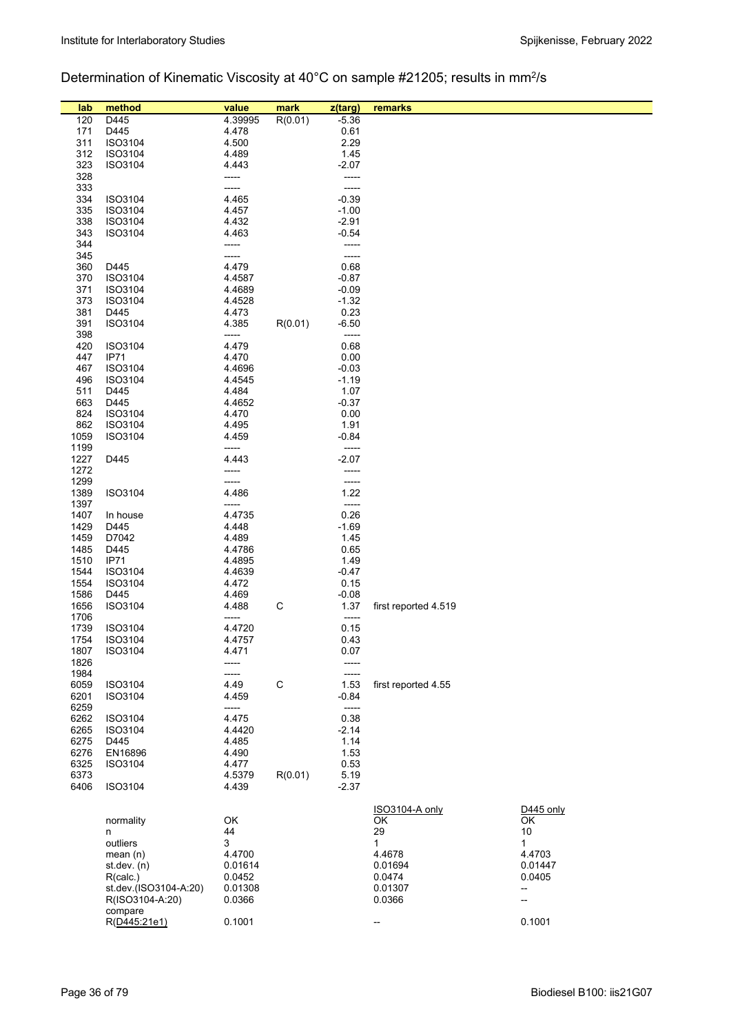## Determination of Kinematic Viscosity at 40°C on sample #21205; results in mm²/s

| lab | method | value | mark | z(targ) | remarks |
|---|---|---|---|---|---|
| 120 | D445 | 4.39995 | R(0.01) | -5.36 | |
| 171 | D445 | 4.478 | | 0.61 | |
| 311 | ISO3104 | 4.500 | | 2.29 | |
| 312 | ISO3104 | 4.489 | | 1.45 | |
| 323 | ISO3104 | 4.443 | | -2.07 | |
| 328 | | ----- | | ----- | |
| 333 | | ----- | | ----- | |
| 334 | ISO3104 | 4.465 | | -0.39 | |
| 335 | ISO3104 | 4.457 | | -1.00 | |
| 338 | ISO3104 | 4.432 | | -2.91 | |
| 343 | ISO3104 | 4.463 | | -0.54 | |
| 344 | | ----- | | ----- | |
| 345 | | ----- | | ----- | |
| 360 | D445 | 4.479 | | 0.68 | |
| 370 | ISO3104 | 4.4587 | | -0.87 | |
| 371 | ISO3104 | 4.4689 | | -0.09 | |
| 373 | ISO3104 | 4.4528 | | -1.32 | |
| 381 | D445 | 4.473 | | 0.23 | |
| 391 | ISO3104 | 4.385 | R(0.01) | -6.50 | |
| 398 | | ----- | | ----- | |
| 420 | ISO3104 | 4.479 | | 0.68 | |
| 447 | IP71 | 4.470 | | 0.00 | |
| 467 | ISO3104 | 4.4696 | | -0.03 | |
| 496 | ISO3104 | 4.4545 | | -1.19 | |
| 511 | D445 | 4.484 | | 1.07 | |
| 663 | D445 | 4.4652 | | -0.37 | |
| 824 | ISO3104 | 4.470 | | 0.00 | |
| 862 | ISO3104 | 4.495 | | 1.91 | |
| 1059 | ISO3104 | 4.459 | | -0.84 | |
| 1199 | | ----- | | ----- | |
| 1227 | D445 | 4.443 | | -2.07 | |
| 1272 | | ----- | | ----- | |
| 1299 | | ----- | | ----- | |
| 1389 | ISO3104 | 4.486 | | 1.22 | |
| 1397 | | ----- | | ----- | |
| 1407 | In house | 4.4735 | | 0.26 | |
| 1429 | D445 | 4.448 | | -1.69 | |
| 1459 | D7042 | 4.489 | | 1.45 | |
| 1485 | D445 | 4.4786 | | 0.65 | |
| 1510 | IP71 | 4.4895 | | 1.49 | |
| 1544 | ISO3104 | 4.4639 | | -0.47 | |
| 1554 | ISO3104 | 4.472 | | 0.15 | |
| 1586 | D445 | 4.469 | | -0.08 | |
| 1656 | ISO3104 | 4.488 | C | 1.37 | first reported 4.519 |
| 1706 | | ----- | | ----- | |
| 1739 | ISO3104 | 4.4720 | | 0.15 | |
| 1754 | ISO3104 | 4.4757 | | 0.43 | |
| 1807 | ISO3104 | 4.471 | | 0.07 | |
| 1826 | | ----- | | ----- | |
| 1984 | | ----- | | ----- | |
| 6059 | ISO3104 | 4.49 | C | 1.53 | first reported 4.55 |
| 6201 | ISO3104 | 4.459 | | -0.84 | |
| 6259 | | ----- | | ----- | |
| 6262 | ISO3104 | 4.475 | | 0.38 | |
| 6265 | ISO3104 | 4.4420 | | -2.14 | |
| 6275 | D445 | 4.485 | | 1.14 | |
| 6276 | EN16896 | 4.490 | | 1.53 | |
| 6325 | ISO3104 | 4.477 | | 0.53 | |
| 6373 | | 4.5379 | R(0.01) | 5.19 | |
| 6406 | ISO3104 | 4.439 | | -2.37 | |

| | | ISO3104-A only | D445 only |
|---|---|---|---|
| normality | OK | OK | OK |
| n | 44 | 29 | 10 |
| outliers | 3 | 1 | 1 |
| mean (n) | 4.4700 | 4.4678 | 4.4703 |
| st.dev. (n) | 0.01614 | 0.01694 | 0.01447 |
| R(calc.) | 0.0452 | 0.0474 | 0.0405 |
| st.dev.(ISO3104-A:20) | 0.01308 | 0.01307 | -- |
| R(ISO3104-A:20) | 0.0366 | 0.0366 | -- |
| compare R(D445:21e1) | 0.1001 | -- | 0.1001 |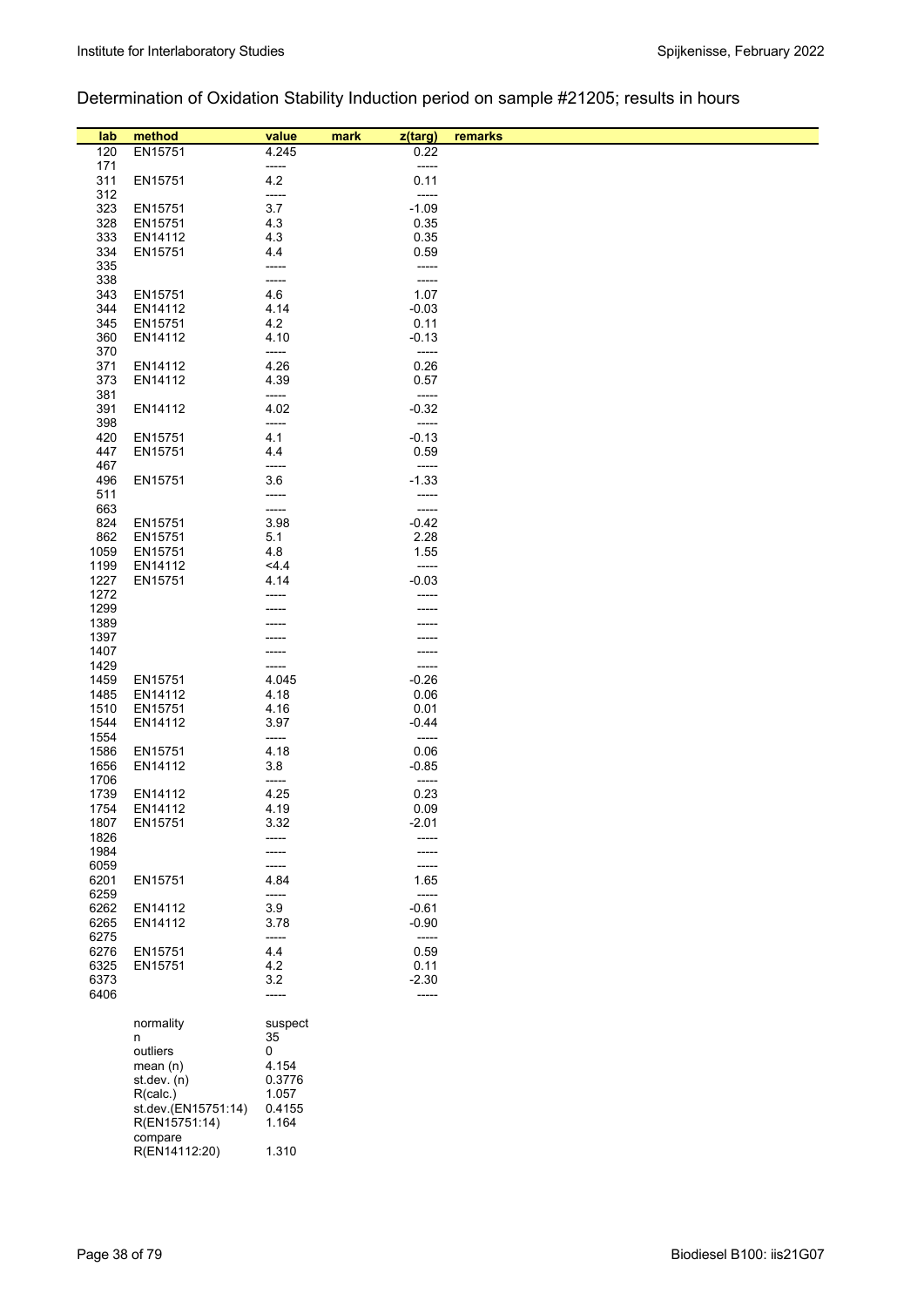## Determination of Oxidation Stability Induction period on sample #21205; results in hours

| lab | method | value | mark | z(targ) | remarks |
|---|---|---|---|---|---|
| 120 | EN15751 | 4.245 | | 0.22 | |
| 171 | | ----- | | ----- | |
| 311 | EN15751 | 4.2 | | 0.11 | |
| 312 | | ----- | | ----- | |
| 323 | EN15751 | 3.7 | | -1.09 | |
| 328 | EN15751 | 4.3 | | 0.35 | |
| 333 | EN14112 | 4.3 | | 0.35 | |
| 334 | EN15751 | 4.4 | | 0.59 | |
| 335 | | ----- | | ----- | |
| 338 | | ----- | | ----- | |
| 343 | EN15751 | 4.6 | | 1.07 | |
| 344 | EN14112 | 4.14 | | -0.03 | |
| 345 | EN15751 | 4.2 | | 0.11 | |
| 360 | EN14112 | 4.10 | | -0.13 | |
| 370 | | ----- | | ----- | |
| 371 | EN14112 | 4.26 | | 0.26 | |
| 373 | EN14112 | 4.39 | | 0.57 | |
| 381 | | ----- | | ----- | |
| 391 | EN14112 | 4.02 | | -0.32 | |
| 398 | | ----- | | ----- | |
| 420 | EN15751 | 4.1 | | -0.13 | |
| 447 | EN15751 | 4.4 | | 0.59 | |
| 467 | | ----- | | ----- | |
| 496 | EN15751 | 3.6 | | -1.33 | |
| 511 | | ----- | | ----- | |
| 663 | | ----- | | ----- | |
| 824 | EN15751 | 3.98 | | -0.42 | |
| 862 | EN15751 | 5.1 | | 2.28 | |
| 1059 | EN15751 | 4.8 | | 1.55 | |
| 1199 | EN14112 | <4.4 | | ----- | |
| 1227 | EN15751 | 4.14 | | -0.03 | |
| 1272 | | ----- | | ----- | |
| 1299 | | ----- | | ----- | |
| 1389 | | ----- | | ----- | |
| 1397 | | ----- | | ----- | |
| 1407 | | ----- | | ----- | |
| 1429 | | ----- | | ----- | |
| 1459 | EN15751 | 4.045 | | -0.26 | |
| 1485 | EN14112 | 4.18 | | 0.06 | |
| 1510 | EN15751 | 4.16 | | 0.01 | |
| 1544 | EN14112 | 3.97 | | -0.44 | |
| 1554 | | ----- | | ----- | |
| 1586 | EN15751 | 4.18 | | 0.06 | |
| 1656 | EN14112 | 3.8 | | -0.85 | |
| 1706 | | ----- | | ----- | |
| 1739 | EN14112 | 4.25 | | 0.23 | |
| 1754 | EN14112 | 4.19 | | 0.09 | |
| 1807 | EN15751 | 3.32 | | -2.01 | |
| 1826 | | ----- | | ----- | |
| 1984 | | ----- | | ----- | |
| 6059 | | ----- | | ----- | |
| 6201 | EN15751 | 4.84 | | 1.65 | |
| 6259 | | ----- | | ----- | |
| 6262 | EN14112 | 3.9 | | -0.61 | |
| 6265 | EN14112 | 3.78 | | -0.90 | |
| 6275 | | ----- | | ----- | |
| 6276 | EN15751 | 4.4 | | 0.59 | |
| 6325 | EN15751 | 4.2 | | 0.11 | |
| 6373 | | 3.2 | | -2.30 | |
| 6406 | | ----- | | ----- | |
| | normality | suspect | | | |
| | n | 35 | | | |
| | outliers | 0 | | | |
| | mean (n) | 4.154 | | | |
| | st.dev. (n) | 0.3776 | | | |
| | R(calc.) | 1.057 | | | |
| | st.dev.(EN15751:14) | 0.4155 | | | |
| | R(EN15751:14) | 1.164 | | | |
| | compare | | | | |
| | R(EN14112:20) | 1.310 | | | |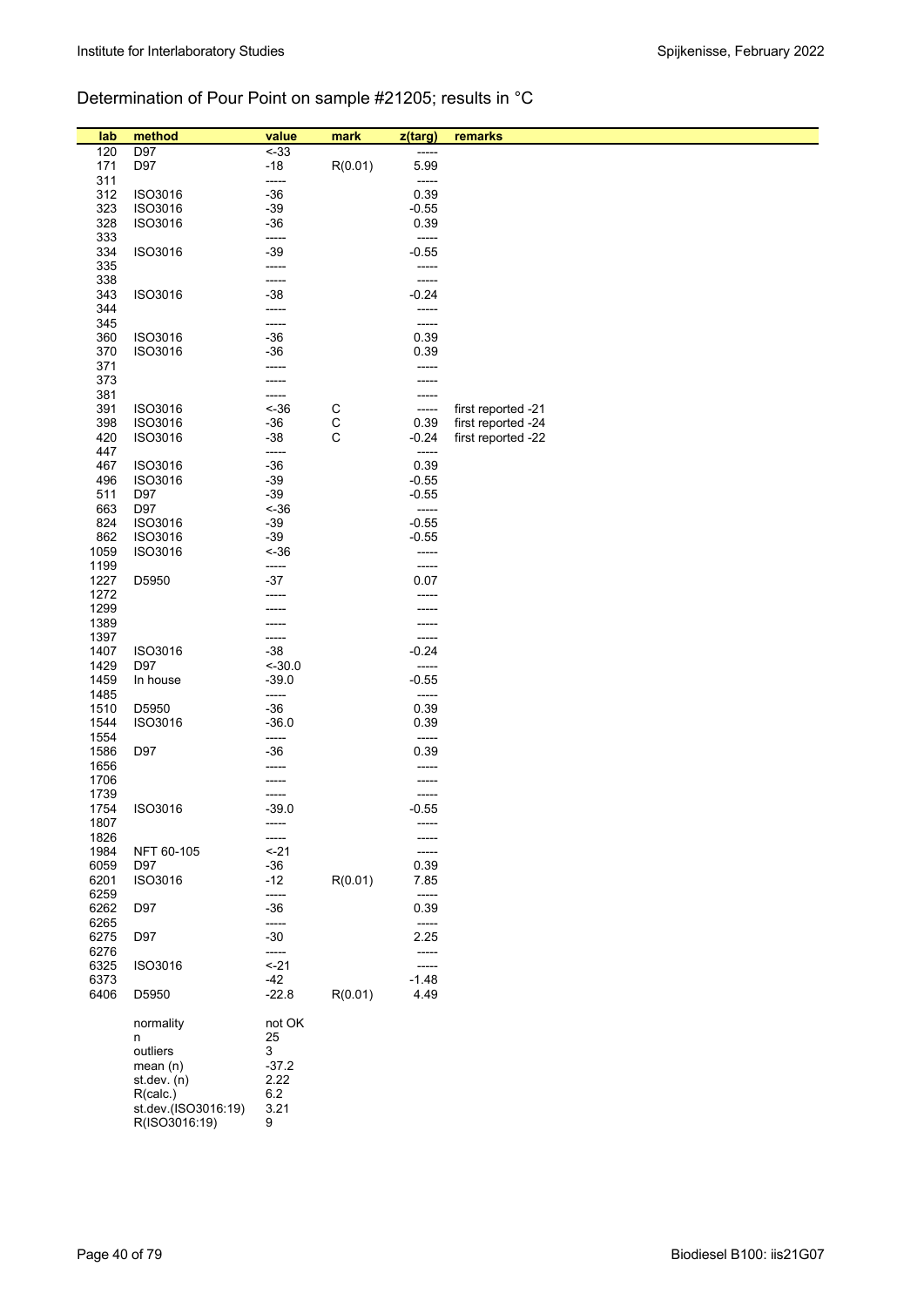## Determination of Pour Point on sample #21205; results in °C

| lab | method | value | mark | z(targ) | remarks |
|---|---|---|---|---|---|
| 120 | D97 | <-33 | | ----- | |
| 171 | D97 | -18 | R(0.01) | 5.99 | |
| 311 | | ----- | | ----- | |
| 312 | ISO3016 | -36 | | 0.39 | |
| 323 | ISO3016 | -39 | | -0.55 | |
| 328 | ISO3016 | -36 | | 0.39 | |
| 333 | | ----- | | ----- | |
| 334 | ISO3016 | -39 | | -0.55 | |
| 335 | | ----- | | ----- | |
| 338 | | ----- | | ----- | |
| 343 | ISO3016 | -38 | | -0.24 | |
| 344 | | ----- | | ----- | |
| 345 | | ----- | | ----- | |
| 360 | ISO3016 | -36 | | 0.39 | |
| 370 | ISO3016 | -36 | | 0.39 | |
| 371 | | ----- | | ----- | |
| 373 | | ----- | | ----- | |
| 381 | | ----- | | ----- | |
| 391 | ISO3016 | <-36 | C | ----- | first reported -21 |
| 398 | ISO3016 | -36 | C | 0.39 | first reported -24 |
| 420 | ISO3016 | -38 | C | -0.24 | first reported -22 |
| 447 | | ----- | | ----- | |
| 467 | ISO3016 | -36 | | 0.39 | |
| 496 | ISO3016 | -39 | | -0.55 | |
| 511 | D97 | -39 | | -0.55 | |
| 663 | D97 | <-36 | | ----- | |
| 824 | ISO3016 | -39 | | -0.55 | |
| 862 | ISO3016 | -39 | | -0.55 | |
| 1059 | ISO3016 | <-36 | | ----- | |
| 1199 | | ----- | | ----- | |
| 1227 | D5950 | -37 | | 0.07 | |
| 1272 | | ----- | | ----- | |
| 1299 | | ----- | | ----- | |
| 1389 | | ----- | | ----- | |
| 1397 | | ----- | | ----- | |
| 1407 | ISO3016 | -38 | | -0.24 | |
| 1429 | D97 | <-30.0 | | ----- | |
| 1459 | In house | -39.0 | | -0.55 | |
| 1485 | | ----- | | ----- | |
| 1510 | D5950 | -36 | | 0.39 | |
| 1544 | ISO3016 | -36.0 | | 0.39 | |
| 1554 | | ----- | | ----- | |
| 1586 | D97 | -36 | | 0.39 | |
| 1656 | | ----- | | ----- | |
| 1706 | | ----- | | ----- | |
| 1739 | | ----- | | ----- | |
| 1754 | ISO3016 | -39.0 | | -0.55 | |
| 1807 | | ----- | | ----- | |
| 1826 | | ----- | | ----- | |
| 1984 | NFT 60-105 | <-21 | | ----- | |
| 6059 | D97 | -36 | | 0.39 | |
| 6201 | ISO3016 | -12 | R(0.01) | 7.85 | |
| 6259 | | ----- | | ----- | |
| 6262 | D97 | -36 | | 0.39 | |
| 6265 | | ----- | | ----- | |
| 6275 | D97 | -30 | | 2.25 | |
| 6276 | | ----- | | ----- | |
| 6325 | ISO3016 | <-21 | | ----- | |
| 6373 | | -42 | | -1.48 | |
| 6406 | D5950 | -22.8 | R(0.01) | 4.49 | |

| | |
|---|---|
| normality | not OK |
| n | 25 |
| outliers | 3 |
| mean (n) | -37.2 |
| st.dev. (n) | 2.22 |
| R(calc.) | 6.2 |
| st.dev.(ISO3016:19) | 3.21 |
| R(ISO3016:19) | 9 |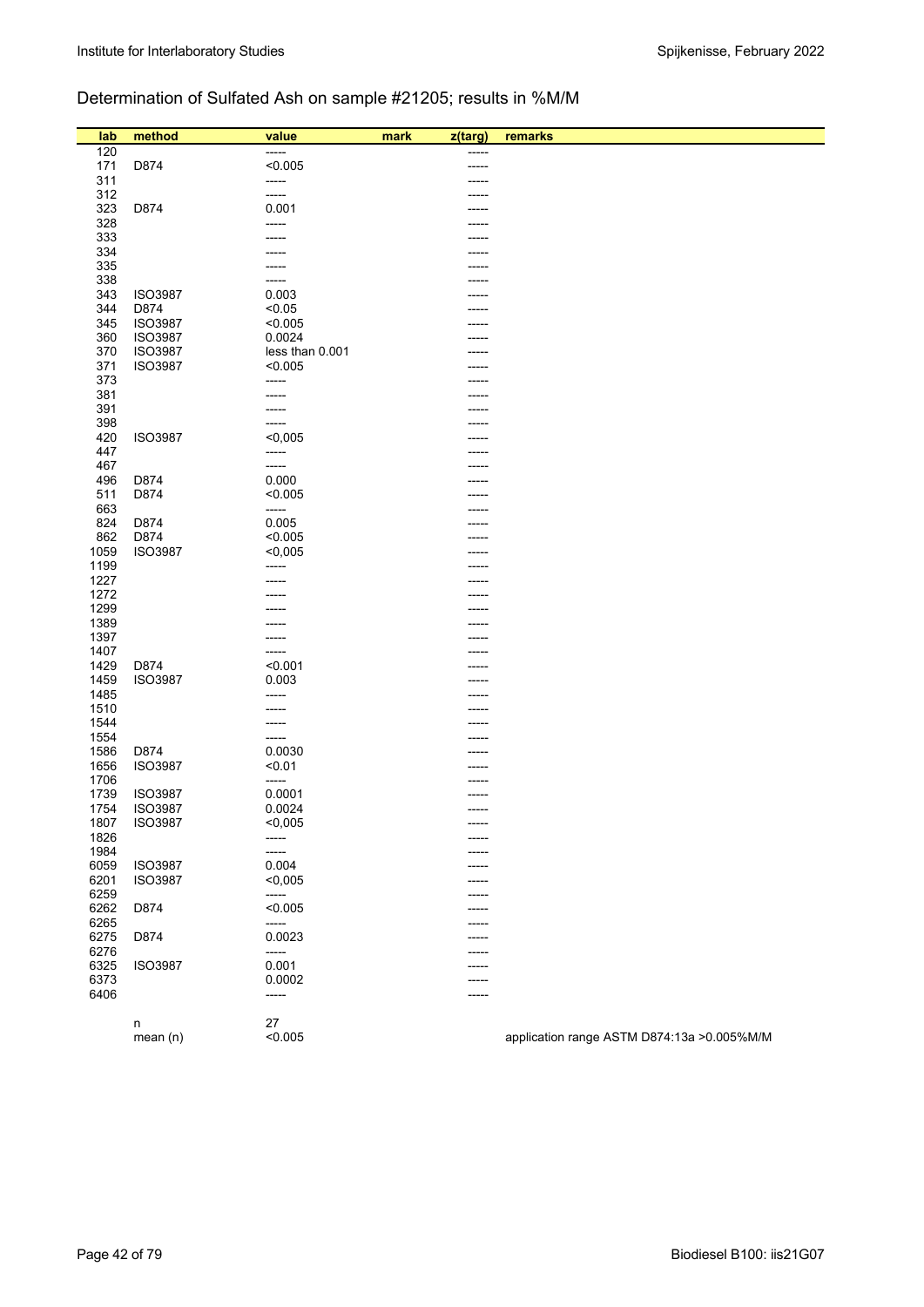## Determination of Sulfated Ash on sample #21205; results in %M/M

| lab | method | value | mark | z(targ) | remarks |
|---|---|---|---|---|---|
| 120 | | ----- | | ----- | |
| 171 | D874 | <0.005 | | ----- | |
| 311 | | ----- | | ----- | |
| 312 | | ----- | | ----- | |
| 323 | D874 | 0.001 | | ----- | |
| 328 | | ----- | | ----- | |
| 333 | | ----- | | ----- | |
| 334 | | ----- | | ----- | |
| 335 | | ----- | | ----- | |
| 338 | | ----- | | ----- | |
| 343 | ISO3987 | 0.003 | | ----- | |
| 344 | D874 | <0.05 | | ----- | |
| 345 | ISO3987 | <0.005 | | ----- | |
| 360 | ISO3987 | 0.0024 | | ----- | |
| 370 | ISO3987 | less than 0.001 | | ----- | |
| 371 | ISO3987 | <0.005 | | ----- | |
| 373 | | ----- | | ----- | |
| 381 | | ----- | | ----- | |
| 391 | | ----- | | ----- | |
| 398 | | ----- | | ----- | |
| 420 | ISO3987 | <0,005 | | ----- | |
| 447 | | ----- | | ----- | |
| 467 | | ----- | | ----- | |
| 496 | D874 | 0.000 | | ----- | |
| 511 | D874 | <0.005 | | ----- | |
| 663 | | ----- | | ----- | |
| 824 | D874 | 0.005 | | ----- | |
| 862 | D874 | <0.005 | | ----- | |
| 1059 | ISO3987 | <0,005 | | ----- | |
| 1199 | | ----- | | ----- | |
| 1227 | | ----- | | ----- | |
| 1272 | | ----- | | ----- | |
| 1299 | | ----- | | ----- | |
| 1389 | | ----- | | ----- | |
| 1397 | | ----- | | ----- | |
| 1407 | | ----- | | ----- | |
| 1429 | D874 | <0.001 | | ----- | |
| 1459 | ISO3987 | 0.003 | | ----- | |
| 1485 | | ----- | | ----- | |
| 1510 | | ----- | | ----- | |
| 1544 | | ----- | | ----- | |
| 1554 | | ----- | | ----- | |
| 1586 | D874 | 0.0030 | | ----- | |
| 1656 | ISO3987 | <0.01 | | ----- | |
| 1706 | | ----- | | ----- | |
| 1739 | ISO3987 | 0.0001 | | ----- | |
| 1754 | ISO3987 | 0.0024 | | ----- | |
| 1807 | ISO3987 | <0,005 | | ----- | |
| 1826 | | ----- | | ----- | |
| 1984 | | ----- | | ----- | |
| 6059 | ISO3987 | 0.004 | | ----- | |
| 6201 | ISO3987 | <0,005 | | ----- | |
| 6259 | | ----- | | ----- | |
| 6262 | D874 | <0.005 | | ----- | |
| 6265 | | ----- | | ----- | |
| 6275 | D874 | 0.0023 | | ----- | |
| 6276 | | ----- | | ----- | |
| 6325 | ISO3987 | 0.001 | | ----- | |
| 6373 | | 0.0002 | | ----- | |
| 6406 | | ----- | | ----- | |
| | n | 27 | | | |
| | mean (n) | <0.005 | | | application range ASTM D874:13a >0.005%M/M |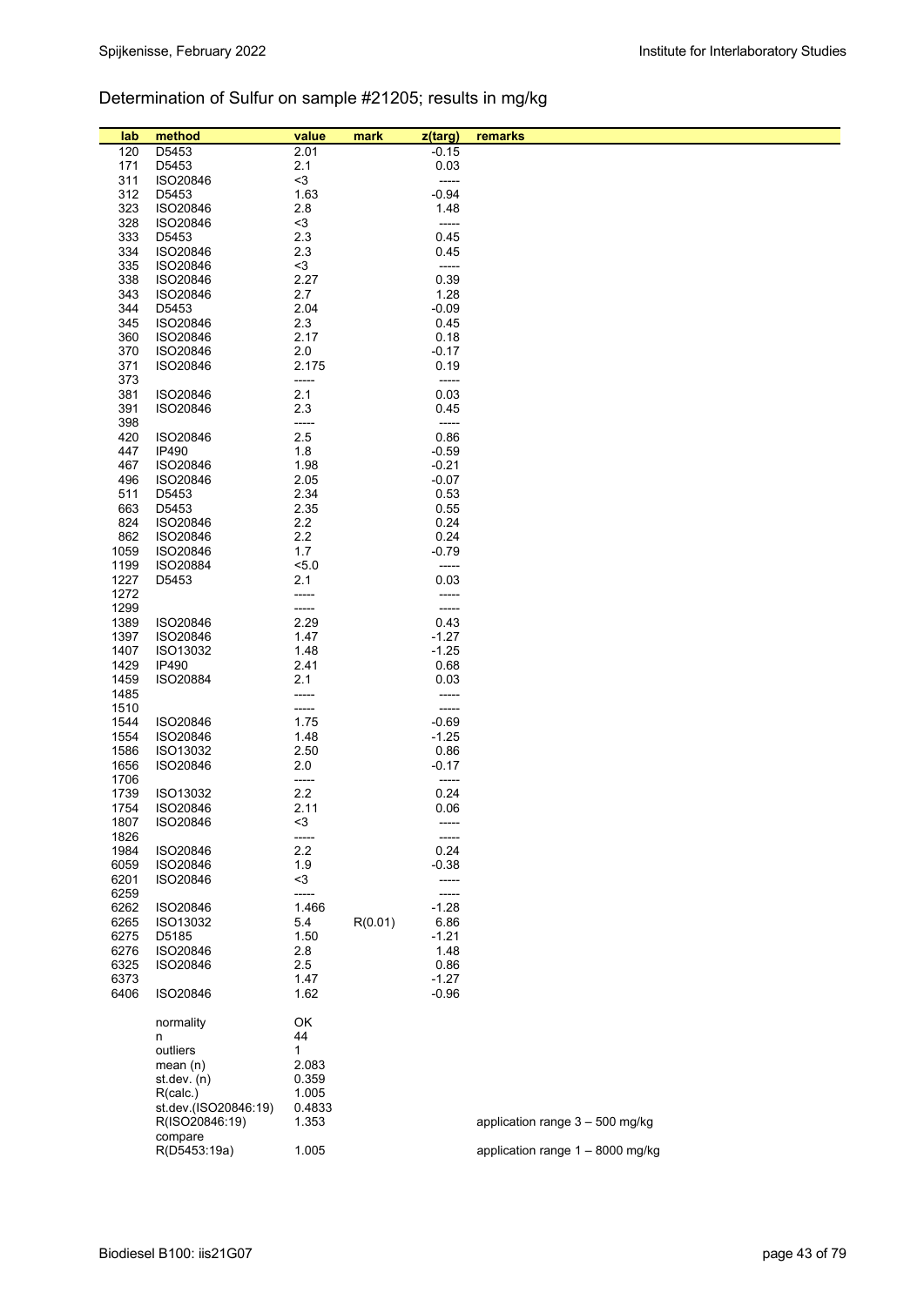## Determination of Sulfur on sample #21205; results in mg/kg

| lab | method | value | mark | z(targ) | remarks |
|---|---|---|---|---|---|
| 120 | D5453 | 2.01 | | -0.15 | |
| 171 | D5453 | 2.1 | | 0.03 | |
| 311 | ISO20846 | <3 | | ----- | |
| 312 | D5453 | 1.63 | | -0.94 | |
| 323 | ISO20846 | 2.8 | | 1.48 | |
| 328 | ISO20846 | <3 | | ----- | |
| 333 | D5453 | 2.3 | | 0.45 | |
| 334 | ISO20846 | 2.3 | | 0.45 | |
| 335 | ISO20846 | <3 | | ----- | |
| 338 | ISO20846 | 2.27 | | 0.39 | |
| 343 | ISO20846 | 2.7 | | 1.28 | |
| 344 | D5453 | 2.04 | | -0.09 | |
| 345 | ISO20846 | 2.3 | | 0.45 | |
| 360 | ISO20846 | 2.17 | | 0.18 | |
| 370 | ISO20846 | 2.0 | | -0.17 | |
| 371 | ISO20846 | 2.175 | | 0.19 | |
| 373 | | ----- | | ----- | |
| 381 | ISO20846 | 2.1 | | 0.03 | |
| 391 | ISO20846 | 2.3 | | 0.45 | |
| 398 | | ----- | | ----- | |
| 420 | ISO20846 | 2.5 | | 0.86 | |
| 447 | IP490 | 1.8 | | -0.59 | |
| 467 | ISO20846 | 1.98 | | -0.21 | |
| 496 | ISO20846 | 2.05 | | -0.07 | |
| 511 | D5453 | 2.34 | | 0.53 | |
| 663 | D5453 | 2.35 | | 0.55 | |
| 824 | ISO20846 | 2.2 | | 0.24 | |
| 862 | ISO20846 | 2.2 | | 0.24 | |
| 1059 | ISO20846 | 1.7 | | -0.79 | |
| 1199 | ISO20884 | <5.0 | | ----- | |
| 1227 | D5453 | 2.1 | | 0.03 | |
| 1272 | | ----- | | ----- | |
| 1299 | | ----- | | ----- | |
| 1389 | ISO20846 | 2.29 | | 0.43 | |
| 1397 | ISO20846 | 1.47 | | -1.27 | |
| 1407 | ISO13032 | 1.48 | | -1.25 | |
| 1429 | IP490 | 2.41 | | 0.68 | |
| 1459 | ISO20884 | 2.1 | | 0.03 | |
| 1485 | | ----- | | ----- | |
| 1510 | | ----- | | ----- | |
| 1544 | ISO20846 | 1.75 | | -0.69 | |
| 1554 | ISO20846 | 1.48 | | -1.25 | |
| 1586 | ISO13032 | 2.50 | | 0.86 | |
| 1656 | ISO20846 | 2.0 | | -0.17 | |
| 1706 | | ----- | | ----- | |
| 1739 | ISO13032 | 2.2 | | 0.24 | |
| 1754 | ISO20846 | 2.11 | | 0.06 | |
| 1807 | ISO20846 | <3 | | ----- | |
| 1826 | | ----- | | ----- | |
| 1984 | ISO20846 | 2.2 | | 0.24 | |
| 6059 | ISO20846 | 1.9 | | -0.38 | |
| 6201 | ISO20846 | <3 | | ----- | |
| 6259 | | ----- | | ----- | |
| 6262 | ISO20846 | 1.466 | | -1.28 | |
| 6265 | ISO13032 | 5.4 | R(0.01) | 6.86 | |
| 6275 | D5185 | 1.50 | | -1.21 | |
| 6276 | ISO20846 | 2.8 | | 1.48 | |
| 6325 | ISO20846 | 2.5 | | 0.86 | |
| 6373 | | 1.47 | | -1.27 | |
| 6406 | ISO20846 | 1.62 | | -0.96 | |
| | | | | | |
| | normality | OK | | | |
| | n | 44 | | | |
| | outliers | 1 | | | |
| | mean (n) | 2.083 | | | |
| | st.dev. (n) | 0.359 | | | |
| | R(calc.) | 1.005 | | | |
| | st.dev.(ISO20846:19) | 0.4833 | | | |
| | R(ISO20846:19) | 1.353 | | | application range 3 – 500 mg/kg |
| | compare | | | | |
| | R(D5453:19a) | 1.005 | | | application range 1 – 8000 mg/kg |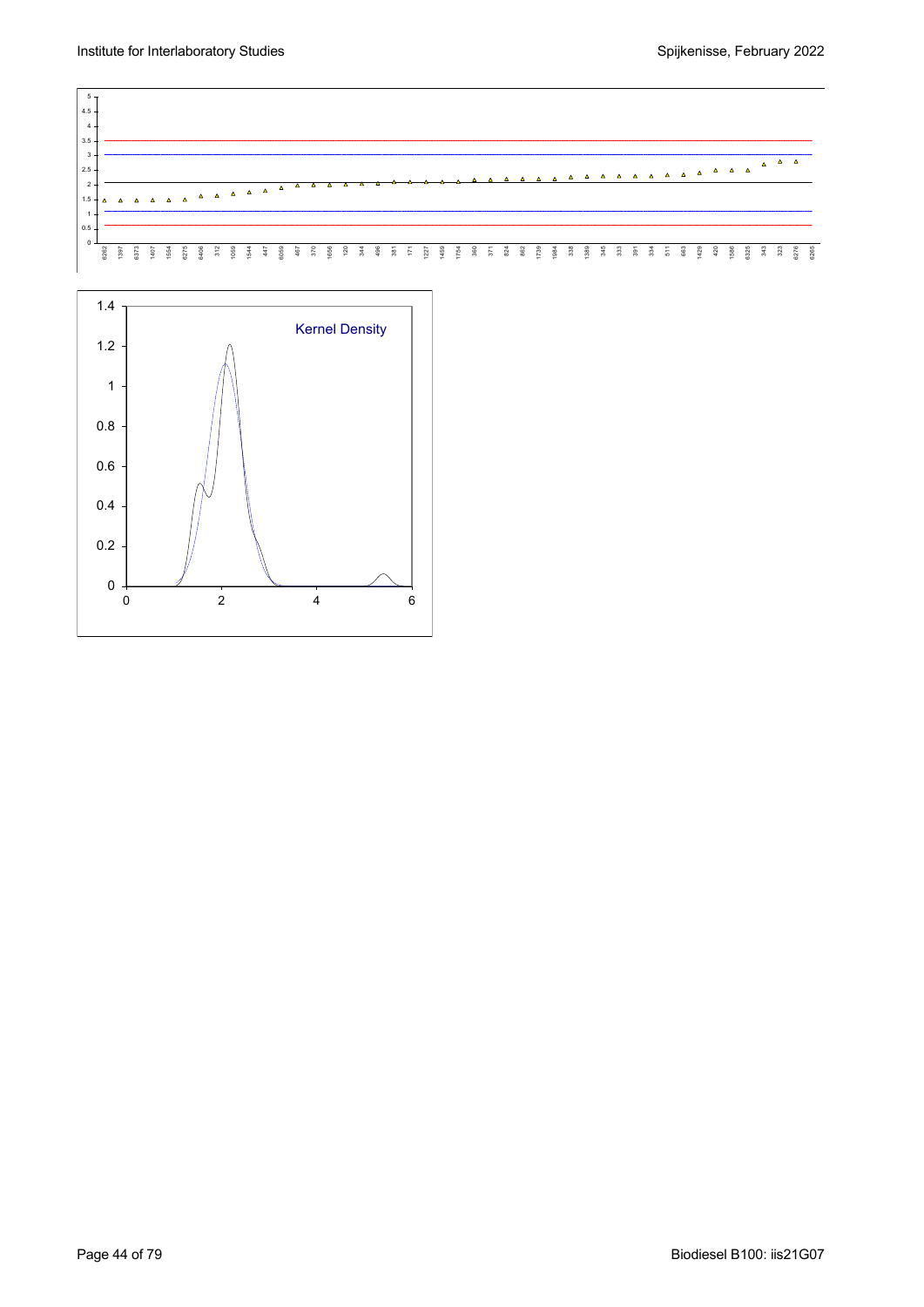Kernel Density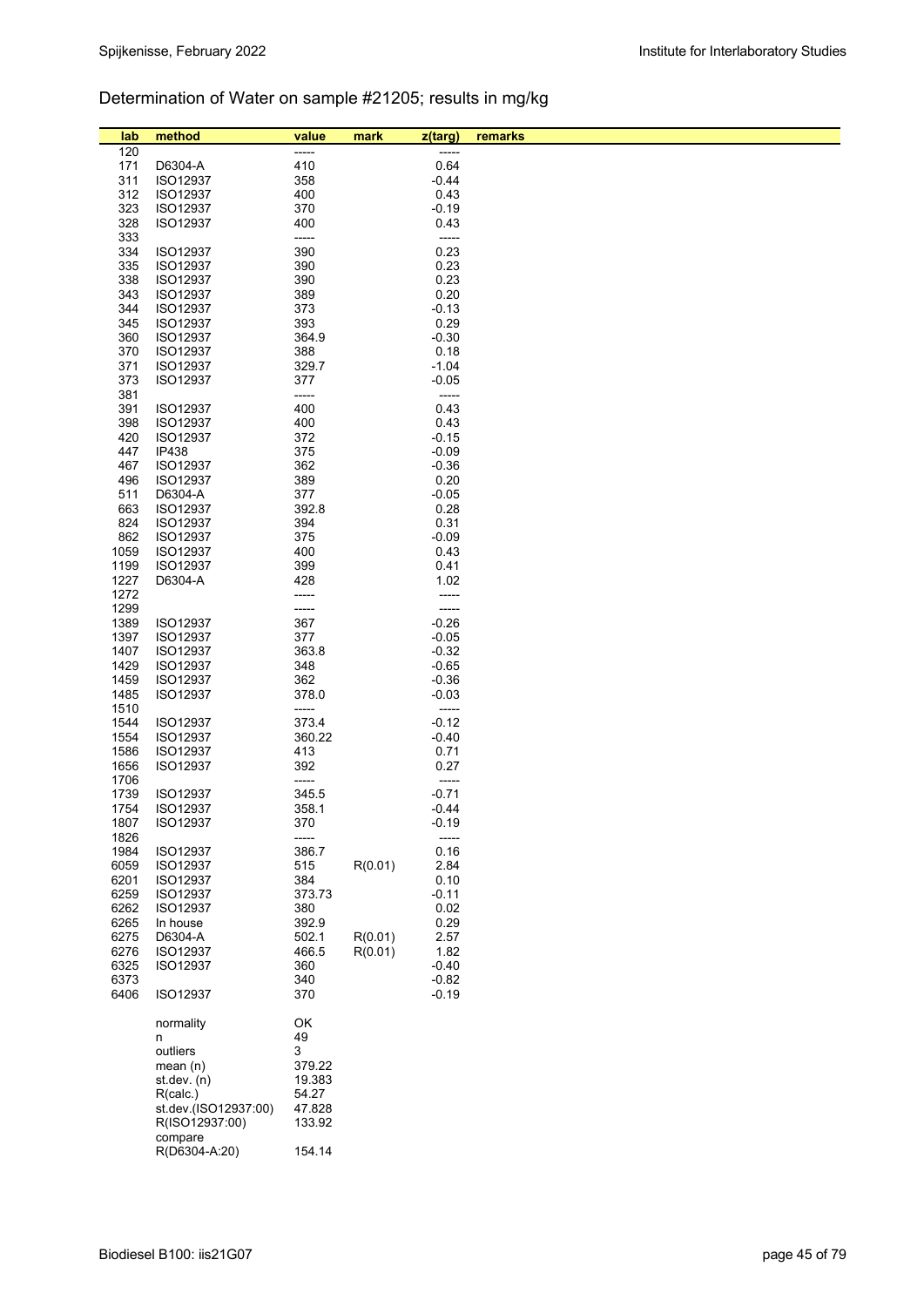## Determination of Water on sample #21205; results in mg/kg

| lab | method | value | mark | z(targ) | remarks |
|---|---|---|---|---|---|
| 120 | | ----- | | ----- | |
| 171 | D6304-A | 410 | | 0.64 | |
| 311 | ISO12937 | 358 | | -0.44 | |
| 312 | ISO12937 | 400 | | 0.43 | |
| 323 | ISO12937 | 370 | | -0.19 | |
| 328 | ISO12937 | 400 | | 0.43 | |
| 333 | | ----- | | ----- | |
| 334 | ISO12937 | 390 | | 0.23 | |
| 335 | ISO12937 | 390 | | 0.23 | |
| 338 | ISO12937 | 390 | | 0.23 | |
| 343 | ISO12937 | 389 | | 0.20 | |
| 344 | ISO12937 | 373 | | -0.13 | |
| 345 | ISO12937 | 393 | | 0.29 | |
| 360 | ISO12937 | 364.9 | | -0.30 | |
| 370 | ISO12937 | 388 | | 0.18 | |
| 371 | ISO12937 | 329.7 | | -1.04 | |
| 373 | ISO12937 | 377 | | -0.05 | |
| 381 | | ----- | | ----- | |
| 391 | ISO12937 | 400 | | 0.43 | |
| 398 | ISO12937 | 400 | | 0.43 | |
| 420 | ISO12937 | 372 | | -0.15 | |
| 447 | IP438 | 375 | | -0.09 | |
| 467 | ISO12937 | 362 | | -0.36 | |
| 496 | ISO12937 | 389 | | 0.20 | |
| 511 | D6304-A | 377 | | -0.05 | |
| 663 | ISO12937 | 392.8 | | 0.28 | |
| 824 | ISO12937 | 394 | | 0.31 | |
| 862 | ISO12937 | 375 | | -0.09 | |
| 1059 | ISO12937 | 400 | | 0.43 | |
| 1199 | ISO12937 | 399 | | 0.41 | |
| 1227 | D6304-A | 428 | | 1.02 | |
| 1272 | | ----- | | ----- | |
| 1299 | | ----- | | ----- | |
| 1389 | ISO12937 | 367 | | -0.26 | |
| 1397 | ISO12937 | 377 | | -0.05 | |
| 1407 | ISO12937 | 363.8 | | -0.32 | |
| 1429 | ISO12937 | 348 | | -0.65 | |
| 1459 | ISO12937 | 362 | | -0.36 | |
| 1485 | ISO12937 | 378.0 | | -0.03 | |
| 1510 | | ----- | | ----- | |
| 1544 | ISO12937 | 373.4 | | -0.12 | |
| 1554 | ISO12937 | 360.22 | | -0.40 | |
| 1586 | ISO12937 | 413 | | 0.71 | |
| 1656 | ISO12937 | 392 | | 0.27 | |
| 1706 | | ----- | | ----- | |
| 1739 | ISO12937 | 345.5 | | -0.71 | |
| 1754 | ISO12937 | 358.1 | | -0.44 | |
| 1807 | ISO12937 | 370 | | -0.19 | |
| 1826 | | ----- | | ----- | |
| 1984 | ISO12937 | 386.7 | | 0.16 | |
| 6059 | ISO12937 | 515 | R(0.01) | 2.84 | |
| 6201 | ISO12937 | 384 | | 0.10 | |
| 6259 | ISO12937 | 373.73 | | -0.11 | |
| 6262 | ISO12937 | 380 | | 0.02 | |
| 6265 | In house | 392.9 | | 0.29 | |
| 6275 | D6304-A | 502.1 | R(0.01) | 2.57 | |
| 6276 | ISO12937 | 466.5 | R(0.01) | 1.82 | |
| 6325 | ISO12937 | 360 | | -0.40 | |
| 6373 | | 340 | | -0.82 | |
| 6406 | ISO12937 | 370 | | -0.19 | |
| | normality | OK | | | |
| | n | 49 | | | |
| | outliers | 3 | | | |
| | mean (n) | 379.22 | | | |
| | st.dev. (n) | 19.383 | | | |
| | R(calc.) | 54.27 | | | |
| | st.dev.(ISO12937:00) | 47.828 | | | |
| | R(ISO12937:00) | 133.92 | | | |
| | compare | | | | |
| | R(D6304-A:20) | 154.14 | | | |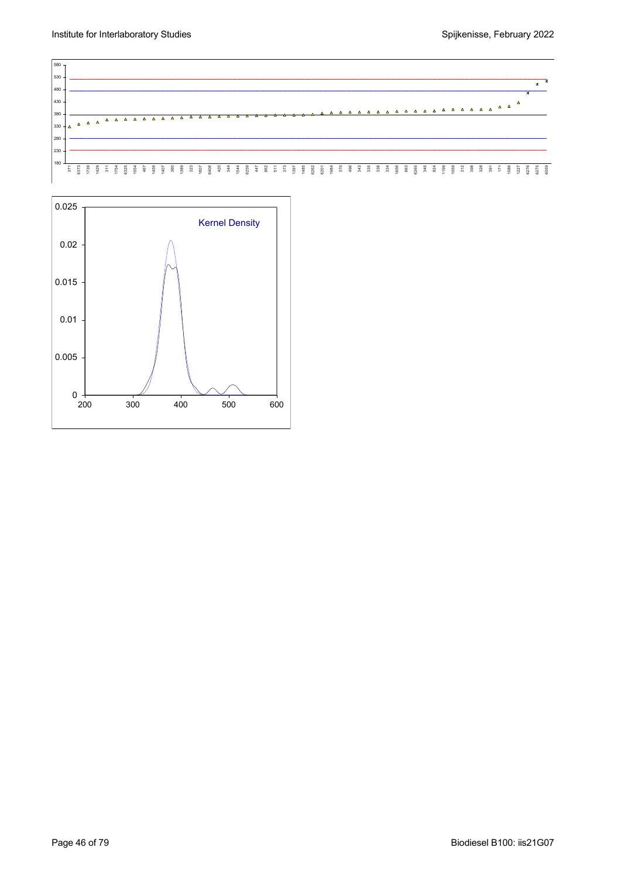Kernel Density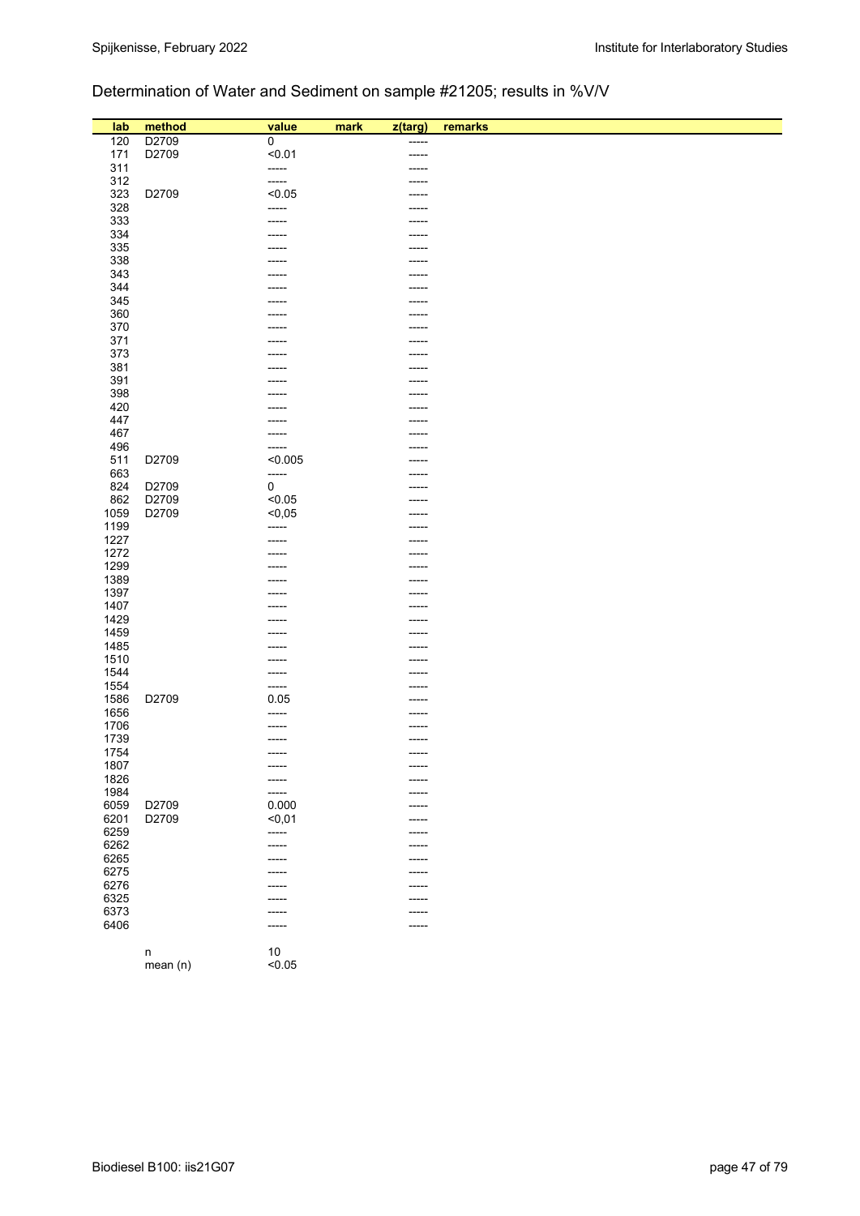## Determination of Water and Sediment on sample #21205; results in %V/V

| lab | method | value | mark | z(targ) | remarks |
|---|---|---|---|---|---|
| 120 | D2709 | 0 | | ----- | |
| 171 | D2709 | <0.01 | | ----- | |
| 311 | | ----- | | ----- | |
| 312 | | ----- | | ----- | |
| 323 | D2709 | <0.05 | | ----- | |
| 328 | | ----- | | ----- | |
| 333 | | ----- | | ----- | |
| 334 | | ----- | | ----- | |
| 335 | | ----- | | ----- | |
| 338 | | ----- | | ----- | |
| 343 | | ----- | | ----- | |
| 344 | | ----- | | ----- | |
| 345 | | ----- | | ----- | |
| 360 | | ----- | | ----- | |
| 370 | | ----- | | ----- | |
| 371 | | ----- | | ----- | |
| 373 | | ----- | | ----- | |
| 381 | | ----- | | ----- | |
| 391 | | ----- | | ----- | |
| 398 | | ----- | | ----- | |
| 420 | | ----- | | ----- | |
| 447 | | ----- | | ----- | |
| 467 | | ----- | | ----- | |
| 496 | | ----- | | ----- | |
| 511 | D2709 | <0.005 | | ----- | |
| 663 | | ----- | | ----- | |
| 824 | D2709 | 0 | | ----- | |
| 862 | D2709 | <0.05 | | ----- | |
| 1059 | D2709 | <0,05 | | ----- | |
| 1199 | | ----- | | ----- | |
| 1227 | | ----- | | ----- | |
| 1272 | | ----- | | ----- | |
| 1299 | | ----- | | ----- | |
| 1389 | | ----- | | ----- | |
| 1397 | | ----- | | ----- | |
| 1407 | | ----- | | ----- | |
| 1429 | | ----- | | ----- | |
| 1459 | | ----- | | ----- | |
| 1485 | | ----- | | ----- | |
| 1510 | | ----- | | ----- | |
| 1544 | | ----- | | ----- | |
| 1554 | | ----- | | ----- | |
| 1586 | D2709 | 0.05 | | ----- | |
| 1656 | | ----- | | ----- | |
| 1706 | | ----- | | ----- | |
| 1739 | | ----- | | ----- | |
| 1754 | | ----- | | ----- | |
| 1807 | | ----- | | ----- | |
| 1826 | | ----- | | ----- | |
| 1984 | | ----- | | ----- | |
| 6059 | D2709 | 0.000 | | ----- | |
| 6201 | D2709 | <0,01 | | ----- | |
| 6259 | | ----- | | ----- | |
| 6262 | | ----- | | ----- | |
| 6265 | | ----- | | ----- | |
| 6275 | | ----- | | ----- | |
| 6276 | | ----- | | ----- | |
| 6325 | | ----- | | ----- | |
| 6373 | | ----- | | ----- | |
| 6406 | | ----- | | ----- | |
| | n | 10 | | | |
| | mean (n) | <0.05 | | | |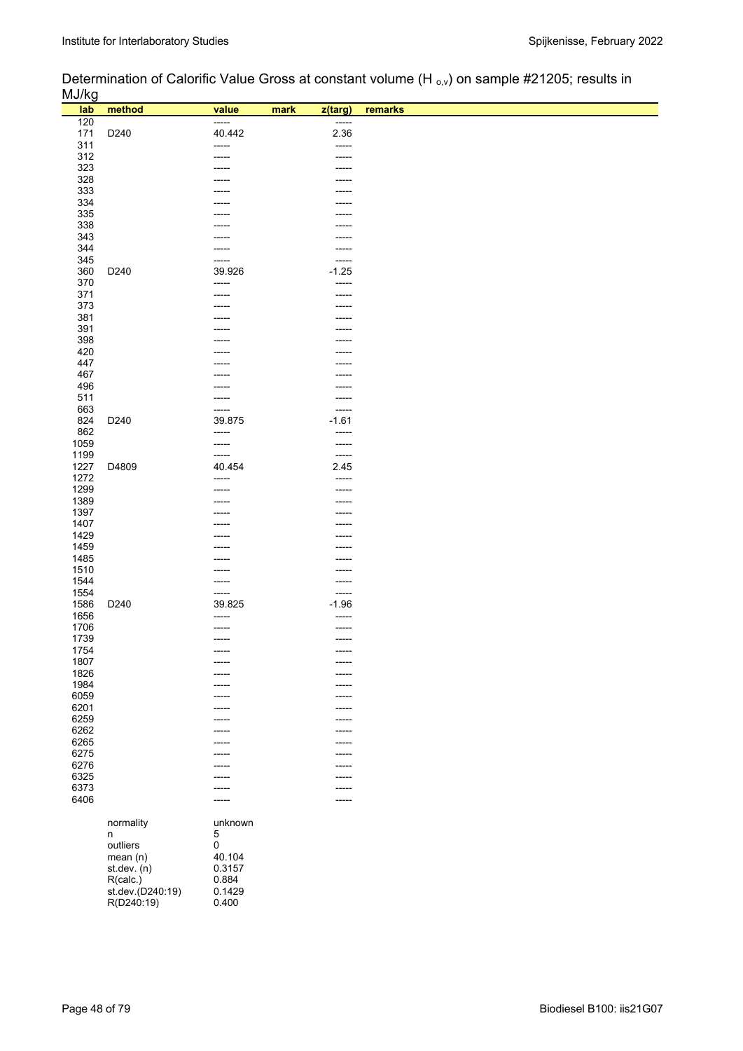Determination of Calorific Value Gross at constant volume ($H_{o,v}$) on sample #21205; results in MJ/kg

| lab | method | value | mark | z(targ) | remarks |
|---|---|---|---|---|---|
| 120 | | ----- | | ----- | |
| 171 | D240 | 40.442 | | 2.36 | |
| 311 | | ----- | | ----- | |
| 312 | | ----- | | ----- | |
| 323 | | ----- | | ----- | |
| 328 | | ----- | | ----- | |
| 333 | | ----- | | ----- | |
| 334 | | ----- | | ----- | |
| 335 | | ----- | | ----- | |
| 338 | | ----- | | ----- | |
| 343 | | ----- | | ----- | |
| 344 | | ----- | | ----- | |
| 345 | | ----- | | ----- | |
| 360 | D240 | 39.926 | | -1.25 | |
| 370 | | ----- | | ----- | |
| 371 | | ----- | | ----- | |
| 373 | | ----- | | ----- | |
| 381 | | ----- | | ----- | |
| 391 | | ----- | | ----- | |
| 398 | | ----- | | ----- | |
| 420 | | ----- | | ----- | |
| 447 | | ----- | | ----- | |
| 467 | | ----- | | ----- | |
| 496 | | ----- | | ----- | |
| 511 | | ----- | | ----- | |
| 663 | | ----- | | ----- | |
| 824 | D240 | 39.875 | | -1.61 | |
| 862 | | ----- | | ----- | |
| 1059 | | ----- | | ----- | |
| 1199 | | ----- | | ----- | |
| 1227 | D4809 | 40.454 | | 2.45 | |
| 1272 | | ----- | | ----- | |
| 1299 | | ----- | | ----- | |
| 1389 | | ----- | | ----- | |
| 1397 | | ----- | | ----- | |
| 1407 | | ----- | | ----- | |
| 1429 | | ----- | | ----- | |
| 1459 | | ----- | | ----- | |
| 1485 | | ----- | | ----- | |
| 1510 | | ----- | | ----- | |
| 1544 | | ----- | | ----- | |
| 1554 | | ----- | | ----- | |
| 1586 | D240 | 39.825 | | -1.96 | |
| 1656 | | ----- | | ----- | |
| 1706 | | ----- | | ----- | |
| 1739 | | ----- | | ----- | |
| 1754 | | ----- | | ----- | |
| 1807 | | ----- | | ----- | |
| 1826 | | ----- | | ----- | |
| 1984 | | ----- | | ----- | |
| 6059 | | ----- | | ----- | |
| 6201 | | ----- | | ----- | |
| 6259 | | ----- | | ----- | |
| 6262 | | ----- | | ----- | |
| 6265 | | ----- | | ----- | |
| 6275 | | ----- | | ----- | |
| 6276 | | ----- | | ----- | |
| 6325 | | ----- | | ----- | |
| 6373 | | ----- | | ----- | |
| 6406 | | ----- | | ----- | |

| | |
|---|---|
| normality | unknown |
| n | 5 |
| outliers | 0 |
| mean (n) | 40.104 |
| st.dev. (n) | 0.3157 |
| R(calc.) | 0.884 |
| st.dev.(D240:19) | 0.1429 |
| R(D240:19) | 0.400 |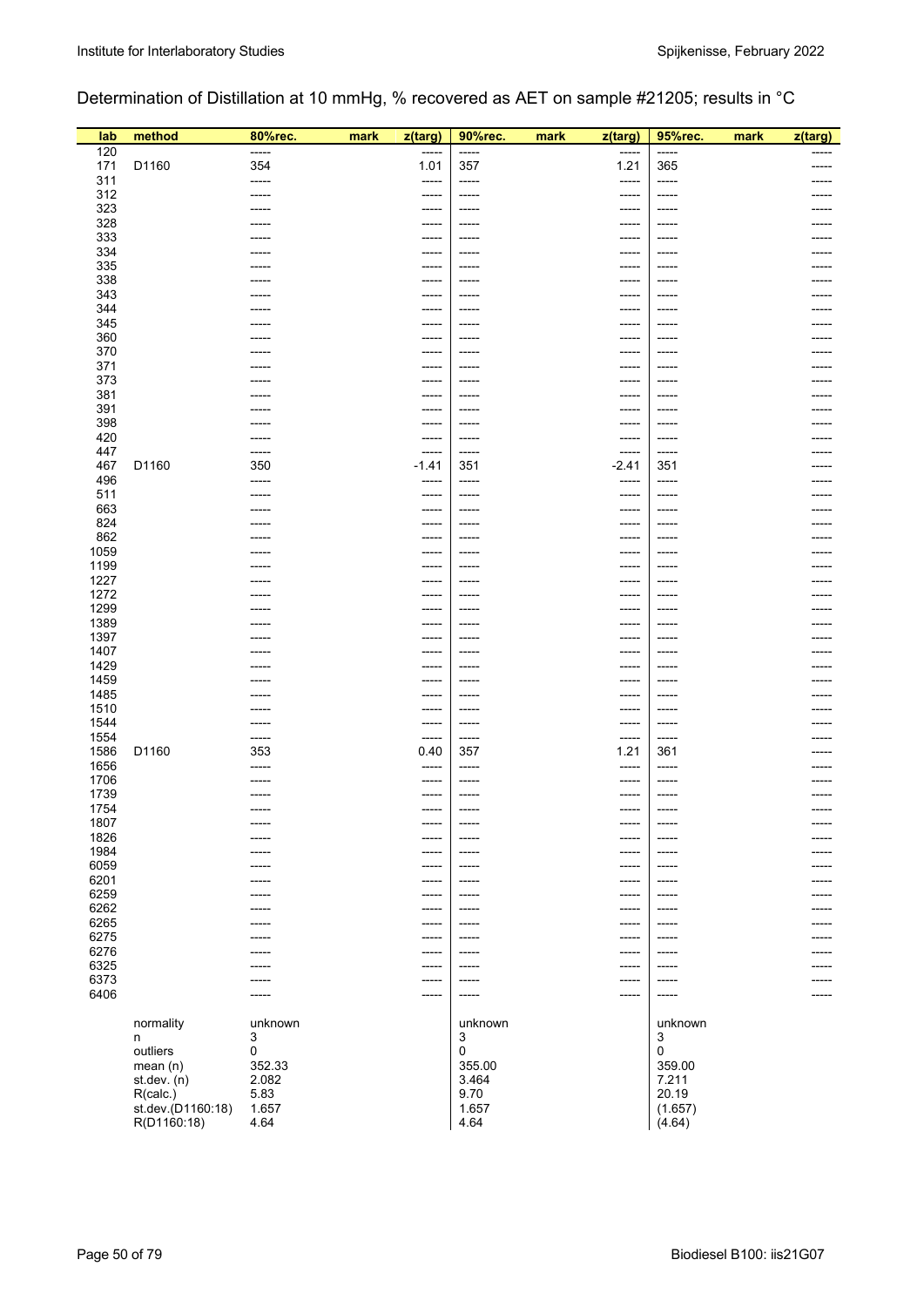## Determination of Distillation at 10 mmHg, % recovered as AET on sample #21205; results in °C

| lab | method | 80%rec. | mark | z(targ) | 90%rec. | mark | z(targ) | 95%rec. | mark | z(targ) |
|---|---|---|---|---|---|---|---|---|---|---|
| 120 | | ----- | | ----- | ----- | | ----- | ----- | | ----- |
| 171 | D1160 | 354 | | 1.01 | 357 | | 1.21 | 365 | | ----- |
| 311 | | ----- | | ----- | ----- | | ----- | ----- | | ----- |
| 312 | | ----- | | ----- | ----- | | ----- | ----- | | ----- |
| 323 | | ----- | | ----- | ----- | | ----- | ----- | | ----- |
| 328 | | ----- | | ----- | ----- | | ----- | ----- | | ----- |
| 333 | | ----- | | ----- | ----- | | ----- | ----- | | ----- |
| 334 | | ----- | | ----- | ----- | | ----- | ----- | | ----- |
| 335 | | ----- | | ----- | ----- | | ----- | ----- | | ----- |
| 338 | | ----- | | ----- | ----- | | ----- | ----- | | ----- |
| 343 | | ----- | | ----- | ----- | | ----- | ----- | | ----- |
| 344 | | ----- | | ----- | ----- | | ----- | ----- | | ----- |
| 345 | | ----- | | ----- | ----- | | ----- | ----- | | ----- |
| 360 | | ----- | | ----- | ----- | | ----- | ----- | | ----- |
| 370 | | ----- | | ----- | ----- | | ----- | ----- | | ----- |
| 371 | | ----- | | ----- | ----- | | ----- | ----- | | ----- |
| 373 | | ----- | | ----- | ----- | | ----- | ----- | | ----- |
| 381 | | ----- | | ----- | ----- | | ----- | ----- | | ----- |
| 391 | | ----- | | ----- | ----- | | ----- | ----- | | ----- |
| 398 | | ----- | | ----- | ----- | | ----- | ----- | | ----- |
| 420 | | ----- | | ----- | ----- | | ----- | ----- | | ----- |
| 447 | | ----- | | ----- | ----- | | ----- | ----- | | ----- |
| 467 | D1160 | 350 | | -1.41 | 351 | | -2.41 | 351 | | ----- |
| 496 | | ----- | | ----- | ----- | | ----- | ----- | | ----- |
| 511 | | ----- | | ----- | ----- | | ----- | ----- | | ----- |
| 663 | | ----- | | ----- | ----- | | ----- | ----- | | ----- |
| 824 | | ----- | | ----- | ----- | | ----- | ----- | | ----- |
| 862 | | ----- | | ----- | ----- | | ----- | ----- | | ----- |
| 1059 | | ----- | | ----- | ----- | | ----- | ----- | | ----- |
| 1199 | | ----- | | ----- | ----- | | ----- | ----- | | ----- |
| 1227 | | ----- | | ----- | ----- | | ----- | ----- | | ----- |
| 1272 | | ----- | | ----- | ----- | | ----- | ----- | | ----- |
| 1299 | | ----- | | ----- | ----- | | ----- | ----- | | ----- |
| 1389 | | ----- | | ----- | ----- | | ----- | ----- | | ----- |
| 1397 | | ----- | | ----- | ----- | | ----- | ----- | | ----- |
| 1407 | | ----- | | ----- | ----- | | ----- | ----- | | ----- |
| 1429 | | ----- | | ----- | ----- | | ----- | ----- | | ----- |
| 1459 | | ----- | | ----- | ----- | | ----- | ----- | | ----- |
| 1485 | | ----- | | ----- | ----- | | ----- | ----- | | ----- |
| 1510 | | ----- | | ----- | ----- | | ----- | ----- | | ----- |
| 1544 | | ----- | | ----- | ----- | | ----- | ----- | | ----- |
| 1554 | | ----- | | ----- | ----- | | ----- | ----- | | ----- |
| 1586 | D1160 | 353 | | 0.40 | 357 | | 1.21 | 361 | | ----- |
| 1656 | | ----- | | ----- | ----- | | ----- | ----- | | ----- |
| 1706 | | ----- | | ----- | ----- | | ----- | ----- | | ----- |
| 1739 | | ----- | | ----- | ----- | | ----- | ----- | | ----- |
| 1754 | | ----- | | ----- | ----- | | ----- | ----- | | ----- |
| 1807 | | ----- | | ----- | ----- | | ----- | ----- | | ----- |
| 1826 | | ----- | | ----- | ----- | | ----- | ----- | | ----- |
| 1984 | | ----- | | ----- | ----- | | ----- | ----- | | ----- |
| 6059 | | ----- | | ----- | ----- | | ----- | ----- | | ----- |
| 6201 | | ----- | | ----- | ----- | | ----- | ----- | | ----- |
| 6259 | | ----- | | ----- | ----- | | ----- | ----- | | ----- |
| 6262 | | ----- | | ----- | ----- | | ----- | ----- | | ----- |
| 6265 | | ----- | | ----- | ----- | | ----- | ----- | | ----- |
| 6275 | | ----- | | ----- | ----- | | ----- | ----- | | ----- |
| 6276 | | ----- | | ----- | ----- | | ----- | ----- | | ----- |
| 6325 | | ----- | | ----- | ----- | | ----- | ----- | | ----- |
| 6373 | | ----- | | ----- | ----- | | ----- | ----- | | ----- |
| 6406 | | ----- | | ----- | ----- | | ----- | ----- | | ----- |
| | normality | unknown | | | unknown | | | unknown | | |
| | n | 3 | | | 3 | | | 3 | | |
| | outliers | 0 | | | 0 | | | 0 | | |
| | mean (n) | 352.33 | | | 355.00 | | | 359.00 | | |
| | st.dev. (n) | 2.082 | | | 3.464 | | | 7.211 | | |
| | R(calc.) | 5.83 | | | 9.70 | | | 20.19 | | |
| | st.dev.(D1160:18) | 1.657 | | | 1.657 | | | (1.657) | | |
| | R(D1160:18) | 4.64 | | | 4.64 | | | (4.64) | | |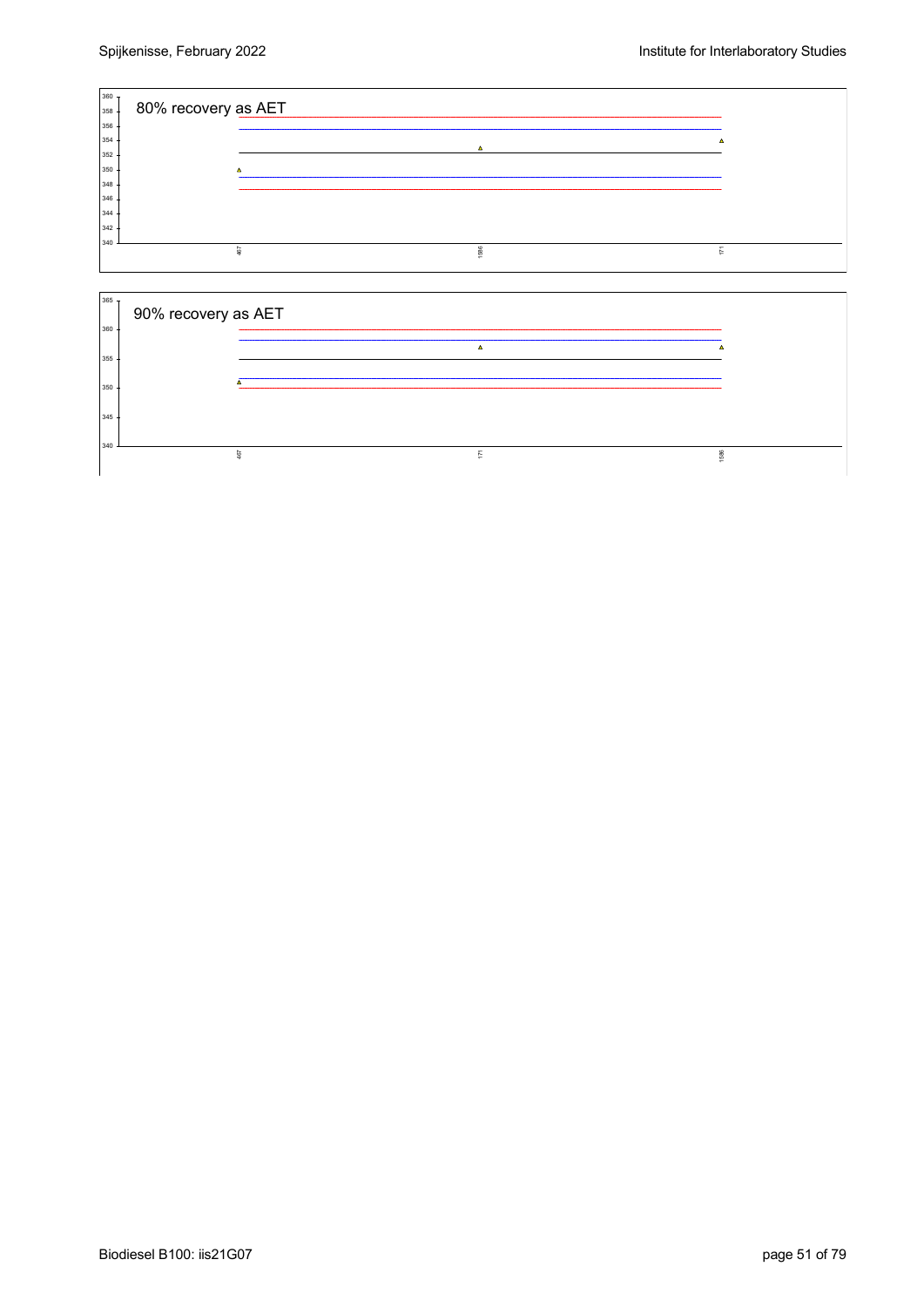80% recovery as AET

90% recovery as AET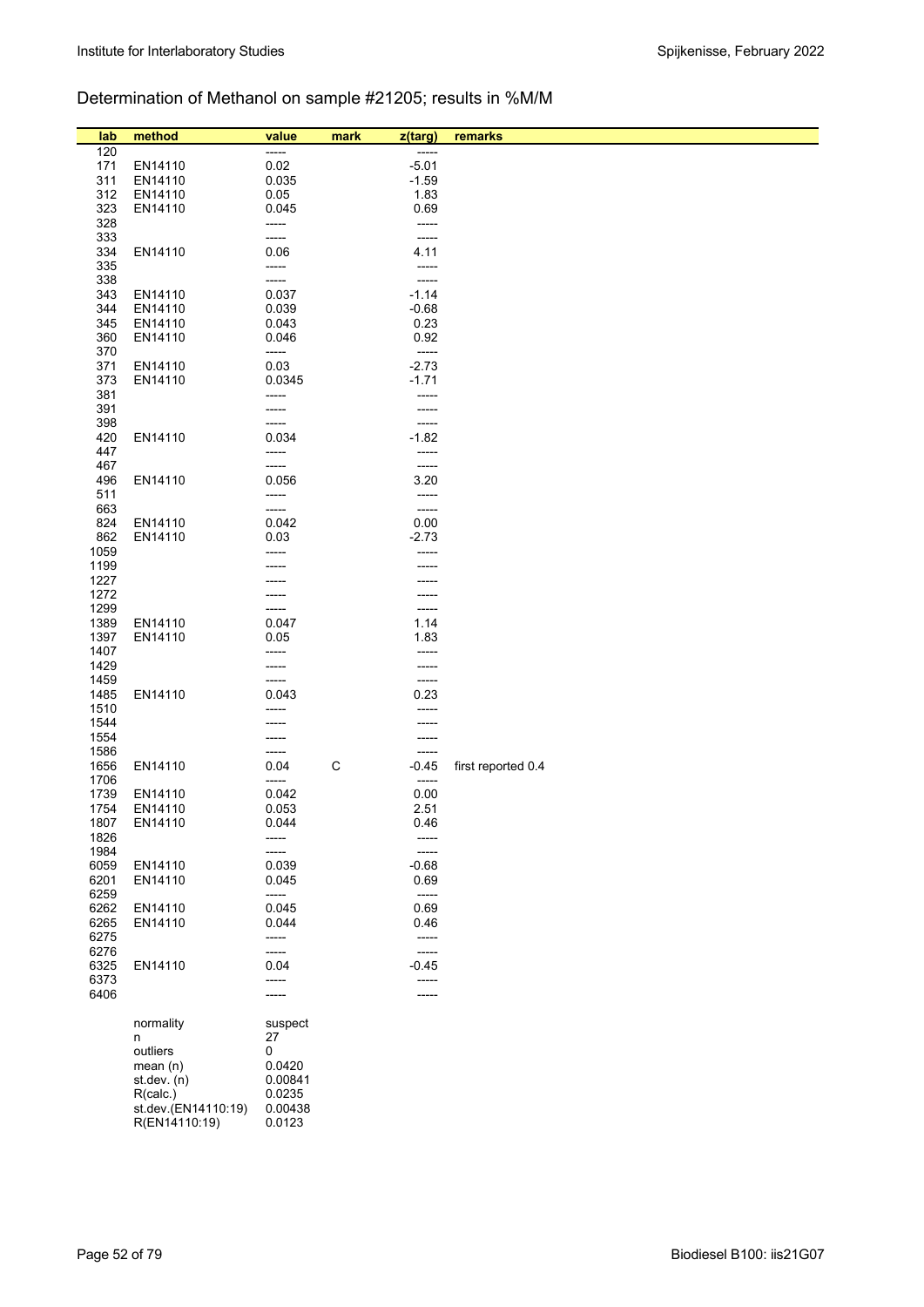## Determination of Methanol on sample #21205; results in %M/M

| lab | method | value | mark | z(targ) | remarks |
|---|---|---|---|---|---|
| 120 | | ----- | | ----- | |
| 171 | EN14110 | 0.02 | | -5.01 | |
| 311 | EN14110 | 0.035 | | -1.59 | |
| 312 | EN14110 | 0.05 | | 1.83 | |
| 323 | EN14110 | 0.045 | | 0.69 | |
| 328 | | ----- | | ----- | |
| 333 | | ----- | | ----- | |
| 334 | EN14110 | 0.06 | | 4.11 | |
| 335 | | ----- | | ----- | |
| 338 | | ----- | | ----- | |
| 343 | EN14110 | 0.037 | | -1.14 | |
| 344 | EN14110 | 0.039 | | -0.68 | |
| 345 | EN14110 | 0.043 | | 0.23 | |
| 360 | EN14110 | 0.046 | | 0.92 | |
| 370 | | ----- | | ----- | |
| 371 | EN14110 | 0.03 | | -2.73 | |
| 373 | EN14110 | 0.0345 | | -1.71 | |
| 381 | | ----- | | ----- | |
| 391 | | ----- | | ----- | |
| 398 | | ----- | | ----- | |
| 420 | EN14110 | 0.034 | | -1.82 | |
| 447 | | ----- | | ----- | |
| 467 | | ----- | | ----- | |
| 496 | EN14110 | 0.056 | | 3.20 | |
| 511 | | ----- | | ----- | |
| 663 | | ----- | | ----- | |
| 824 | EN14110 | 0.042 | | 0.00 | |
| 862 | EN14110 | 0.03 | | -2.73 | |
| 1059 | | ----- | | ----- | |
| 1199 | | ----- | | ----- | |
| 1227 | | ----- | | ----- | |
| 1272 | | ----- | | ----- | |
| 1299 | | ----- | | ----- | |
| 1389 | EN14110 | 0.047 | | 1.14 | |
| 1397 | EN14110 | 0.05 | | 1.83 | |
| 1407 | | ----- | | ----- | |
| 1429 | | ----- | | ----- | |
| 1459 | | ----- | | ----- | |
| 1485 | EN14110 | 0.043 | | 0.23 | |
| 1510 | | ----- | | ----- | |
| 1544 | | ----- | | ----- | |
| 1554 | | ----- | | ----- | |
| 1586 | | ----- | | ----- | |
| 1656 | EN14110 | 0.04 | C | -0.45 | first reported 0.4 |
| 1706 | | ----- | | ----- | |
| 1739 | EN14110 | 0.042 | | 0.00 | |
| 1754 | EN14110 | 0.053 | | 2.51 | |
| 1807 | EN14110 | 0.044 | | 0.46 | |
| 1826 | | ----- | | ----- | |
| 1984 | | ----- | | ----- | |
| 6059 | EN14110 | 0.039 | | -0.68 | |
| 6201 | EN14110 | 0.045 | | 0.69 | |
| 6259 | | ----- | | ----- | |
| 6262 | EN14110 | 0.045 | | 0.69 | |
| 6265 | EN14110 | 0.044 | | 0.46 | |
| 6275 | | ----- | | ----- | |
| 6276 | | ----- | | ----- | |
| 6325 | EN14110 | 0.04 | | -0.45 | |
| 6373 | | ----- | | ----- | |
| 6406 | | ----- | | ----- | |

| | |
|---|---|
| normality | suspect |
| n | 27 |
| outliers | 0 |
| mean (n) | 0.0420 |
| st.dev. (n) | 0.00841 |
| R(calc.) | 0.0235 |
| st.dev.(EN14110:19) | 0.00438 |
| R(EN14110:19) | 0.0123 |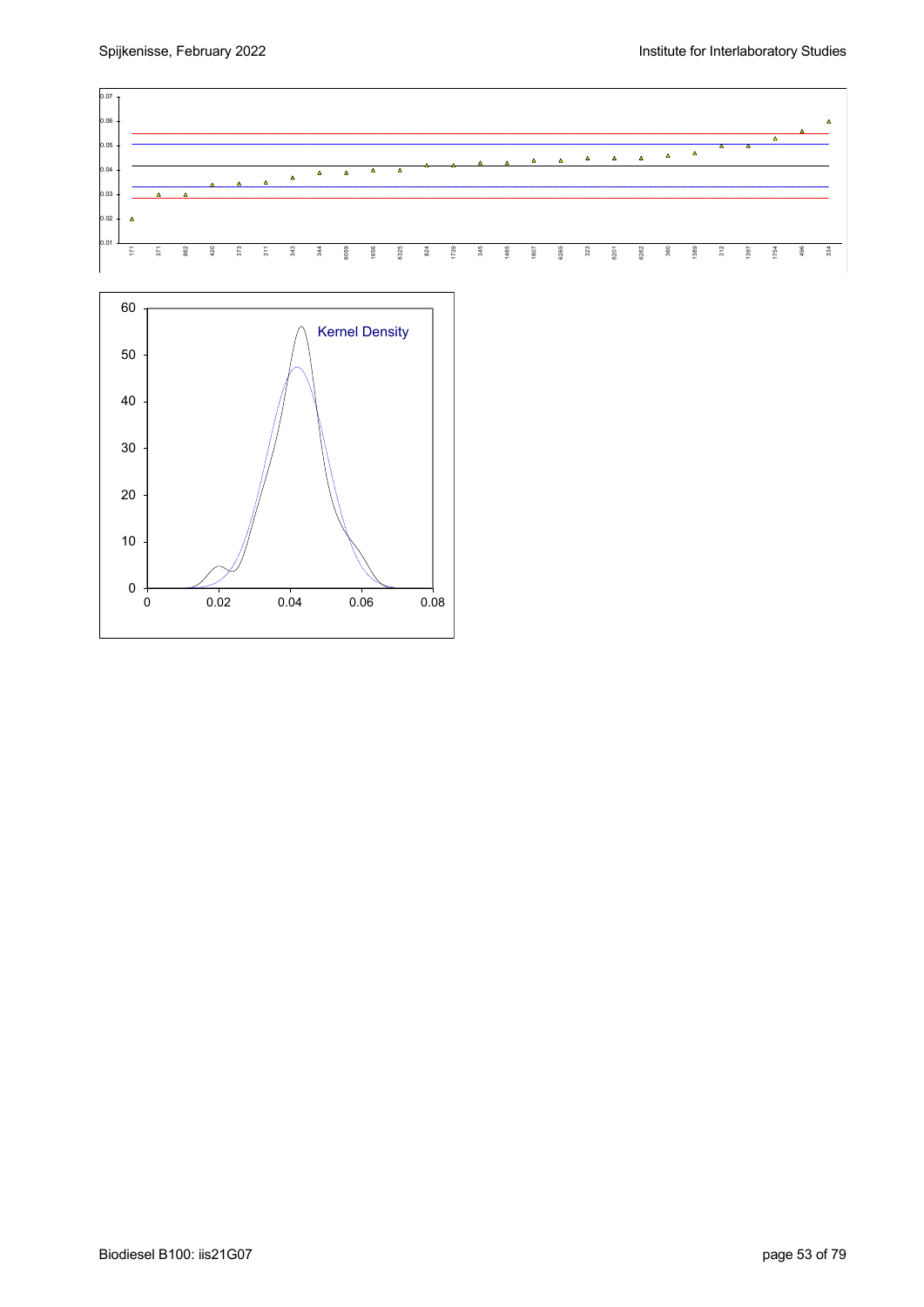Kernel Density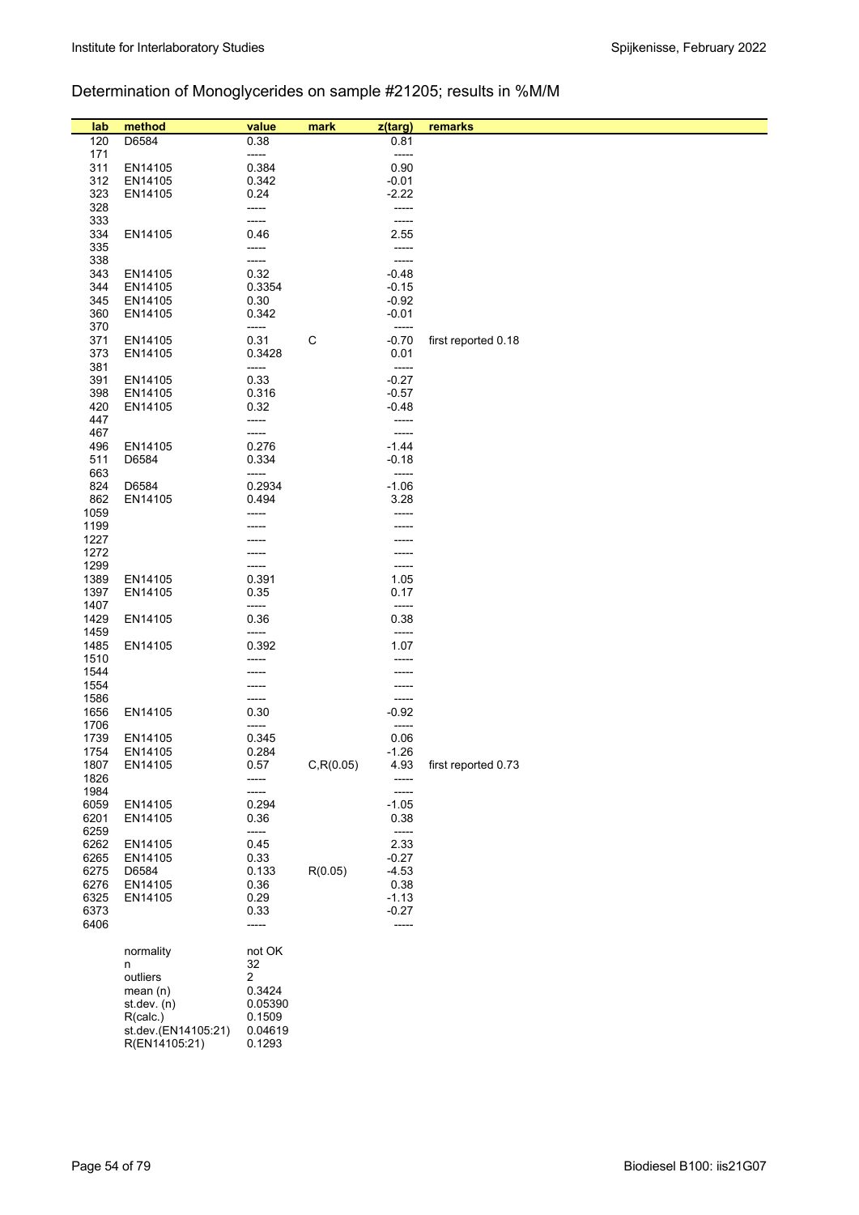## Determination of Monoglycerides on sample #21205; results in %M/M

| lab | method | value | mark | z(targ) | remarks |
|---|---|---|---|---|---|
| 120 | D6584 | 0.38 | | 0.81 | |
| 171 | | ----- | | ----- | |
| 311 | EN14105 | 0.384 | | 0.90 | |
| 312 | EN14105 | 0.342 | | -0.01 | |
| 323 | EN14105 | 0.24 | | -2.22 | |
| 328 | | ----- | | ----- | |
| 333 | | ----- | | ----- | |
| 334 | EN14105 | 0.46 | | 2.55 | |
| 335 | | ----- | | ----- | |
| 338 | | ----- | | ----- | |
| 343 | EN14105 | 0.32 | | -0.48 | |
| 344 | EN14105 | 0.3354 | | -0.15 | |
| 345 | EN14105 | 0.30 | | -0.92 | |
| 360 | EN14105 | 0.342 | | -0.01 | |
| 370 | | ----- | | ----- | |
| 371 | EN14105 | 0.31 | C | -0.70 | first reported 0.18 |
| 373 | EN14105 | 0.3428 | | 0.01 | |
| 381 | | ----- | | ----- | |
| 391 | EN14105 | 0.33 | | -0.27 | |
| 398 | EN14105 | 0.316 | | -0.57 | |
| 420 | EN14105 | 0.32 | | -0.48 | |
| 447 | | ----- | | ----- | |
| 467 | | ----- | | ----- | |
| 496 | EN14105 | 0.276 | | -1.44 | |
| 511 | D6584 | 0.334 | | -0.18 | |
| 663 | | ----- | | ----- | |
| 824 | D6584 | 0.2934 | | -1.06 | |
| 862 | EN14105 | 0.494 | | 3.28 | |
| 1059 | | ----- | | ----- | |
| 1199 | | ----- | | ----- | |
| 1227 | | ----- | | ----- | |
| 1272 | | ----- | | ----- | |
| 1299 | | ----- | | ----- | |
| 1389 | EN14105 | 0.391 | | 1.05 | |
| 1397 | EN14105 | 0.35 | | 0.17 | |
| 1407 | | ----- | | ----- | |
| 1429 | EN14105 | 0.36 | | 0.38 | |
| 1459 | | ----- | | ----- | |
| 1485 | EN14105 | 0.392 | | 1.07 | |
| 1510 | | ----- | | ----- | |
| 1544 | | ----- | | ----- | |
| 1554 | | ----- | | ----- | |
| 1586 | | ----- | | ----- | |
| 1656 | EN14105 | 0.30 | | -0.92 | |
| 1706 | | ----- | | ----- | |
| 1739 | EN14105 | 0.345 | | 0.06 | |
| 1754 | EN14105 | 0.284 | | -1.26 | |
| 1807 | EN14105 | 0.57 | C,R(0.05) | 4.93 | first reported 0.73 |
| 1826 | | ----- | | ----- | |
| 1984 | | ----- | | ----- | |
| 6059 | EN14105 | 0.294 | | -1.05 | |
| 6201 | EN14105 | 0.36 | | 0.38 | |
| 6259 | | ----- | | ----- | |
| 6262 | EN14105 | 0.45 | | 2.33 | |
| 6265 | EN14105 | 0.33 | | -0.27 | |
| 6275 | D6584 | 0.133 | R(0.05) | -4.53 | |
| 6276 | EN14105 | 0.36 | | 0.38 | |
| 6325 | EN14105 | 0.29 | | -1.13 | |
| 6373 | | 0.33 | | -0.27 | |
| 6406 | | ----- | | ----- | |

| | |
|---|---|
| normality | not OK |
| n | 32 |
| outliers | 2 |
| mean (n) | 0.3424 |
| st.dev. (n) | 0.05390 |
| R(calc.) | 0.1509 |
| st.dev.(EN14105:21) | 0.04619 |
| R(EN14105:21) | 0.1293 |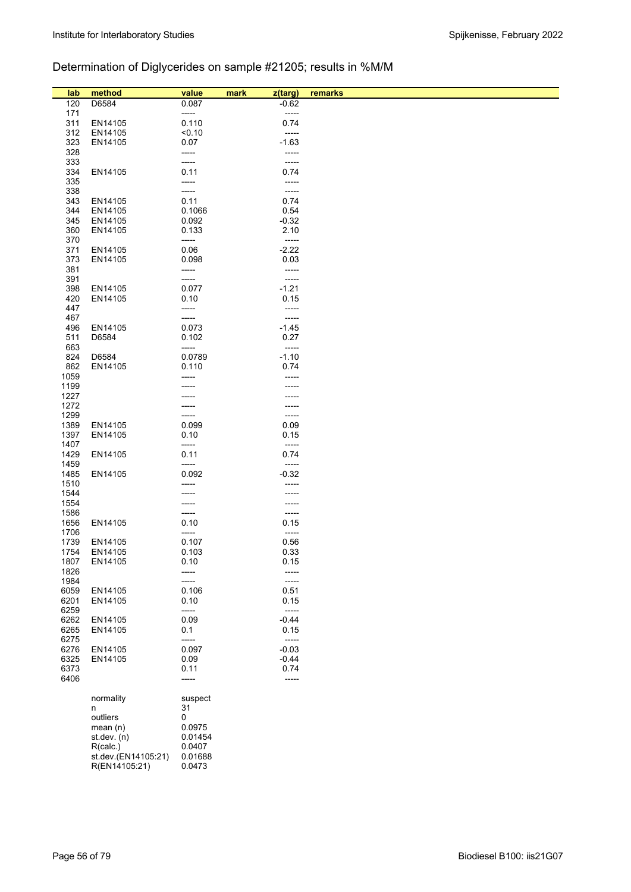## Determination of Diglycerides on sample #21205; results in %M/M

| lab | method | value | mark | z(targ) | remarks |
|---|---|---|---|---|---|
| 120 | D6584 | 0.087 | | -0.62 | |
| 171 | | ----- | | ----- | |
| 311 | EN14105 | 0.110 | | 0.74 | |
| 312 | EN14105 | <0.10 | | ----- | |
| 323 | EN14105 | 0.07 | | -1.63 | |
| 328 | | ----- | | ----- | |
| 333 | | ----- | | ----- | |
| 334 | EN14105 | 0.11 | | 0.74 | |
| 335 | | ----- | | ----- | |
| 338 | | ----- | | ----- | |
| 343 | EN14105 | 0.11 | | 0.74 | |
| 344 | EN14105 | 0.1066 | | 0.54 | |
| 345 | EN14105 | 0.092 | | -0.32 | |
| 360 | EN14105 | 0.133 | | 2.10 | |
| 370 | | ----- | | ----- | |
| 371 | EN14105 | 0.06 | | -2.22 | |
| 373 | EN14105 | 0.098 | | 0.03 | |
| 381 | | ----- | | ----- | |
| 391 | | ----- | | ----- | |
| 398 | EN14105 | 0.077 | | -1.21 | |
| 420 | EN14105 | 0.10 | | 0.15 | |
| 447 | | ----- | | ----- | |
| 467 | | ----- | | ----- | |
| 496 | EN14105 | 0.073 | | -1.45 | |
| 511 | D6584 | 0.102 | | 0.27 | |
| 663 | | ----- | | ----- | |
| 824 | D6584 | 0.0789 | | -1.10 | |
| 862 | EN14105 | 0.110 | | 0.74 | |
| 1059 | | ----- | | ----- | |
| 1199 | | ----- | | ----- | |
| 1227 | | ----- | | ----- | |
| 1272 | | ----- | | ----- | |
| 1299 | | ----- | | ----- | |
| 1389 | EN14105 | 0.099 | | 0.09 | |
| 1397 | EN14105 | 0.10 | | 0.15 | |
| 1407 | | ----- | | ----- | |
| 1429 | EN14105 | 0.11 | | 0.74 | |
| 1459 | | ----- | | ----- | |
| 1485 | EN14105 | 0.092 | | -0.32 | |
| 1510 | | ----- | | ----- | |
| 1544 | | ----- | | ----- | |
| 1554 | | ----- | | ----- | |
| 1586 | | ----- | | ----- | |
| 1656 | EN14105 | 0.10 | | 0.15 | |
| 1706 | | ----- | | ----- | |
| 1739 | EN14105 | 0.107 | | 0.56 | |
| 1754 | EN14105 | 0.103 | | 0.33 | |
| 1807 | EN14105 | 0.10 | | 0.15 | |
| 1826 | | ----- | | ----- | |
| 1984 | | ----- | | ----- | |
| 6059 | EN14105 | 0.106 | | 0.51 | |
| 6201 | EN14105 | 0.10 | | 0.15 | |
| 6259 | | ----- | | ----- | |
| 6262 | EN14105 | 0.09 | | -0.44 | |
| 6265 | EN14105 | 0.1 | | 0.15 | |
| 6275 | | ----- | | ----- | |
| 6276 | EN14105 | 0.097 | | -0.03 | |
| 6325 | EN14105 | 0.09 | | -0.44 | |
| 6373 | | 0.11 | | 0.74 | |
| 6406 | | ----- | | ----- | |

| | |
|---|---|
| normality | suspect |
| n | 31 |
| outliers | 0 |
| mean (n) | 0.0975 |
| st.dev. (n) | 0.01454 |
| R(calc.) | 0.0407 |
| st.dev.(EN14105:21) | 0.01688 |
| R(EN14105:21) | 0.0473 |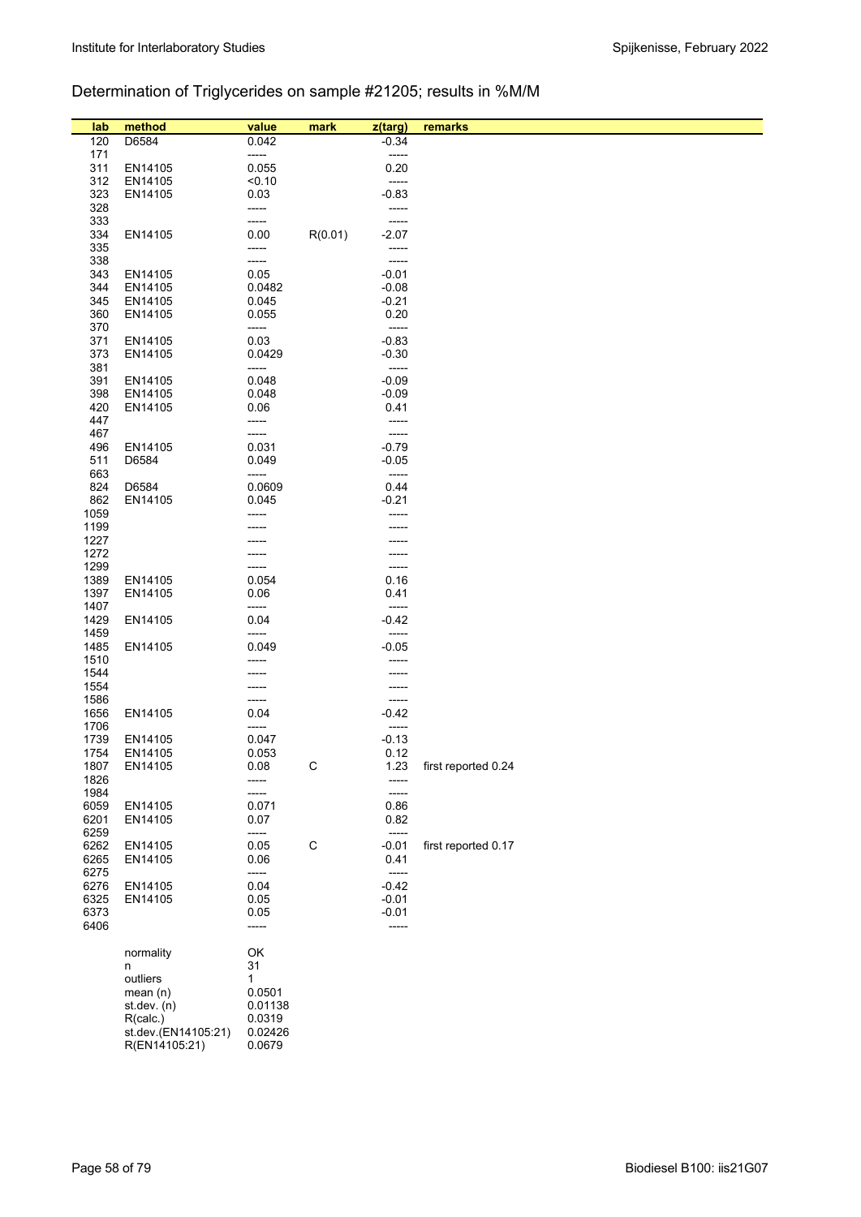## Determination of Triglycerides on sample #21205; results in %M/M

| lab | method | value | mark | z(targ) | remarks |
|---|---|---|---|---|---|
| 120 | D6584 | 0.042 | | -0.34 | |
| 171 | | ----- | | ----- | |
| 311 | EN14105 | 0.055 | | 0.20 | |
| 312 | EN14105 | <0.10 | | ----- | |
| 323 | EN14105 | 0.03 | | -0.83 | |
| 328 | | ----- | | ----- | |
| 333 | | ----- | | ----- | |
| 334 | EN14105 | 0.00 | R(0.01) | -2.07 | |
| 335 | | ----- | | ----- | |
| 338 | | ----- | | ----- | |
| 343 | EN14105 | 0.05 | | -0.01 | |
| 344 | EN14105 | 0.0482 | | -0.08 | |
| 345 | EN14105 | 0.045 | | -0.21 | |
| 360 | EN14105 | 0.055 | | 0.20 | |
| 370 | | ----- | | ----- | |
| 371 | EN14105 | 0.03 | | -0.83 | |
| 373 | EN14105 | 0.0429 | | -0.30 | |
| 381 | | ----- | | ----- | |
| 391 | EN14105 | 0.048 | | -0.09 | |
| 398 | EN14105 | 0.048 | | -0.09 | |
| 420 | EN14105 | 0.06 | | 0.41 | |
| 447 | | ----- | | ----- | |
| 467 | | ----- | | ----- | |
| 496 | EN14105 | 0.031 | | -0.79 | |
| 511 | D6584 | 0.049 | | -0.05 | |
| 663 | | ----- | | ----- | |
| 824 | D6584 | 0.0609 | | 0.44 | |
| 862 | EN14105 | 0.045 | | -0.21 | |
| 1059 | | ----- | | ----- | |
| 1199 | | ----- | | ----- | |
| 1227 | | ----- | | ----- | |
| 1272 | | ----- | | ----- | |
| 1299 | | ----- | | ----- | |
| 1389 | EN14105 | 0.054 | | 0.16 | |
| 1397 | EN14105 | 0.06 | | 0.41 | |
| 1407 | | ----- | | ----- | |
| 1429 | EN14105 | 0.04 | | -0.42 | |
| 1459 | | ----- | | ----- | |
| 1485 | EN14105 | 0.049 | | -0.05 | |
| 1510 | | ----- | | ----- | |
| 1544 | | ----- | | ----- | |
| 1554 | | ----- | | ----- | |
| 1586 | | ----- | | ----- | |
| 1656 | EN14105 | 0.04 | | -0.42 | |
| 1706 | | ----- | | ----- | |
| 1739 | EN14105 | 0.047 | | -0.13 | |
| 1754 | EN14105 | 0.053 | | 0.12 | |
| 1807 | EN14105 | 0.08 | C | 1.23 | first reported 0.24 |
| 1826 | | ----- | | ----- | |
| 1984 | | ----- | | ----- | |
| 6059 | EN14105 | 0.071 | | 0.86 | |
| 6201 | EN14105 | 0.07 | | 0.82 | |
| 6259 | | ----- | | ----- | |
| 6262 | EN14105 | 0.05 | C | -0.01 | first reported 0.17 |
| 6265 | EN14105 | 0.06 | | 0.41 | |
| 6275 | | ----- | | ----- | |
| 6276 | EN14105 | 0.04 | | -0.42 | |
| 6325 | EN14105 | 0.05 | | -0.01 | |
| 6373 | | 0.05 | | -0.01 | |
| 6406 | | ----- | | ----- | |
| | normality | OK | | | |
| | n | 31 | | | |
| | outliers | 1 | | | |
| | mean (n) | 0.0501 | | | |
| | st.dev. (n) | 0.01138 | | | |
| | R(calc.) | 0.0319 | | | |
| | st.dev.(EN14105:21) | 0.02426 | | | |
| | R(EN14105:21) | 0.0679 | | | |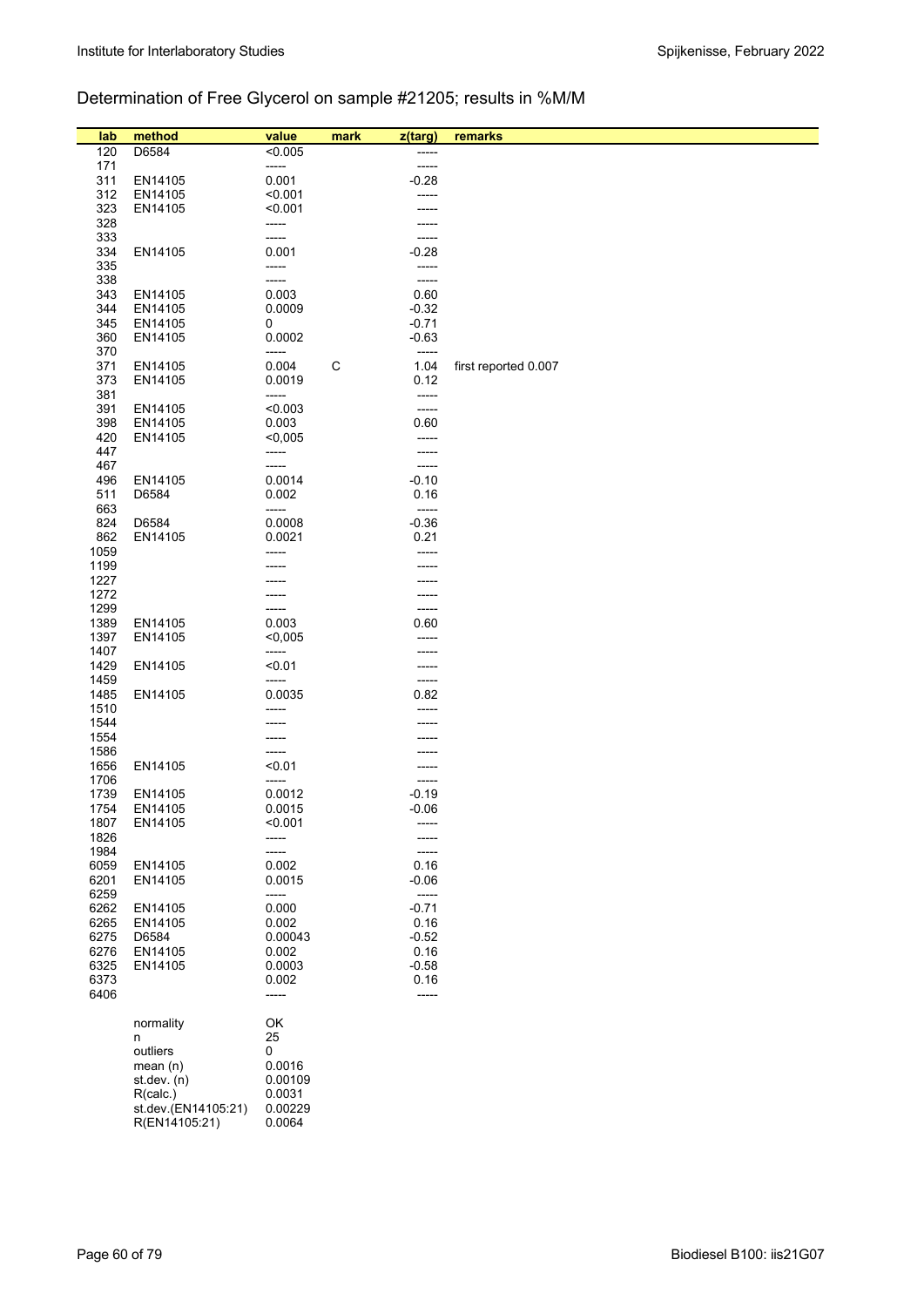## Determination of Free Glycerol on sample #21205; results in %M/M

| lab | method | value | mark | z(targ) | remarks |
|---|---|---|---|---|---|
| 120 | D6584 | <0.005 | | ----- | |
| 171 | | ----- | | ----- | |
| 311 | EN14105 | 0.001 | | -0.28 | |
| 312 | EN14105 | <0.001 | | ----- | |
| 323 | EN14105 | <0.001 | | ----- | |
| 328 | | ----- | | ----- | |
| 333 | | ----- | | ----- | |
| 334 | EN14105 | 0.001 | | -0.28 | |
| 335 | | ----- | | ----- | |
| 338 | | ----- | | ----- | |
| 343 | EN14105 | 0.003 | | 0.60 | |
| 344 | EN14105 | 0.0009 | | -0.32 | |
| 345 | EN14105 | 0 | | -0.71 | |
| 360 | EN14105 | 0.0002 | | -0.63 | |
| 370 | | ----- | | ----- | |
| 371 | EN14105 | 0.004 | C | 1.04 | first reported 0.007 |
| 373 | EN14105 | 0.0019 | | 0.12 | |
| 381 | | ----- | | ----- | |
| 391 | EN14105 | <0.003 | | ----- | |
| 398 | EN14105 | 0.003 | | 0.60 | |
| 420 | EN14105 | <0,005 | | ----- | |
| 447 | | ----- | | ----- | |
| 467 | | ----- | | ----- | |
| 496 | EN14105 | 0.0014 | | -0.10 | |
| 511 | D6584 | 0.002 | | 0.16 | |
| 663 | | ----- | | ----- | |
| 824 | D6584 | 0.0008 | | -0.36 | |
| 862 | EN14105 | 0.0021 | | 0.21 | |
| 1059 | | ----- | | ----- | |
| 1199 | | ----- | | ----- | |
| 1227 | | ----- | | ----- | |
| 1272 | | ----- | | ----- | |
| 1299 | | ----- | | ----- | |
| 1389 | EN14105 | 0.003 | | 0.60 | |
| 1397 | EN14105 | <0,005 | | ----- | |
| 1407 | | ----- | | ----- | |
| 1429 | EN14105 | <0.01 | | ----- | |
| 1459 | | ----- | | ----- | |
| 1485 | EN14105 | 0.0035 | | 0.82 | |
| 1510 | | ----- | | ----- | |
| 1544 | | ----- | | ----- | |
| 1554 | | ----- | | ----- | |
| 1586 | | ----- | | ----- | |
| 1656 | EN14105 | <0.01 | | ----- | |
| 1706 | | ----- | | ----- | |
| 1739 | EN14105 | 0.0012 | | -0.19 | |
| 1754 | EN14105 | 0.0015 | | -0.06 | |
| 1807 | EN14105 | <0.001 | | ----- | |
| 1826 | | ----- | | ----- | |
| 1984 | | ----- | | ----- | |
| 6059 | EN14105 | 0.002 | | 0.16 | |
| 6201 | EN14105 | 0.0015 | | -0.06 | |
| 6259 | | ----- | | ----- | |
| 6262 | EN14105 | 0.000 | | -0.71 | |
| 6265 | EN14105 | 0.002 | | 0.16 | |
| 6275 | D6584 | 0.00043 | | -0.52 | |
| 6276 | EN14105 | 0.002 | | 0.16 | |
| 6325 | EN14105 | 0.0003 | | -0.58 | |
| 6373 | | 0.002 | | 0.16 | |
| 6406 | | ----- | | ----- | |
| | normality | OK | | | |
| | n | 25 | | | |
| | outliers | 0 | | | |
| | mean (n) | 0.0016 | | | |
| | st.dev. (n) | 0.00109 | | | |
| | R(calc.) | 0.0031 | | | |
| | st.dev.(EN14105:21) | 0.00229 | | | |
| | R(EN14105:21) | 0.0064 | | | |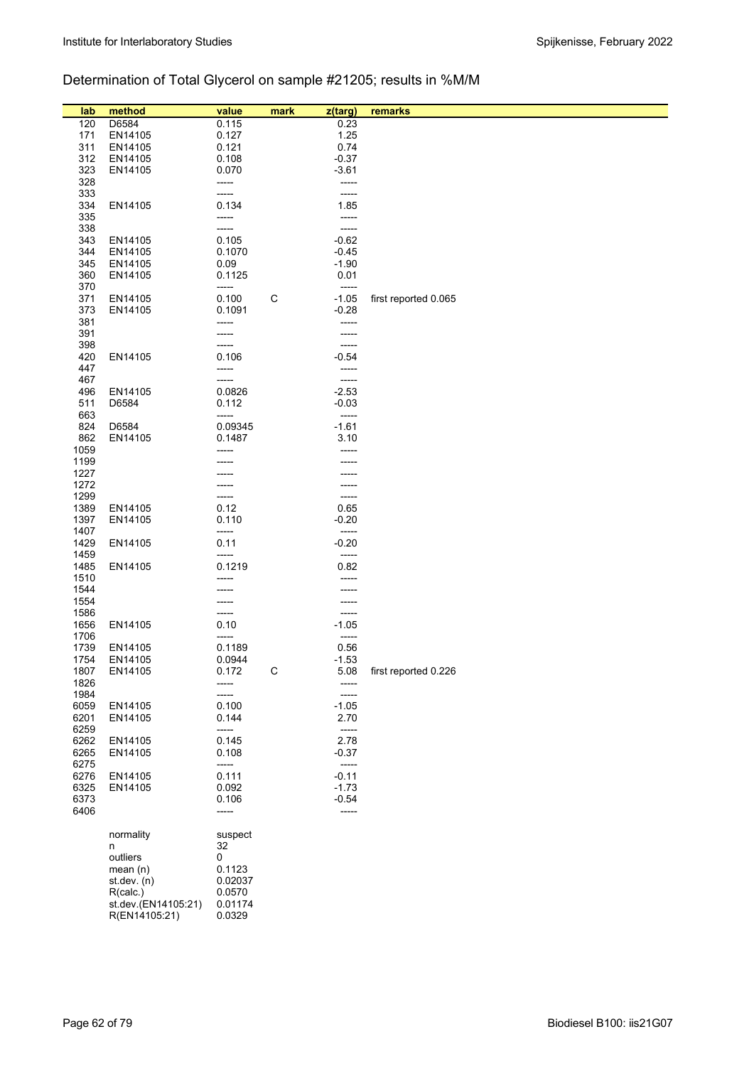## Determination of Total Glycerol on sample #21205; results in %M/M

| lab | method | value | mark | z(targ) | remarks |
|---|---|---|---|---|---|
| 120 | D6584 | 0.115 | | 0.23 | |
| 171 | EN14105 | 0.127 | | 1.25 | |
| 311 | EN14105 | 0.121 | | 0.74 | |
| 312 | EN14105 | 0.108 | | -0.37 | |
| 323 | EN14105 | 0.070 | | -3.61 | |
| 328 | | ----- | | ----- | |
| 333 | | ----- | | ----- | |
| 334 | EN14105 | 0.134 | | 1.85 | |
| 335 | | ----- | | ----- | |
| 338 | | ----- | | ----- | |
| 343 | EN14105 | 0.105 | | -0.62 | |
| 344 | EN14105 | 0.1070 | | -0.45 | |
| 345 | EN14105 | 0.09 | | -1.90 | |
| 360 | EN14105 | 0.1125 | | 0.01 | |
| 370 | | ----- | | ----- | |
| 371 | EN14105 | 0.100 | C | -1.05 | first reported 0.065 |
| 373 | EN14105 | 0.1091 | | -0.28 | |
| 381 | | ----- | | ----- | |
| 391 | | ----- | | ----- | |
| 398 | | ----- | | ----- | |
| 420 | EN14105 | 0.106 | | -0.54 | |
| 447 | | ----- | | ----- | |
| 467 | | ----- | | ----- | |
| 496 | EN14105 | 0.0826 | | -2.53 | |
| 511 | D6584 | 0.112 | | -0.03 | |
| 663 | | ----- | | ----- | |
| 824 | D6584 | 0.09345 | | -1.61 | |
| 862 | EN14105 | 0.1487 | | 3.10 | |
| 1059 | | ----- | | ----- | |
| 1199 | | ----- | | ----- | |
| 1227 | | ----- | | ----- | |
| 1272 | | ----- | | ----- | |
| 1299 | | ----- | | ----- | |
| 1389 | EN14105 | 0.12 | | 0.65 | |
| 1397 | EN14105 | 0.110 | | -0.20 | |
| 1407 | | ----- | | ----- | |
| 1429 | EN14105 | 0.11 | | -0.20 | |
| 1459 | | ----- | | ----- | |
| 1485 | EN14105 | 0.1219 | | 0.82 | |
| 1510 | | ----- | | ----- | |
| 1544 | | ----- | | ----- | |
| 1554 | | ----- | | ----- | |
| 1586 | | ----- | | ----- | |
| 1656 | EN14105 | 0.10 | | -1.05 | |
| 1706 | | ----- | | ----- | |
| 1739 | EN14105 | 0.1189 | | 0.56 | |
| 1754 | EN14105 | 0.0944 | | -1.53 | |
| 1807 | EN14105 | 0.172 | C | 5.08 | first reported 0.226 |
| 1826 | | ----- | | ----- | |
| 1984 | | ----- | | ----- | |
| 6059 | EN14105 | 0.100 | | -1.05 | |
| 6201 | EN14105 | 0.144 | | 2.70 | |
| 6259 | | ----- | | ----- | |
| 6262 | EN14105 | 0.145 | | 2.78 | |
| 6265 | EN14105 | 0.108 | | -0.37 | |
| 6275 | | ----- | | ----- | |
| 6276 | EN14105 | 0.111 | | -0.11 | |
| 6325 | EN14105 | 0.092 | | -1.73 | |
| 6373 | | 0.106 | | -0.54 | |
| 6406 | | ----- | | ----- | |

| | |
|---|---|
| normality | suspect |
| n | 32 |
| outliers | 0 |
| mean (n) | 0.1123 |
| st.dev. (n) | 0.02037 |
| R(calc.) | 0.0570 |
| st.dev.(EN14105:21) | 0.01174 |
| R(EN14105:21) | 0.0329 |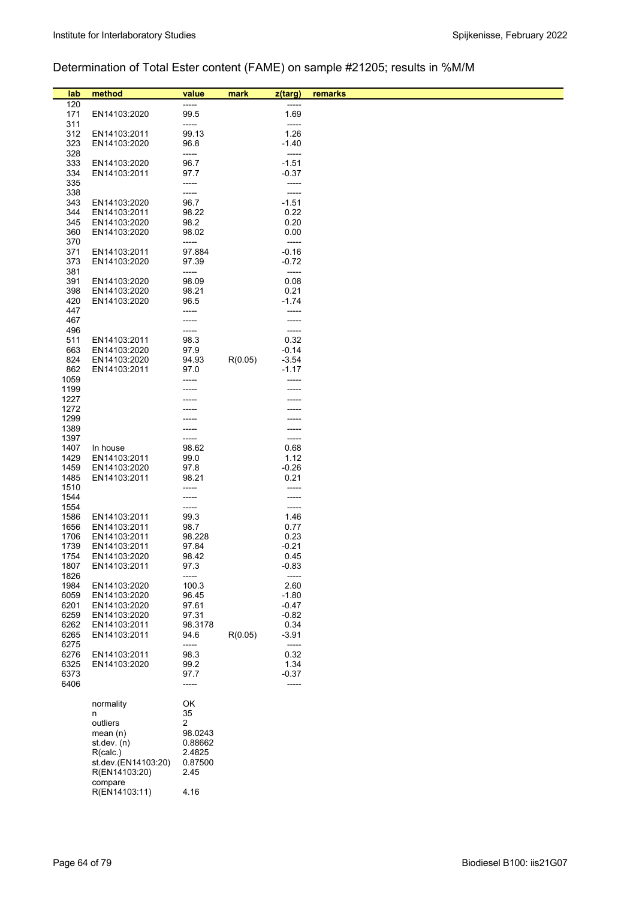## Determination of Total Ester content (FAME) on sample #21205; results in %M/M

| lab | method | value | mark | z(targ) | remarks |
|---|---|---|---|---|---|
| 120 | | ----- | | ----- | |
| 171 | EN14103:2020 | 99.5 | | 1.69 | |
| 311 | | ----- | | ----- | |
| 312 | EN14103:2011 | 99.13 | | 1.26 | |
| 323 | EN14103:2020 | 96.8 | | -1.40 | |
| 328 | | ----- | | ----- | |
| 333 | EN14103:2020 | 96.7 | | -1.51 | |
| 334 | EN14103:2011 | 97.7 | | -0.37 | |
| 335 | | ----- | | ----- | |
| 338 | | ----- | | ----- | |
| 343 | EN14103:2020 | 96.7 | | -1.51 | |
| 344 | EN14103:2011 | 98.22 | | 0.22 | |
| 345 | EN14103:2020 | 98.2 | | 0.20 | |
| 360 | EN14103:2020 | 98.02 | | 0.00 | |
| 370 | | ----- | | ----- | |
| 371 | EN14103:2011 | 97.884 | | -0.16 | |
| 373 | EN14103:2020 | 97.39 | | -0.72 | |
| 381 | | ----- | | ----- | |
| 391 | EN14103:2020 | 98.09 | | 0.08 | |
| 398 | EN14103:2020 | 98.21 | | 0.21 | |
| 420 | EN14103:2020 | 96.5 | | -1.74 | |
| 447 | | ----- | | ----- | |
| 467 | | ----- | | ----- | |
| 496 | | ----- | | ----- | |
| 511 | EN14103:2011 | 98.3 | | 0.32 | |
| 663 | EN14103:2020 | 97.9 | | -0.14 | |
| 824 | EN14103:2020 | 94.93 | R(0.05) | -3.54 | |
| 862 | EN14103:2011 | 97.0 | | -1.17 | |
| 1059 | | ----- | | ----- | |
| 1199 | | ----- | | ----- | |
| 1227 | | ----- | | ----- | |
| 1272 | | ----- | | ----- | |
| 1299 | | ----- | | ----- | |
| 1389 | | ----- | | ----- | |
| 1397 | | ----- | | ----- | |
| 1407 | In house | 98.62 | | 0.68 | |
| 1429 | EN14103:2011 | 99.0 | | 1.12 | |
| 1459 | EN14103:2020 | 97.8 | | -0.26 | |
| 1485 | EN14103:2011 | 98.21 | | 0.21 | |
| 1510 | | ----- | | ----- | |
| 1544 | | ----- | | ----- | |
| 1554 | | ----- | | ----- | |
| 1586 | EN14103:2011 | 99.3 | | 1.46 | |
| 1656 | EN14103:2011 | 98.7 | | 0.77 | |
| 1706 | EN14103:2011 | 98.228 | | 0.23 | |
| 1739 | EN14103:2011 | 97.84 | | -0.21 | |
| 1754 | EN14103:2020 | 98.42 | | 0.45 | |
| 1807 | EN14103:2011 | 97.3 | | -0.83 | |
| 1826 | | ----- | | ----- | |
| 1984 | EN14103:2020 | 100.3 | | 2.60 | |
| 6059 | EN14103:2020 | 96.45 | | -1.80 | |
| 6201 | EN14103:2020 | 97.61 | | -0.47 | |
| 6259 | EN14103:2020 | 97.31 | | -0.82 | |
| 6262 | EN14103:2011 | 98.3178 | | 0.34 | |
| 6265 | EN14103:2011 | 94.6 | R(0.05) | -3.91 | |
| 6275 | | ----- | | ----- | |
| 6276 | EN14103:2011 | 98.3 | | 0.32 | |
| 6325 | EN14103:2020 | 99.2 | | 1.34 | |
| 6373 | | 97.7 | | -0.37 | |
| 6406 | | ----- | | ----- | |

| | |
|---|---|
| normality | OK |
| n | 35 |
| outliers | 2 |
| mean (n) | 98.0243 |
| st.dev. (n) | 0.88662 |
| R(calc.) | 2.4825 |
| st.dev.(EN14103:20) | 0.87500 |
| R(EN14103:20) | 2.45 |
| compare R(EN14103:11) | 4.16 |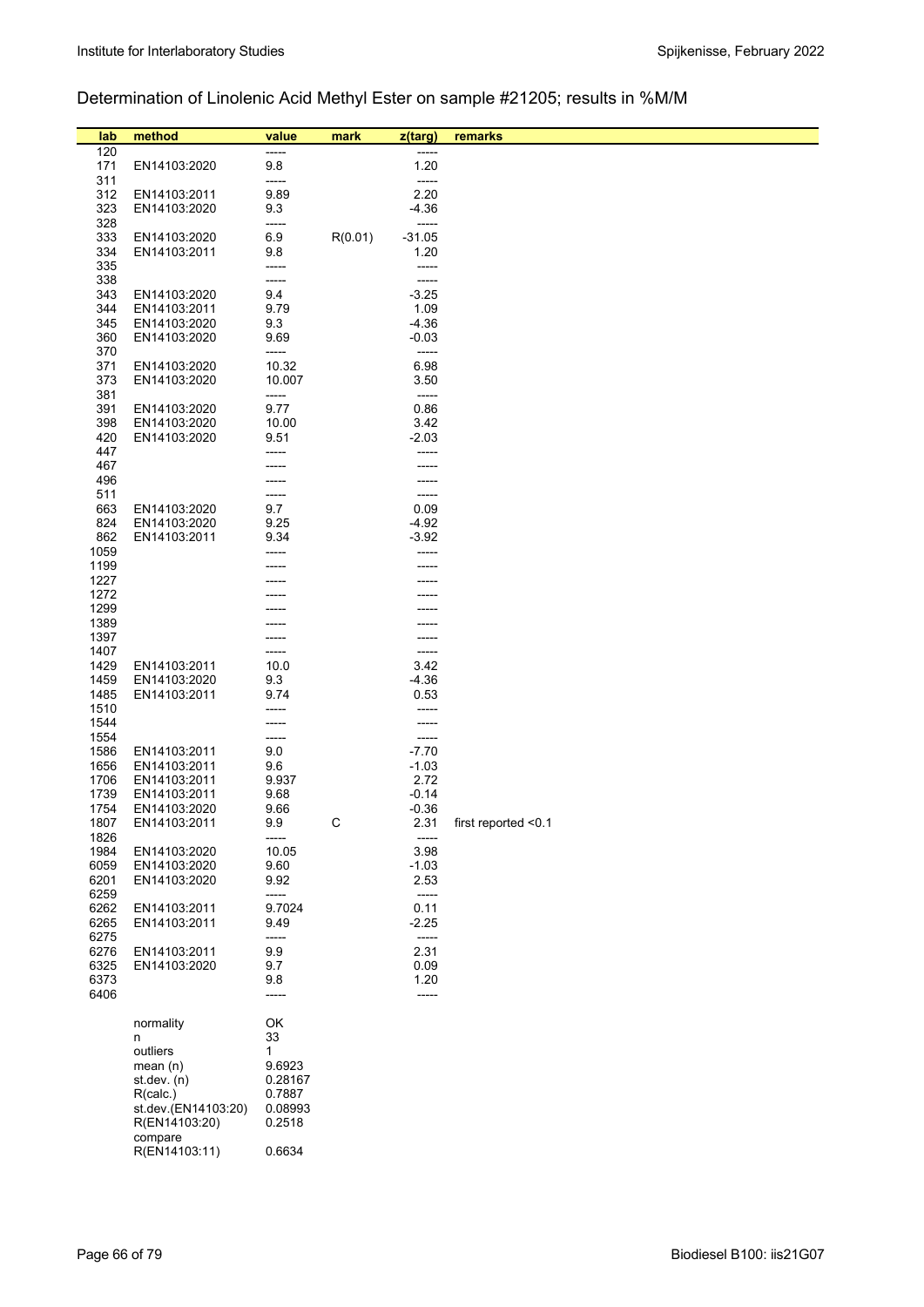## Determination of Linolenic Acid Methyl Ester on sample #21205; results in %M/M

| lab | method | value | mark | z(targ) | remarks |
|---|---|---|---|---|---|
| 120 | | ----- | | ----- | |
| 171 | EN14103:2020 | 9.8 | | 1.20 | |
| 311 | | ----- | | ----- | |
| 312 | EN14103:2011 | 9.89 | | 2.20 | |
| 323 | EN14103:2020 | 9.3 | | -4.36 | |
| 328 | | ----- | | ----- | |
| 333 | EN14103:2020 | 6.9 | R(0.01) | -31.05 | |
| 334 | EN14103:2011 | 9.8 | | 1.20 | |
| 335 | | ----- | | ----- | |
| 338 | | ----- | | ----- | |
| 343 | EN14103:2020 | 9.4 | | -3.25 | |
| 344 | EN14103:2011 | 9.79 | | 1.09 | |
| 345 | EN14103:2020 | 9.3 | | -4.36 | |
| 360 | EN14103:2020 | 9.69 | | -0.03 | |
| 370 | | ----- | | ----- | |
| 371 | EN14103:2020 | 10.32 | | 6.98 | |
| 373 | EN14103:2020 | 10.007 | | 3.50 | |
| 381 | | ----- | | ----- | |
| 391 | EN14103:2020 | 9.77 | | 0.86 | |
| 398 | EN14103:2020 | 10.00 | | 3.42 | |
| 420 | EN14103:2020 | 9.51 | | -2.03 | |
| 447 | | ----- | | ----- | |
| 467 | | ----- | | ----- | |
| 496 | | ----- | | ----- | |
| 511 | | ----- | | ----- | |
| 663 | EN14103:2020 | 9.7 | | 0.09 | |
| 824 | EN14103:2020 | 9.25 | | -4.92 | |
| 862 | EN14103:2011 | 9.34 | | -3.92 | |
| 1059 | | ----- | | ----- | |
| 1199 | | ----- | | ----- | |
| 1227 | | ----- | | ----- | |
| 1272 | | ----- | | ----- | |
| 1299 | | ----- | | ----- | |
| 1389 | | ----- | | ----- | |
| 1397 | | ----- | | ----- | |
| 1407 | | ----- | | ----- | |
| 1429 | EN14103:2011 | 10.0 | | 3.42 | |
| 1459 | EN14103:2020 | 9.3 | | -4.36 | |
| 1485 | EN14103:2011 | 9.74 | | 0.53 | |
| 1510 | | ----- | | ----- | |
| 1544 | | ----- | | ----- | |
| 1554 | | ----- | | ----- | |
| 1586 | EN14103:2011 | 9.0 | | -7.70 | |
| 1656 | EN14103:2011 | 9.6 | | -1.03 | |
| 1706 | EN14103:2011 | 9.937 | | 2.72 | |
| 1739 | EN14103:2011 | 9.68 | | -0.14 | |
| 1754 | EN14103:2020 | 9.66 | | -0.36 | |
| 1807 | EN14103:2011 | 9.9 | C | 2.31 | first reported <0.1 |
| 1826 | | ----- | | ----- | |
| 1984 | EN14103:2020 | 10.05 | | 3.98 | |
| 6059 | EN14103:2020 | 9.60 | | -1.03 | |
| 6201 | EN14103:2020 | 9.92 | | 2.53 | |
| 6259 | | ----- | | ----- | |
| 6262 | EN14103:2011 | 9.7024 | | 0.11 | |
| 6265 | EN14103:2011 | 9.49 | | -2.25 | |
| 6275 | | ----- | | ----- | |
| 6276 | EN14103:2011 | 9.9 | | 2.31 | |
| 6325 | EN14103:2020 | 9.7 | | 0.09 | |
| 6373 | | 9.8 | | 1.20 | |
| 6406 | | ----- | | ----- | |

| | |
|---|---|
| normality | OK |
| n | 33 |
| outliers | 1 |
| mean (n) | 9.6923 |
| st.dev. (n) | 0.28167 |
| R(calc.) | 0.7887 |
| st.dev.(EN14103:20) | 0.08993 |
| R(EN14103:20) | 0.2518 |
| compare | |
| R(EN14103:11) | 0.6634 |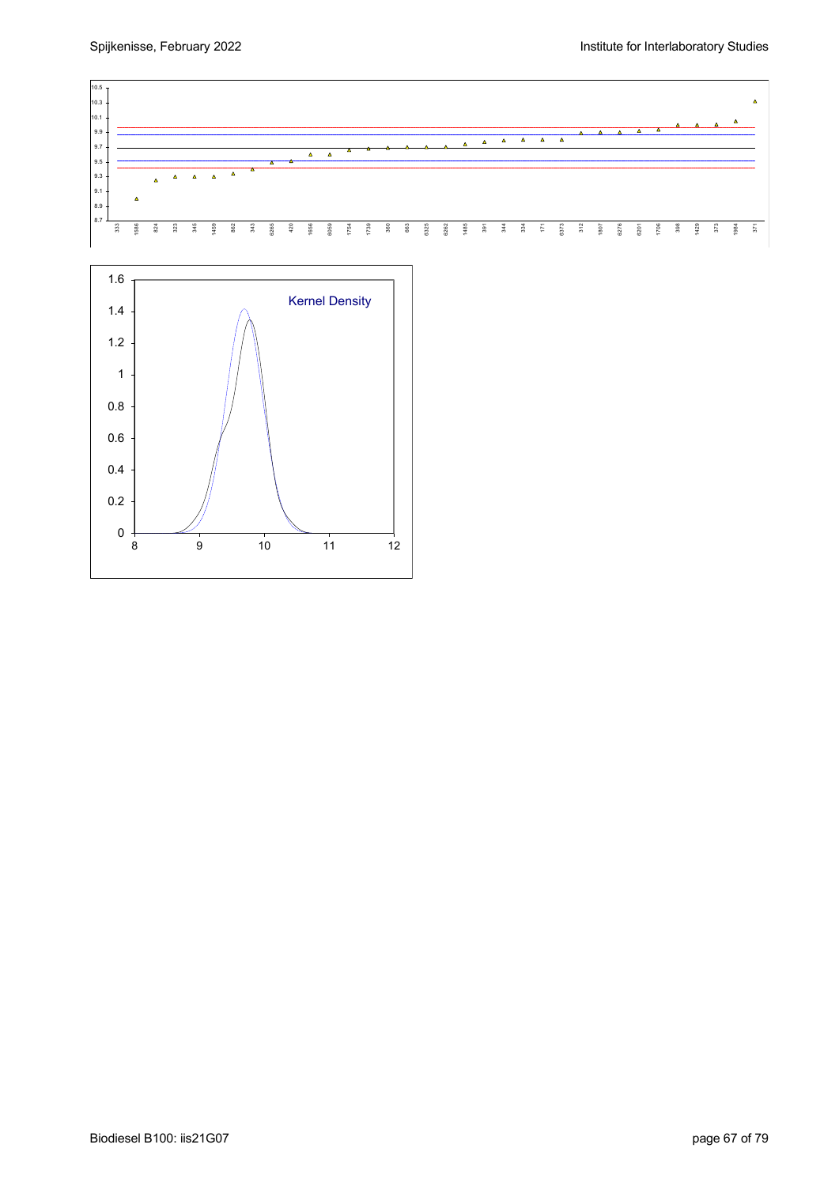Kernel Density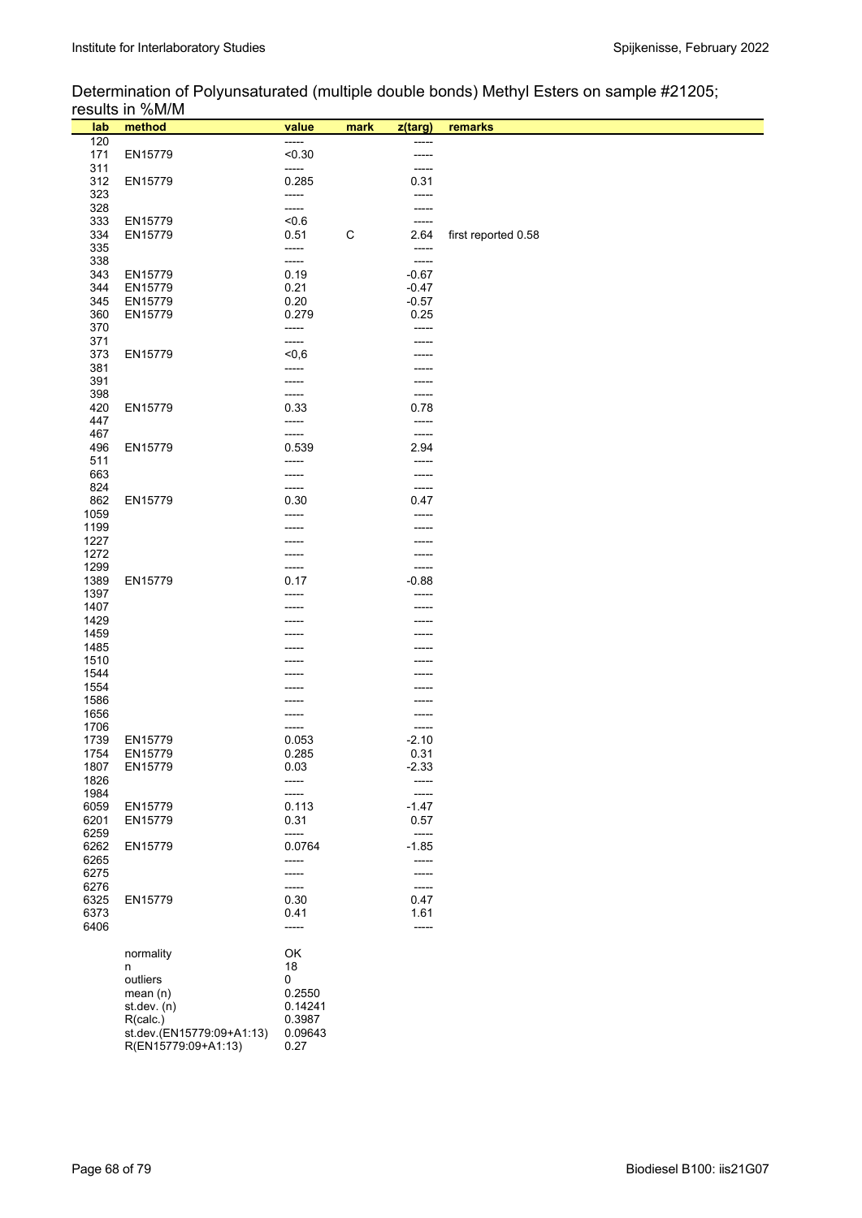Determination of Polyunsaturated (multiple double bonds) Methyl Esters on sample #21205; results in %M/M

| lab | method | value | mark | z(targ) | remarks |
|---|---|---|---|---|---|
| 120 | | ----- | | ----- | |
| 171 | EN15779 | <0.30 | | ----- | |
| 311 | | ----- | | ----- | |
| 312 | EN15779 | 0.285 | | 0.31 | |
| 323 | | ----- | | ----- | |
| 328 | | ----- | | ----- | |
| 333 | EN15779 | <0.6 | | ----- | |
| 334 | EN15779 | 0.51 | C | 2.64 | first reported 0.58 |
| 335 | | ----- | | ----- | |
| 338 | | ----- | | ----- | |
| 343 | EN15779 | 0.19 | | -0.67 | |
| 344 | EN15779 | 0.21 | | -0.47 | |
| 345 | EN15779 | 0.20 | | -0.57 | |
| 360 | EN15779 | 0.279 | | 0.25 | |
| 370 | | ----- | | ----- | |
| 371 | | ----- | | ----- | |
| 373 | EN15779 | <0,6 | | ----- | |
| 381 | | ----- | | ----- | |
| 391 | | ----- | | ----- | |
| 398 | | ----- | | ----- | |
| 420 | EN15779 | 0.33 | | 0.78 | |
| 447 | | ----- | | ----- | |
| 467 | | ----- | | ----- | |
| 496 | EN15779 | 0.539 | | 2.94 | |
| 511 | | ----- | | ----- | |
| 663 | | ----- | | ----- | |
| 824 | | ----- | | ----- | |
| 862 | EN15779 | 0.30 | | 0.47 | |
| 1059 | | ----- | | ----- | |
| 1199 | | ----- | | ----- | |
| 1227 | | ----- | | ----- | |
| 1272 | | ----- | | ----- | |
| 1299 | | ----- | | ----- | |
| 1389 | EN15779 | 0.17 | | -0.88 | |
| 1397 | | ----- | | ----- | |
| 1407 | | ----- | | ----- | |
| 1429 | | ----- | | ----- | |
| 1459 | | ----- | | ----- | |
| 1485 | | ----- | | ----- | |
| 1510 | | ----- | | ----- | |
| 1544 | | ----- | | ----- | |
| 1554 | | ----- | | ----- | |
| 1586 | | ----- | | ----- | |
| 1656 | | ----- | | ----- | |
| 1706 | | ----- | | ----- | |
| 1739 | EN15779 | 0.053 | | -2.10 | |
| 1754 | EN15779 | 0.285 | | 0.31 | |
| 1807 | EN15779 | 0.03 | | -2.33 | |
| 1826 | | ----- | | ----- | |
| 1984 | | ----- | | ----- | |
| 6059 | EN15779 | 0.113 | | -1.47 | |
| 6201 | EN15779 | 0.31 | | 0.57 | |
| 6259 | | ----- | | ----- | |
| 6262 | EN15779 | 0.0764 | | -1.85 | |
| 6265 | | ----- | | ----- | |
| 6275 | | ----- | | ----- | |
| 6276 | | ----- | | ----- | |
| 6325 | EN15779 | 0.30 | | 0.47 | |
| 6373 | | 0.41 | | 1.61 | |
| 6406 | | ----- | | ----- | |
| | normality | OK | | | |
| | n | 18 | | | |
| | outliers | 0 | | | |
| | mean (n) | 0.2550 | | | |
| | st.dev. (n) | 0.14241 | | | |
| | R(calc.) | 0.3987 | | | |
| | st.dev.(EN15779:09+A1:13) | 0.09643 | | | |
| | R(EN15779:09+A1:13) | 0.27 | | | |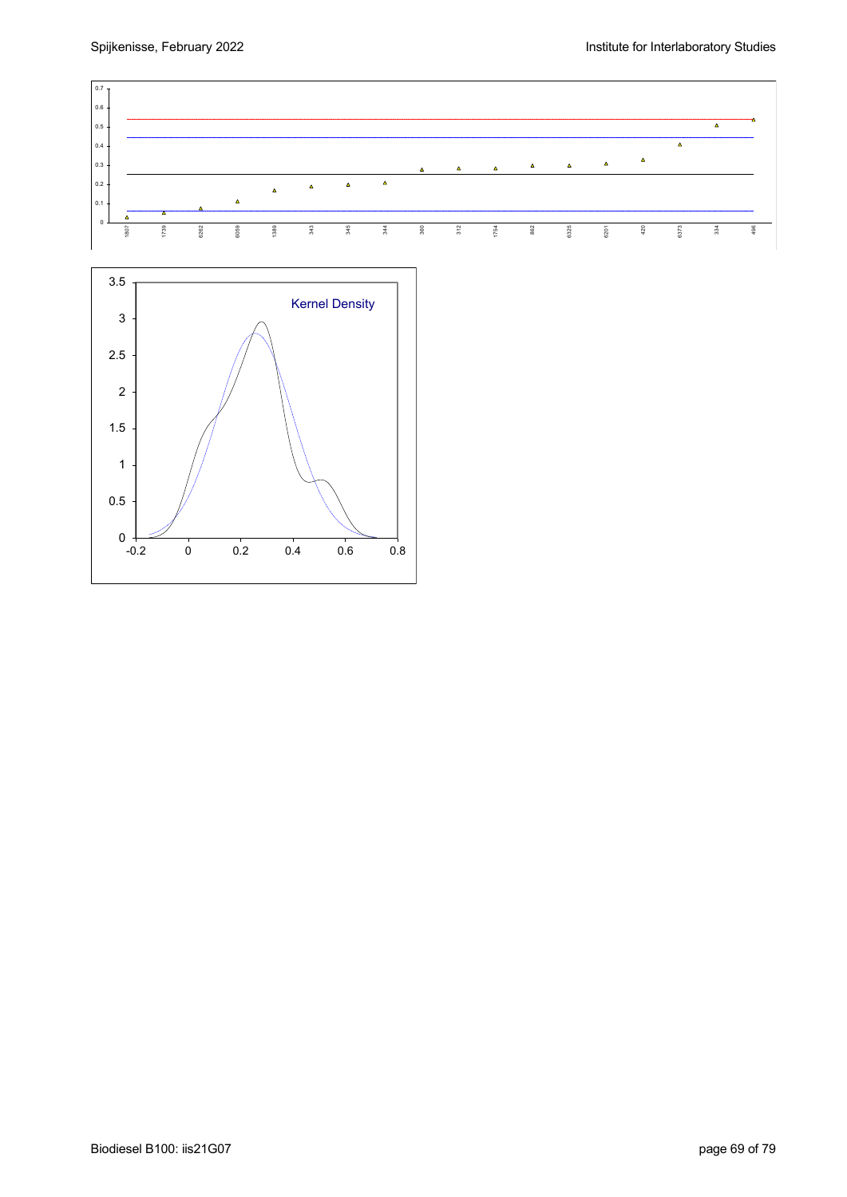Kernel Density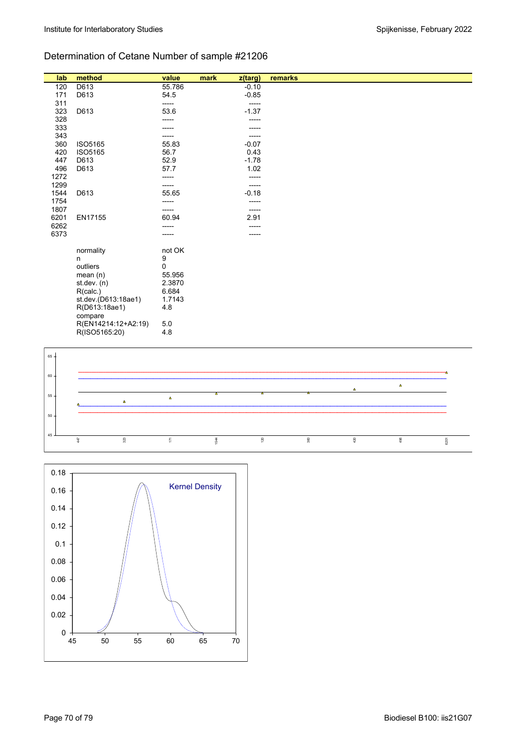## Determination of Cetane Number of sample #21206

| lab | method | value | mark | z(targ) | remarks |
|---|---|---|---|---|---|
| 120 | D613 | 55.786 | | -0.10 | |
| 171 | D613 | 54.5 | | -0.85 | |
| 311 | | ----- | | ----- | |
| 323 | D613 | 53.6 | | -1.37 | |
| 328 | | ----- | | ----- | |
| 333 | | ----- | | ----- | |
| 343 | | ----- | | ----- | |
| 360 | ISO5165 | 55.83 | | -0.07 | |
| 420 | ISO5165 | 56.7 | | 0.43 | |
| 447 | D613 | 52.9 | | -1.78 | |
| 496 | D613 | 57.7 | | 1.02 | |
| 1272 | | ----- | | ----- | |
| 1299 | | ----- | | ----- | |
| 1544 | D613 | 55.65 | | -0.18 | |
| 1754 | | ----- | | ----- | |
| 1807 | | ----- | | ----- | |
| 6201 | EN17155 | 60.94 | | 2.91 | |
| 6262 | | ----- | | ----- | |
| 6373 | | ----- | | ----- | |

| | |
|---|---|
| normality | not OK |
| n | 9 |
| outliers | 0 |
| mean (n) | 55.956 |
| st.dev. (n) | 2.3870 |
| R(calc.) | 6.684 |
| st.dev.(D613:18ae1) | 1.7143 |
| R(D613:18ae1) | 4.8 |
| compare | |
| R(EN14214:12+A2:19) | 5.0 |
| R(ISO5165:20) | 4.8 |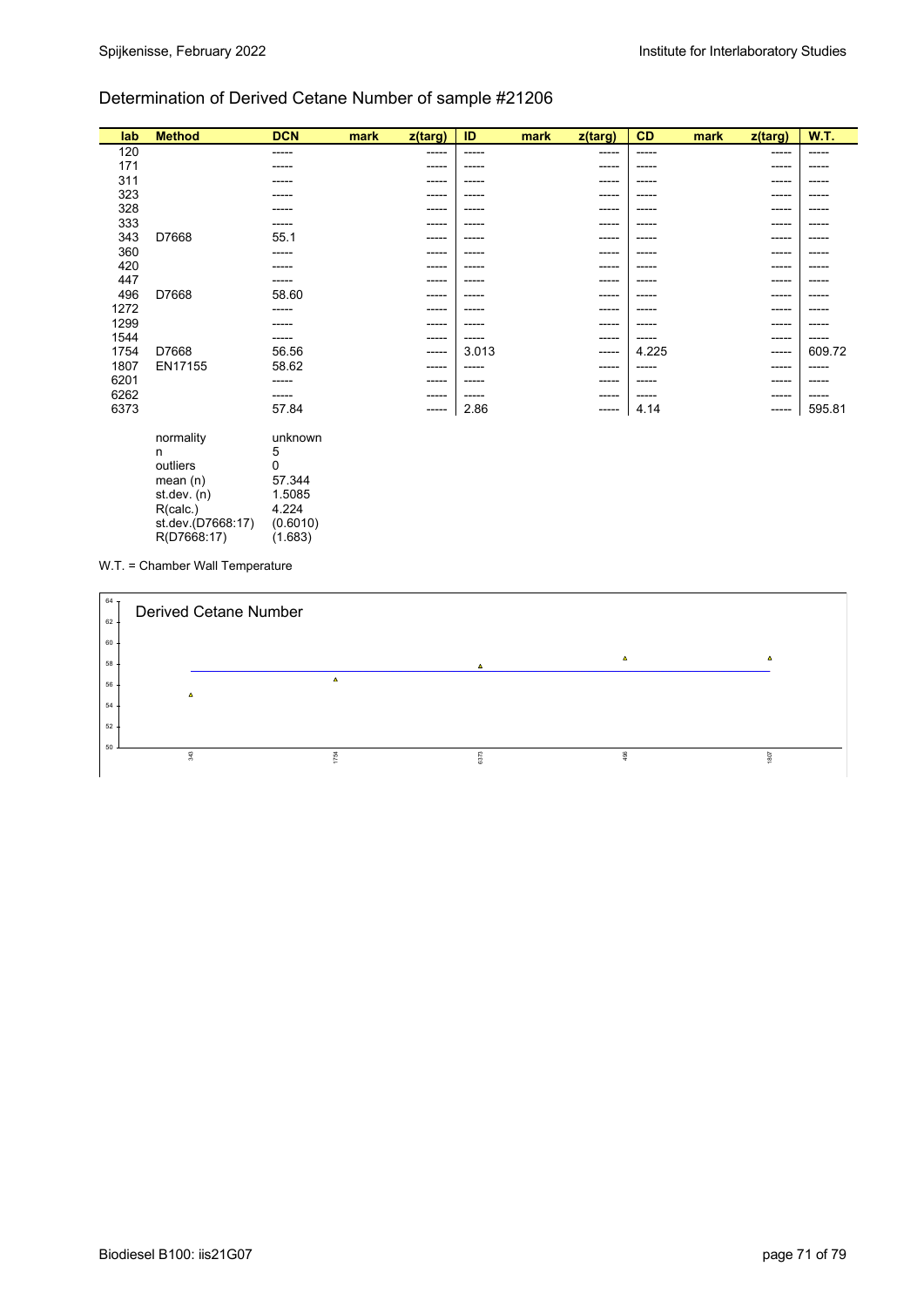## Determination of Derived Cetane Number of sample #21206

| lab | Method | DCN | mark | z(targ) | ID | mark | z(targ) | CD | mark | z(targ) | W.T. |
|---|---|---|---|---|---|---|---|---|---|---|---|
| 120 | | ----- | | ----- | ----- | | ----- | ----- | | ----- | ----- |
| 171 | | ----- | | ----- | ----- | | ----- | ----- | | ----- | ----- |
| 311 | | ----- | | ----- | ----- | | ----- | ----- | | ----- | ----- |
| 323 | | ----- | | ----- | ----- | | ----- | ----- | | ----- | ----- |
| 328 | | ----- | | ----- | ----- | | ----- | ----- | | ----- | ----- |
| 333 | | ----- | | ----- | ----- | | ----- | ----- | | ----- | ----- |
| 343 | D7668 | 55.1 | | ----- | ----- | | ----- | ----- | | ----- | ----- |
| 360 | | ----- | | ----- | ----- | | ----- | ----- | | ----- | ----- |
| 420 | | ----- | | ----- | ----- | | ----- | ----- | | ----- | ----- |
| 447 | | ----- | | ----- | ----- | | ----- | ----- | | ----- | ----- |
| 496 | D7668 | 58.60 | | ----- | ----- | | ----- | ----- | | ----- | ----- |
| 1272 | | ----- | | ----- | ----- | | ----- | ----- | | ----- | ----- |
| 1299 | | ----- | | ----- | ----- | | ----- | ----- | | ----- | ----- |
| 1544 | | ----- | | ----- | ----- | | ----- | ----- | | ----- | ----- |
| 1754 | D7668 | 56.56 | | ----- | 3.013 | | ----- | 4.225 | | ----- | 609.72 |
| 1807 | EN17155 | 58.62 | | ----- | ----- | | ----- | ----- | | ----- | ----- |
| 6201 | | ----- | | ----- | ----- | | ----- | ----- | | ----- | ----- |
| 6262 | | ----- | | ----- | ----- | | ----- | ----- | | ----- | ----- |
| 6373 | | 57.84 | | ----- | 2.86 | | ----- | 4.14 | | ----- | 595.81 |

| | |
|---|---|
| normality | unknown |
| n | 5 |
| outliers | 0 |
| mean (n) | 57.344 |
| st.dev. (n) | 1.5085 |
| R(calc.) | 4.224 |
| st.dev.(D7668:17) | (0.6010) |
| R(D7668:17) | (1.683) |

W.T. = Chamber Wall Temperature

Derived Cetane Number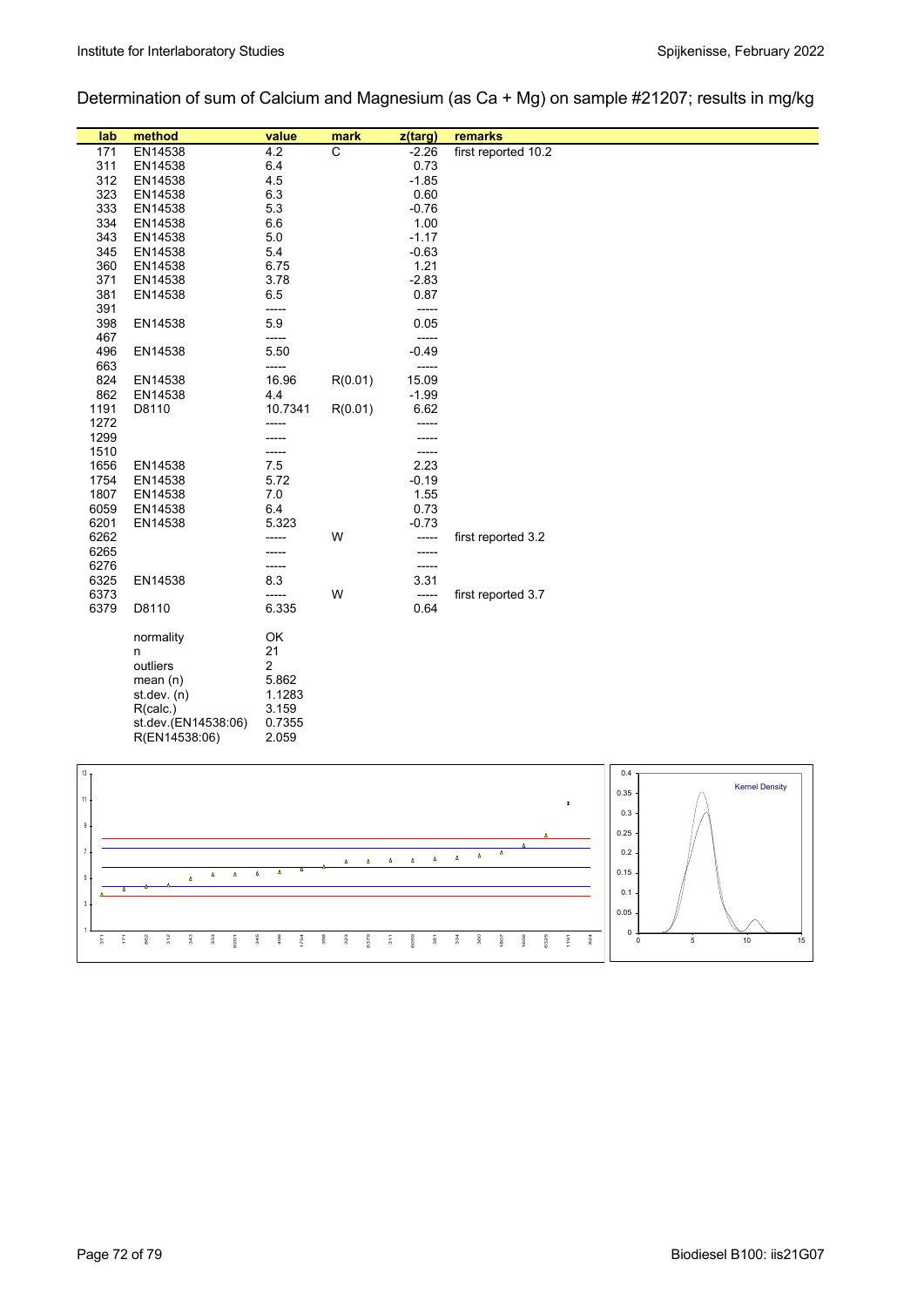Determination of sum of Calcium and Magnesium (as Ca + Mg) on sample #21207; results in mg/kg

| lab | method | value | mark | z(targ) | remarks |
|---|---|---|---|---|---|
| 171 | EN14538 | 4.2 | C | -2.26 | first reported 10.2 |
| 311 | EN14538 | 6.4 | | 0.73 | |
| 312 | EN14538 | 4.5 | | -1.85 | |
| 323 | EN14538 | 6.3 | | 0.60 | |
| 333 | EN14538 | 5.3 | | -0.76 | |
| 334 | EN14538 | 6.6 | | 1.00 | |
| 343 | EN14538 | 5.0 | | -1.17 | |
| 345 | EN14538 | 5.4 | | -0.63 | |
| 360 | EN14538 | 6.75 | | 1.21 | |
| 371 | EN14538 | 3.78 | | -2.83 | |
| 381 | EN14538 | 6.5 | | 0.87 | |
| 391 | | ----- | | ----- | |
| 398 | EN14538 | 5.9 | | 0.05 | |
| 467 | | ----- | | ----- | |
| 496 | EN14538 | 5.50 | | -0.49 | |
| 663 | | ----- | | ----- | |
| 824 | EN14538 | 16.96 | R(0.01) | 15.09 | |
| 862 | EN14538 | 4.4 | | -1.99 | |
| 1191 | D8110 | 10.7341 | R(0.01) | 6.62 | |
| 1272 | | ----- | | ----- | |
| 1299 | | ----- | | ----- | |
| 1510 | | ----- | | ----- | |
| 1656 | EN14538 | 7.5 | | 2.23 | |
| 1754 | EN14538 | 5.72 | | -0.19 | |
| 1807 | EN14538 | 7.0 | | 1.55 | |
| 6059 | EN14538 | 6.4 | | 0.73 | |
| 6201 | EN14538 | 5.323 | | -0.73 | |
| 6262 | | ----- | W | ----- | first reported 3.2 |
| 6265 | | ----- | | ----- | |
| 6276 | | ----- | | ----- | |
| 6325 | EN14538 | 8.3 | | 3.31 | |
| 6373 | | ----- | W | ----- | first reported 3.7 |
| 6379 | D8110 | 6.335 | | 0.64 | |

| | |
|---|---|
| normality | OK |
| n | 21 |
| outliers | 2 |
| mean (n) | 5.862 |
| st.dev. (n) | 1.1283 |
| R(calc.) | 3.159 |
| st.dev.(EN14538:06) | 0.7355 |
| R(EN14538:06) | 2.059 |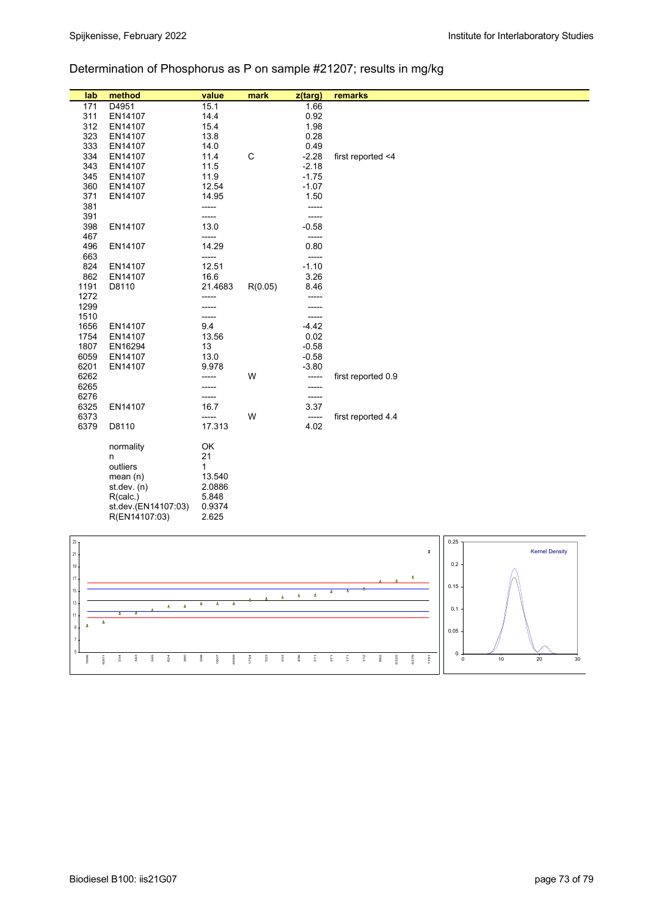## Determination of Phosphorus as P on sample #21207; results in mg/kg

| lab | method | value | mark | z(targ) | remarks |
|---|---|---|---|---|---|
| 171 | D4951 | 15.1 | | 1.66 | |
| 311 | EN14107 | 14.4 | | 0.92 | |
| 312 | EN14107 | 15.4 | | 1.98 | |
| 323 | EN14107 | 13.8 | | 0.28 | |
| 333 | EN14107 | 14.0 | | 0.49 | |
| 334 | EN14107 | 11.4 | C | -2.28 | first reported <4 |
| 343 | EN14107 | 11.5 | | -2.18 | |
| 345 | EN14107 | 11.9 | | -1.75 | |
| 360 | EN14107 | 12.54 | | -1.07 | |
| 371 | EN14107 | 14.95 | | 1.50 | |
| 381 | | ----- | | ----- | |
| 391 | | ----- | | ----- | |
| 398 | EN14107 | 13.0 | | -0.58 | |
| 467 | | ----- | | ----- | |
| 496 | EN14107 | 14.29 | | 0.80 | |
| 663 | | ----- | | ----- | |
| 824 | EN14107 | 12.51 | | -1.10 | |
| 862 | EN14107 | 16.6 | | 3.26 | |
| 1191 | D8110 | 21.4683 | R(0.05) | 8.46 | |
| 1272 | | ----- | | ----- | |
| 1299 | | ----- | | ----- | |
| 1510 | | ----- | | ----- | |
| 1656 | EN14107 | 9.4 | | -4.42 | |
| 1754 | EN14107 | 13.56 | | 0.02 | |
| 1807 | EN16294 | 13 | | -0.58 | |
| 6059 | EN14107 | 13.0 | | -0.58 | |
| 6201 | EN14107 | 9.978 | | -3.80 | |
| 6262 | | ----- | W | ----- | first reported 0.9 |
| 6265 | | ----- | | ----- | |
| 6276 | | ----- | | ----- | |
| 6325 | EN14107 | 16.7 | | 3.37 | |
| 6373 | | ----- | W | ----- | first reported 4.4 |
| 6379 | D8110 | 17.313 | | 4.02 | |

| | |
|---|---|
| normality | OK |
| n | 21 |
| outliers | 1 |
| mean (n) | 13.540 |
| st.dev. (n) | 2.0886 |
| R(calc.) | 5.848 |
| st.dev.(EN14107:03) | 0.9374 |
| R(EN14107:03) | 2.625 |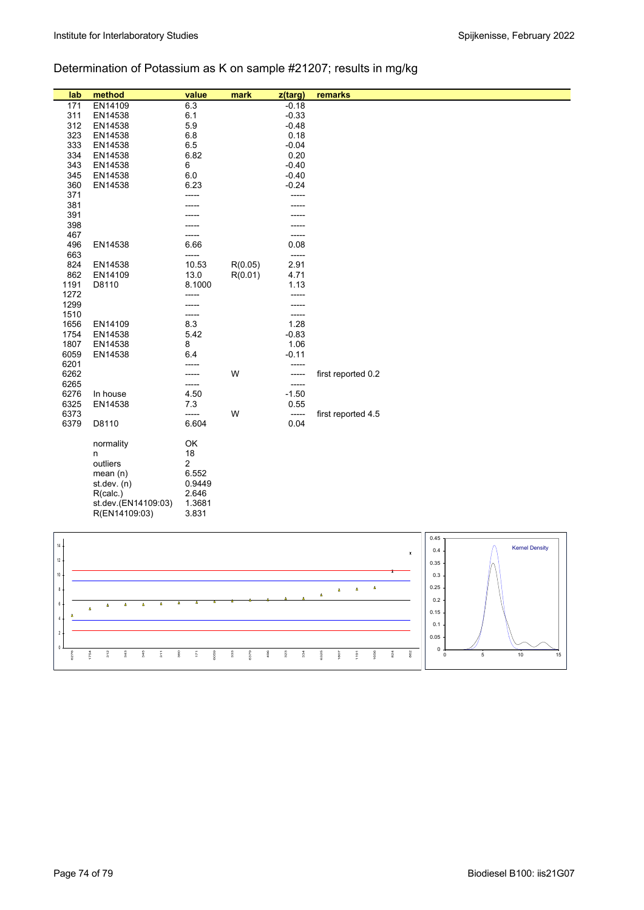## Determination of Potassium as K on sample #21207; results in mg/kg

| lab | method | value | mark | z(targ) | remarks |
|---|---|---|---|---|---|
| 171 | EN14109 | 6.3 | | -0.18 | |
| 311 | EN14538 | 6.1 | | -0.33 | |
| 312 | EN14538 | 5.9 | | -0.48 | |
| 323 | EN14538 | 6.8 | | 0.18 | |
| 333 | EN14538 | 6.5 | | -0.04 | |
| 334 | EN14538 | 6.82 | | 0.20 | |
| 343 | EN14538 | 6 | | -0.40 | |
| 345 | EN14538 | 6.0 | | -0.40 | |
| 360 | EN14538 | 6.23 | | -0.24 | |
| 371 | | ----- | | ----- | |
| 381 | | ----- | | ----- | |
| 391 | | ----- | | ----- | |
| 398 | | ----- | | ----- | |
| 467 | | ----- | | ----- | |
| 496 | EN14538 | 6.66 | | 0.08 | |
| 663 | | ----- | | ----- | |
| 824 | EN14538 | 10.53 | R(0.05) | 2.91 | |
| 862 | EN14109 | 13.0 | R(0.01) | 4.71 | |
| 1191 | D8110 | 8.1000 | | 1.13 | |
| 1272 | | ----- | | ----- | |
| 1299 | | ----- | | ----- | |
| 1510 | | ----- | | ----- | |
| 1656 | EN14109 | 8.3 | | 1.28 | |
| 1754 | EN14538 | 5.42 | | -0.83 | |
| 1807 | EN14538 | 8 | | 1.06 | |
| 6059 | EN14538 | 6.4 | | -0.11 | |
| 6201 | | ----- | | ----- | |
| 6262 | | ----- | W | ----- | first reported 0.2 |
| 6265 | | ----- | | ----- | |
| 6276 | In house | 4.50 | | -1.50 | |
| 6325 | EN14538 | 7.3 | | 0.55 | |
| 6373 | | ----- | W | ----- | first reported 4.5 |
| 6379 | D8110 | 6.604 | | 0.04 | |

| | |
|---|---|
| normality | OK |
| n | 18 |
| outliers | 2 |
| mean (n) | 6.552 |
| st.dev. (n) | 0.9449 |
| R(calc.) | 2.646 |
| st.dev.(EN14109:03) | 1.3681 |
| R(EN14109:03) | 3.831 |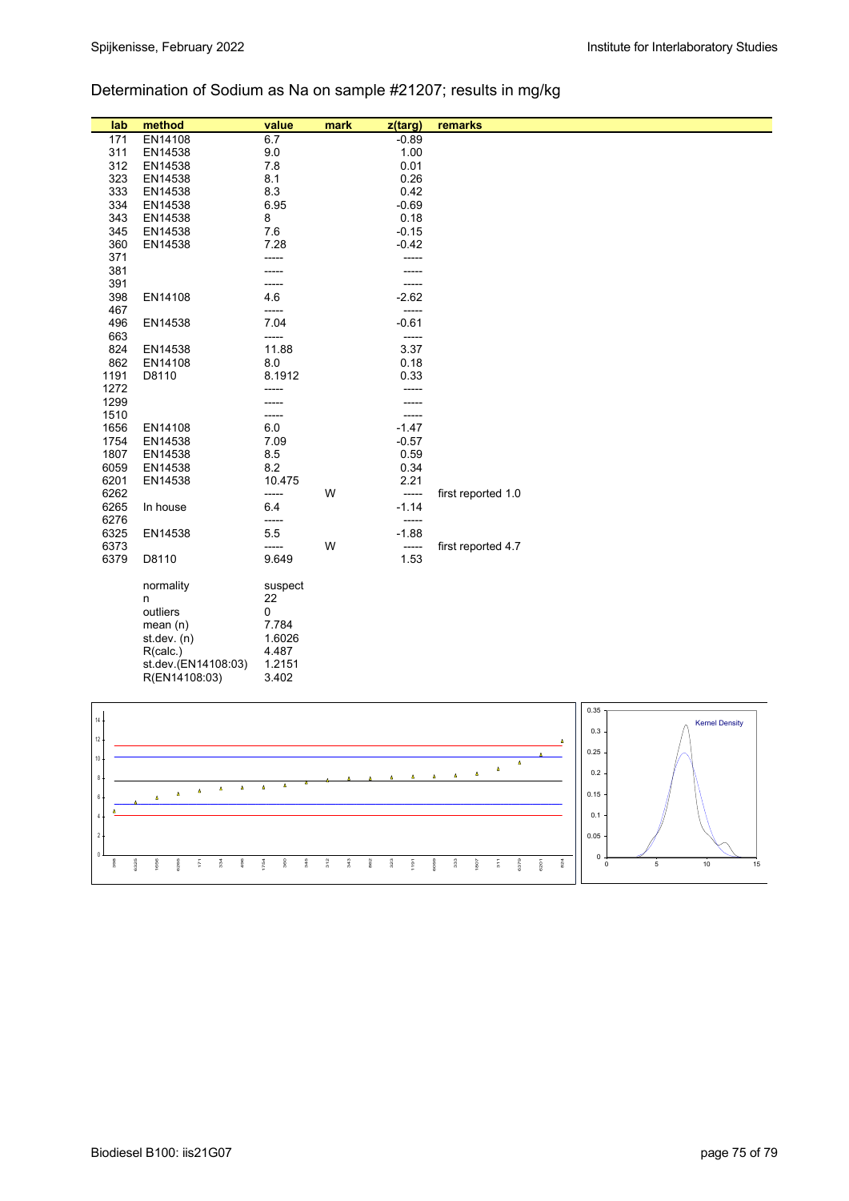## Determination of Sodium as Na on sample #21207; results in mg/kg

| lab | method | value | mark | z(targ) | remarks |
|---|---|---|---|---|---|
| 171 | EN14108 | 6.7 | | -0.89 | |
| 311 | EN14538 | 9.0 | | 1.00 | |
| 312 | EN14538 | 7.8 | | 0.01 | |
| 323 | EN14538 | 8.1 | | 0.26 | |
| 333 | EN14538 | 8.3 | | 0.42 | |
| 334 | EN14538 | 6.95 | | -0.69 | |
| 343 | EN14538 | 8 | | 0.18 | |
| 345 | EN14538 | 7.6 | | -0.15 | |
| 360 | EN14538 | 7.28 | | -0.42 | |
| 371 | | ----- | | ----- | |
| 381 | | ----- | | ----- | |
| 391 | | ----- | | ----- | |
| 398 | EN14108 | 4.6 | | -2.62 | |
| 467 | | ----- | | ----- | |
| 496 | EN14538 | 7.04 | | -0.61 | |
| 663 | | ----- | | ----- | |
| 824 | EN14538 | 11.88 | | 3.37 | |
| 862 | EN14108 | 8.0 | | 0.18 | |
| 1191 | D8110 | 8.1912 | | 0.33 | |
| 1272 | | ----- | | ----- | |
| 1299 | | ----- | | ----- | |
| 1510 | | ----- | | ----- | |
| 1656 | EN14108 | 6.0 | | -1.47 | |
| 1754 | EN14538 | 7.09 | | -0.57 | |
| 1807 | EN14538 | 8.5 | | 0.59 | |
| 6059 | EN14538 | 8.2 | | 0.34 | |
| 6201 | EN14538 | 10.475 | | 2.21 | |
| 6262 | | ----- | W | ----- | first reported 1.0 |
| 6265 | In house | 6.4 | | -1.14 | |
| 6276 | | ----- | | ----- | |
| 6325 | EN14538 | 5.5 | | -1.88 | |
| 6373 | | ----- | W | ----- | first reported 4.7 |
| 6379 | D8110 | 9.649 | | 1.53 | |

| | |
|---|---|
| normality | suspect |
| n | 22 |
| outliers | 0 |
| mean (n) | 7.784 |
| st.dev. (n) | 1.6026 |
| R(calc.) | 4.487 |
| st.dev.(EN14108:03) | 1.2151 |
| R(EN14108:03) | 3.402 |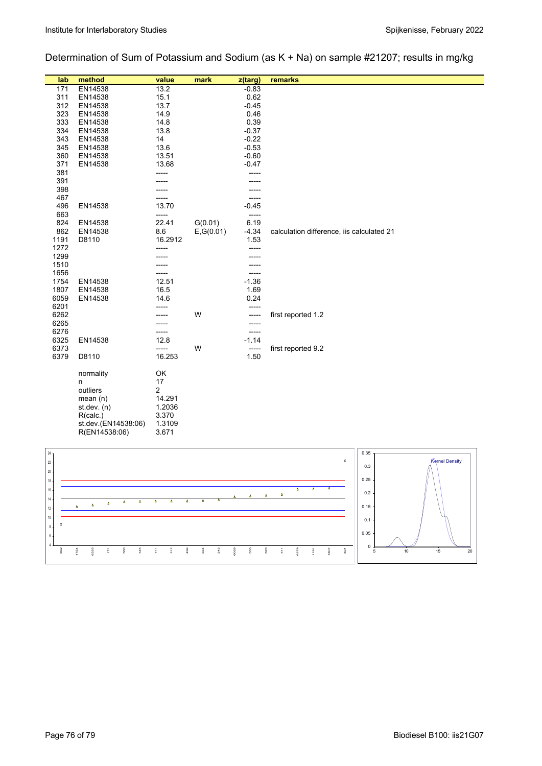Determination of Sum of Potassium and Sodium (as K + Na) on sample #21207; results in mg/kg

| lab | method | value | mark | z(targ) | remarks |
|---|---|---|---|---|---|
| 171 | EN14538 | 13.2 | | -0.83 | |
| 311 | EN14538 | 15.1 | | 0.62 | |
| 312 | EN14538 | 13.7 | | -0.45 | |
| 323 | EN14538 | 14.9 | | 0.46 | |
| 333 | EN14538 | 14.8 | | 0.39 | |
| 334 | EN14538 | 13.8 | | -0.37 | |
| 343 | EN14538 | 14 | | -0.22 | |
| 345 | EN14538 | 13.6 | | -0.53 | |
| 360 | EN14538 | 13.51 | | -0.60 | |
| 371 | EN14538 | 13.68 | | -0.47 | |
| 381 | | ----- | | ----- | |
| 391 | | ----- | | ----- | |
| 398 | | ----- | | ----- | |
| 467 | | ----- | | ----- | |
| 496 | EN14538 | 13.70 | | -0.45 | |
| 663 | | ----- | | ----- | |
| 824 | EN14538 | 22.41 | G(0.01) | 6.19 | |
| 862 | EN14538 | 8.6 | E,G(0.01) | -4.34 | calculation difference, iis calculated 21 |
| 1191 | D8110 | 16.2912 | | 1.53 | |
| 1272 | | ----- | | ----- | |
| 1299 | | ----- | | ----- | |
| 1510 | | ----- | | ----- | |
| 1656 | | ----- | | ----- | |
| 1754 | EN14538 | 12.51 | | -1.36 | |
| 1807 | EN14538 | 16.5 | | 1.69 | |
| 6059 | EN14538 | 14.6 | | 0.24 | |
| 6201 | | ----- | | ----- | |
| 6262 | | ----- | W | ----- | first reported 1.2 |
| 6265 | | ----- | | ----- | |
| 6276 | | ----- | | ----- | |
| 6325 | EN14538 | 12.8 | | -1.14 | |
| 6373 | | ----- | W | ----- | first reported 9.2 |
| 6379 | D8110 | 16.253 | | 1.50 | |
| | normality | OK | | | |
| | n | 17 | | | |
| | outliers | 2 | | | |
| | mean (n) | 14.291 | | | |
| | st.dev. (n) | 1.2036 | | | |
| | R(calc.) | 3.370 | | | |
| | st.dev.(EN14538:06) | 1.3109 | | | |
| | R(EN14538:06) | 3.671 | | | |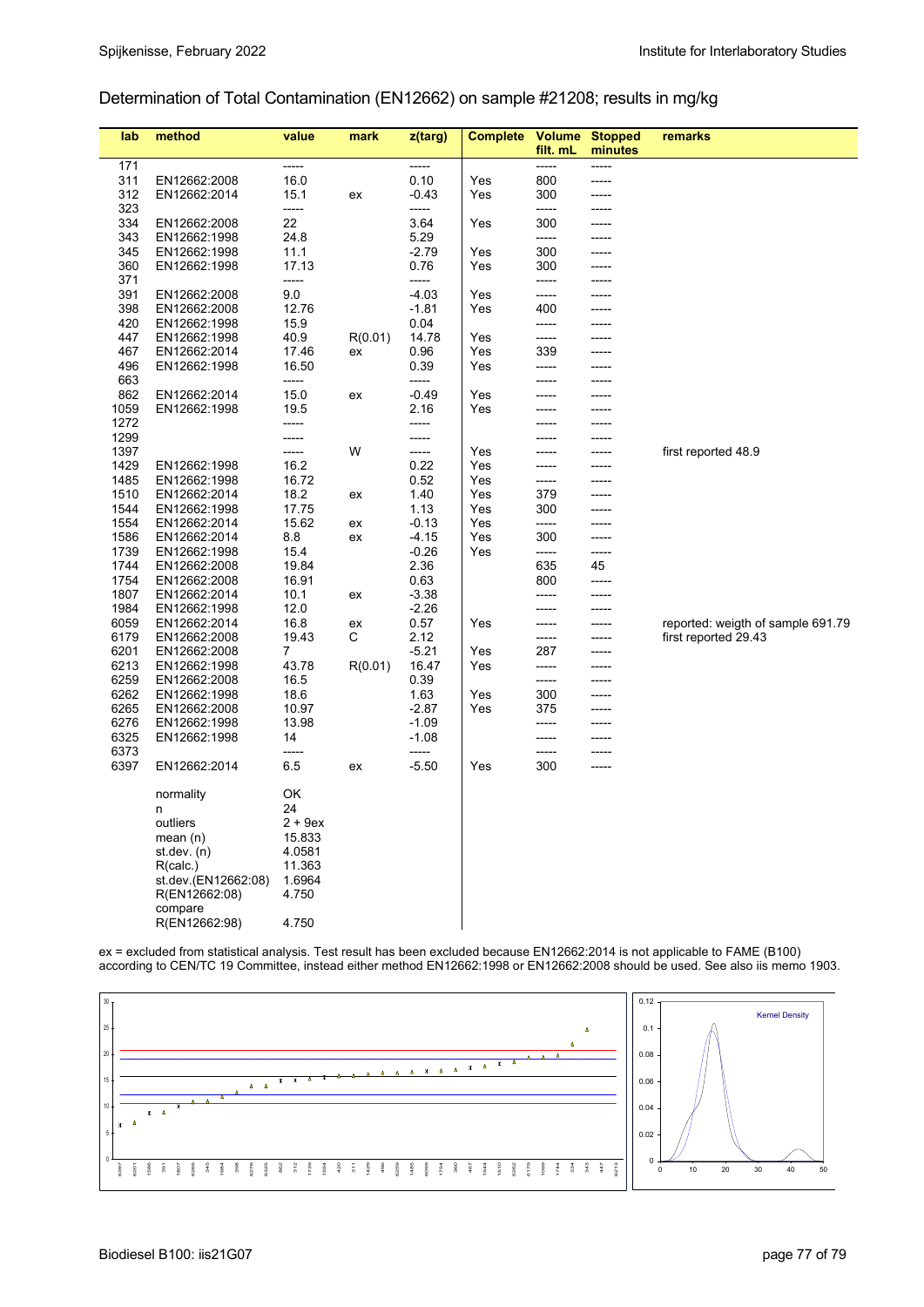## Determination of Total Contamination (EN12662) on sample #21208; results in mg/kg

| lab | method | value | mark | z(targ) | Complete | Volume filt. mL | Stopped minutes | remarks |
|---|---|---|---|---|---|---|---|---|
| 171 | | ----- | | ----- | | ----- | ----- | |
| 311 | EN12662:2008 | 16.0 | | 0.10 | Yes | 800 | ----- | |
| 312 | EN12662:2014 | 15.1 | ex | -0.43 | Yes | 300 | ----- | |
| 323 | | ----- | | ----- | | ----- | ----- | |
| 334 | EN12662:2008 | 22 | | 3.64 | Yes | 300 | ----- | |
| 343 | EN12662:1998 | 24.8 | | 5.29 | | ----- | ----- | |
| 345 | EN12662:1998 | 11.1 | | -2.79 | Yes | 300 | ----- | |
| 360 | EN12662:1998 | 17.13 | | 0.76 | Yes | 300 | ----- | |
| 371 | | ----- | | ----- | | ----- | ----- | |
| 391 | EN12662:2008 | 9.0 | | -4.03 | Yes | ----- | ----- | |
| 398 | EN12662:2008 | 12.76 | | -1.81 | Yes | 400 | ----- | |
| 420 | EN12662:1998 | 15.9 | | 0.04 | | ----- | ----- | |
| 447 | EN12662:1998 | 40.9 | R(0.01) | 14.78 | Yes | ----- | ----- | |
| 467 | EN12662:2014 | 17.46 | ex | 0.96 | Yes | 339 | ----- | |
| 496 | EN12662:1998 | 16.50 | | 0.39 | Yes | ----- | ----- | |
| 663 | | ----- | | ----- | | ----- | ----- | |
| 862 | EN12662:2014 | 15.0 | ex | -0.49 | Yes | ----- | ----- | |
| 1059 | EN12662:1998 | 19.5 | | 2.16 | Yes | ----- | ----- | |
| 1272 | | ----- | | ----- | | ----- | ----- | |
| 1299 | | ----- | | ----- | | ----- | ----- | |
| 1397 | | ----- | W | ----- | Yes | ----- | ----- | first reported 48.9 |
| 1429 | EN12662:1998 | 16.2 | | 0.22 | Yes | ----- | ----- | |
| 1485 | EN12662:1998 | 16.72 | | 0.52 | Yes | ----- | ----- | |
| 1510 | EN12662:2014 | 18.2 | ex | 1.40 | Yes | 379 | ----- | |
| 1544 | EN12662:1998 | 17.75 | | 1.13 | Yes | 300 | ----- | |
| 1554 | EN12662:2014 | 15.62 | ex | -0.13 | Yes | ----- | ----- | |
| 1586 | EN12662:2014 | 8.8 | ex | -4.15 | Yes | 300 | ----- | |
| 1739 | EN12662:1998 | 15.4 | | -0.26 | Yes | ----- | ----- | |
| 1744 | EN12662:2008 | 19.84 | | 2.36 | | 635 | 45 | |
| 1754 | EN12662:2008 | 16.91 | | 0.63 | | 800 | ----- | |
| 1807 | EN12662:2014 | 10.1 | ex | -3.38 | | ----- | ----- | |
| 1984 | EN12662:1998 | 12.0 | | -2.26 | | ----- | ----- | |
| 6059 | EN12662:2014 | 16.8 | ex | 0.57 | Yes | ----- | ----- | reported: weigth of sample 691.79 |
| 6179 | EN12662:2008 | 19.43 | C | 2.12 | | ----- | ----- | first reported 29.43 |
| 6201 | EN12662:2008 | 7 | | -5.21 | Yes | 287 | ----- | |
| 6213 | EN12662:1998 | 43.78 | R(0.01) | 16.47 | Yes | ----- | ----- | |
| 6259 | EN12662:2008 | 16.5 | | 0.39 | | ----- | ----- | |
| 6262 | EN12662:1998 | 18.6 | | 1.63 | Yes | 300 | ----- | |
| 6265 | EN12662:2008 | 10.97 | | -2.87 | Yes | 375 | ----- | |
| 6276 | EN12662:1998 | 13.98 | | -1.09 | | ----- | ----- | |
| 6325 | EN12662:1998 | 14 | | -1.08 | | ----- | ----- | |
| 6373 | | ----- | | ----- | | ----- | ----- | |
| 6397 | EN12662:2014 | 6.5 | ex | -5.50 | Yes | 300 | ----- | |
| | normality | OK | | | | | | |
| | n | 24 | | | | | | |
| | outliers | 2 + 9ex | | | | | | |
| | mean (n) | 15.833 | | | | | | |
| | st.dev. (n) | 4.0581 | | | | | | |
| | R(calc.) | 11.363 | | | | | | |
| | st.dev.(EN12662:08) | 1.6964 | | | | | | |
| | R(EN12662:08) | 4.750 | | | | | | |
| | compare | | | | | | | |
| | R(EN12662:98) | 4.750 | | | | | | |

ex = excluded from statistical analysis. Test result has been excluded because EN12662:2014 is not applicable to FAME (B100) according to CEN/TC 19 Committee, instead either method EN12662:1998 or EN12662:2008 should be used. See also iis memo 1903.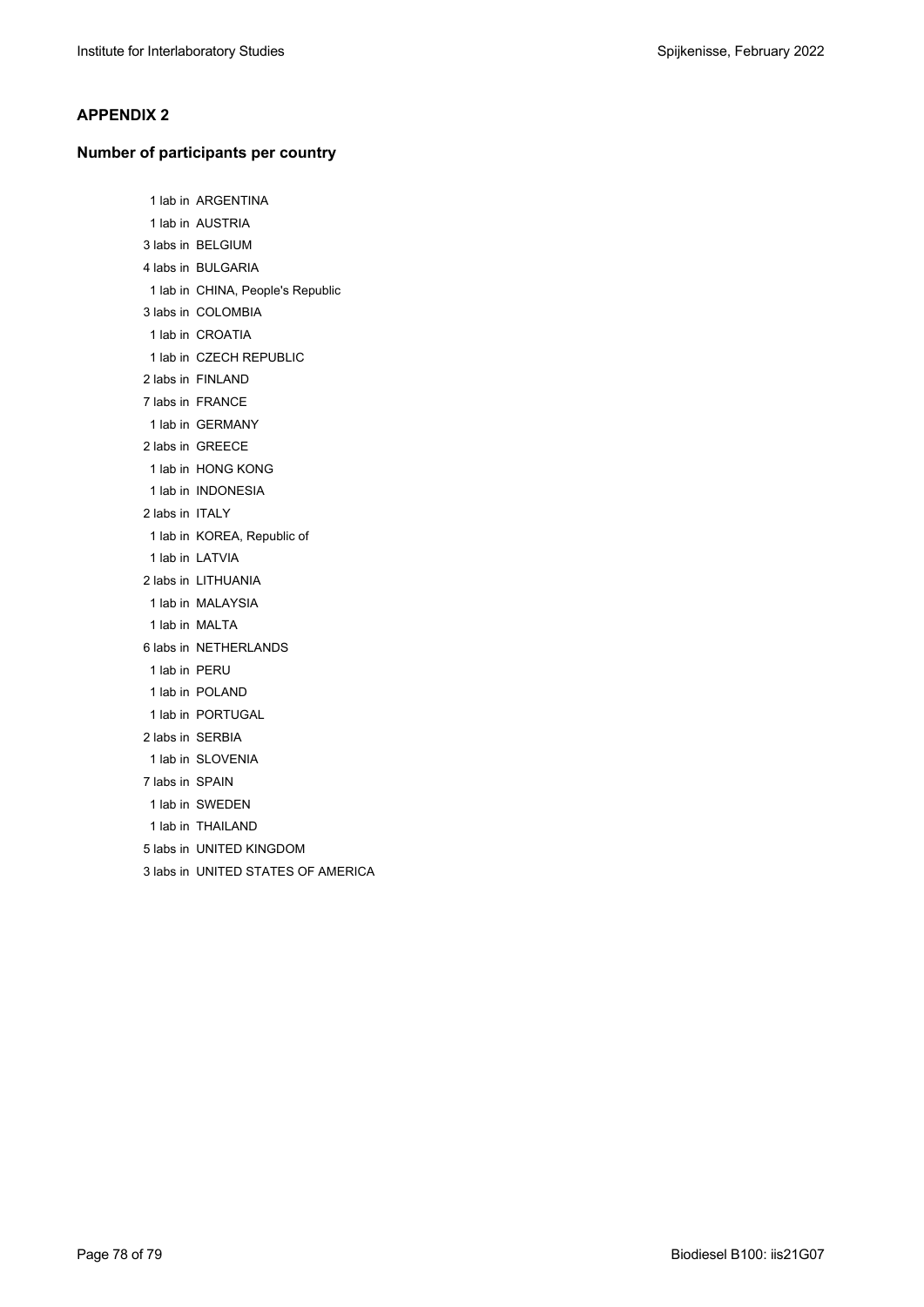## APPENDIX 2

### Number of participants per country

1 lab in ARGENTINA
1 lab in AUSTRIA
3 labs in BELGIUM
4 labs in BULGARIA
1 lab in CHINA, People's Republic
3 labs in COLOMBIA
1 lab in CROATIA
1 lab in CZECH REPUBLIC
2 labs in FINLAND
7 labs in FRANCE
1 lab in GERMANY
2 labs in GREECE
1 lab in HONG KONG
1 lab in INDONESIA
2 labs in ITALY
1 lab in KOREA, Republic of
1 lab in LATVIA
2 labs in LITHUANIA
1 lab in MALAYSIA
1 lab in MALTA
6 labs in NETHERLANDS
1 lab in PERU
1 lab in POLAND
1 lab in PORTUGAL
2 labs in SERBIA
1 lab in SLOVENIA
7 labs in SPAIN
1 lab in SWEDEN
1 lab in THAILAND
5 labs in UNITED KINGDOM
3 labs in UNITED STATES OF AMERICA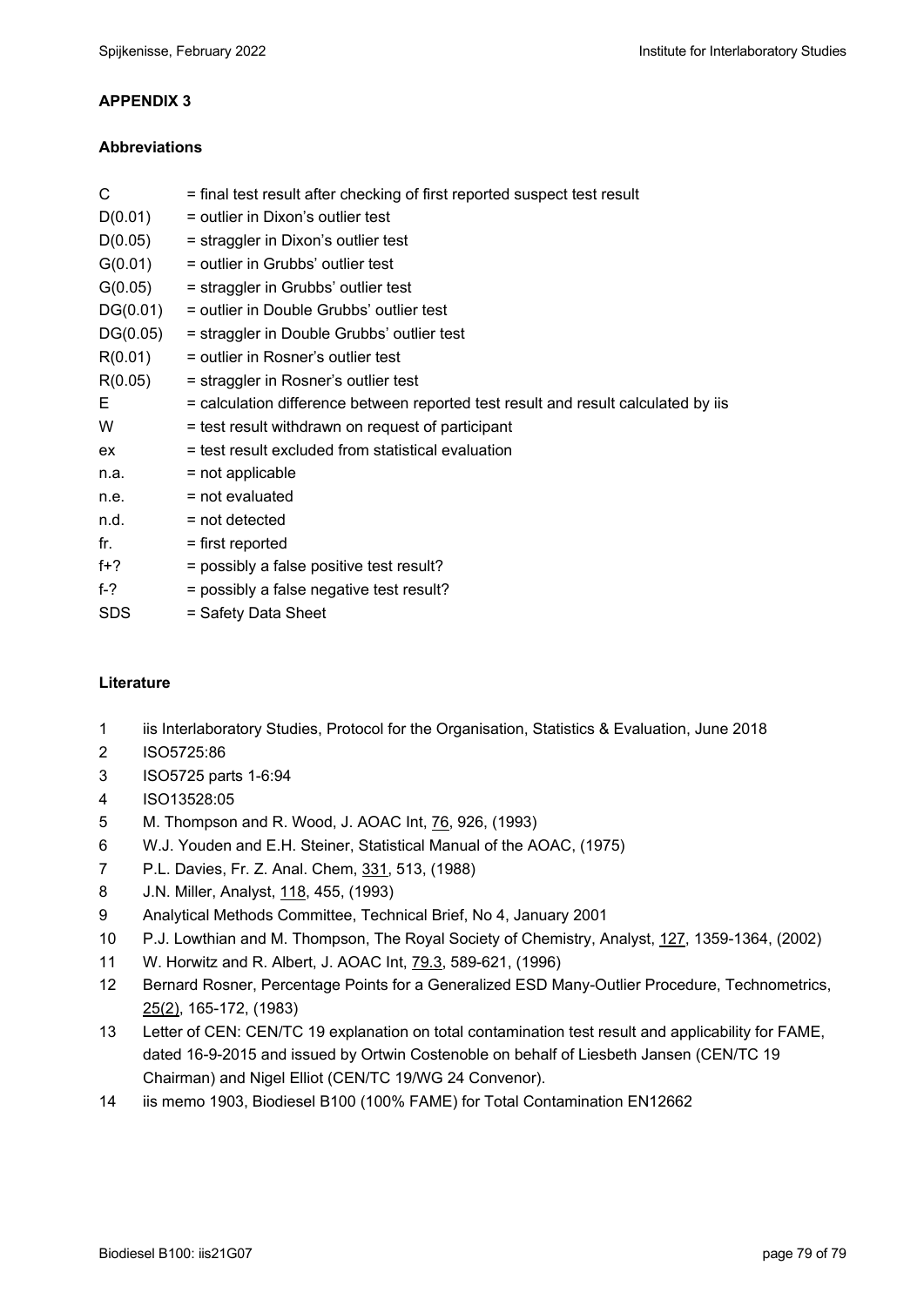**APPENDIX 3**

**Abbreviations**

| | |
|---|---|
| C | = final test result after checking of first reported suspect test result |
| D(0.01) | = outlier in Dixon's outlier test |
| D(0.05) | = straggler in Dixon's outlier test |
| G(0.01) | = outlier in Grubbs' outlier test |
| G(0.05) | = straggler in Grubbs' outlier test |
| DG(0.01) | = outlier in Double Grubbs' outlier test |
| DG(0.05) | = straggler in Double Grubbs' outlier test |
| R(0.01) | = outlier in Rosner's outlier test |
| R(0.05) | = straggler in Rosner's outlier test |
| E | = calculation difference between reported test result and result calculated by iis |
| W | = test result withdrawn on request of participant |
| ex | = test result excluded from statistical evaluation |
| n.a. | = not applicable |
| n.e. | = not evaluated |
| n.d. | = not detected |
| fr. | = first reported |
| f+? | = possibly a false positive test result? |
| f-? | = possibly a false negative test result? |
| SDS | = Safety Data Sheet |

**Literature**

1. iis Interlaboratory Studies, Protocol for the Organisation, Statistics & Evaluation, June 2018
2. ISO5725:86
3. ISO5725 parts 1-6:94
4. ISO13528:05
5. M. Thompson and R. Wood, J. AOAC Int, 76, 926, (1993)
6. W.J. Youden and E.H. Steiner, Statistical Manual of the AOAC, (1975)
7. P.L. Davies, Fr. Z. Anal. Chem, 331, 513, (1988)
8. J.N. Miller, Analyst, 118, 455, (1993)
9. Analytical Methods Committee, Technical Brief, No 4, January 2001
10. P.J. Lowthian and M. Thompson, The Royal Society of Chemistry, Analyst, 127, 1359-1364, (2002)
11. W. Horwitz and R. Albert, J. AOAC Int, 79.3, 589-621, (1996)
12. Bernard Rosner, Percentage Points for a Generalized ESD Many-Outlier Procedure, Technometrics, 25(2), 165-172, (1983)
13. Letter of CEN: CEN/TC 19 explanation on total contamination test result and applicability for FAME, dated 16-9-2015 and issued by Ortwin Costenoble on behalf of Liesbeth Jansen (CEN/TC 19 Chairman) and Nigel Elliot (CEN/TC 19/WG 24 Convenor).
14. iis memo 1903, Biodiesel B100 (100% FAME) for Total Contamination EN12662